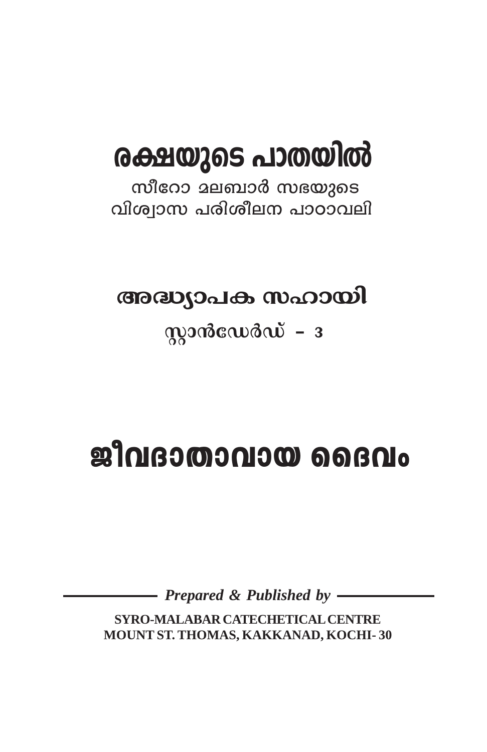# രക്ഷയുടെ പാതയിൽ

സീറോ മലബാർ സഭയുടെ
വിശ്വാസ പരിശീലന പാഠാവലി

## അദ്ധ്യാപക സഹായി

### സ്റ്റാൻഡേർഡ് – 3

# ജീവദാതാവായ ദൈവം

*Prepared & Published by*

**SYRO-MALABAR CATECHETICAL CENTRE**
**MOUNT ST. THOMAS, KAKKANAD, KOCHI- 30**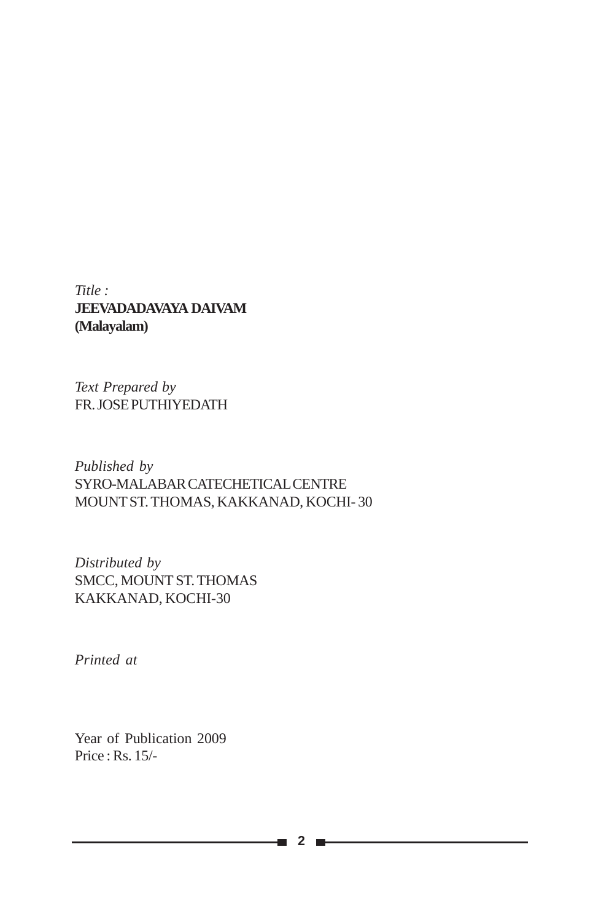*Title :*
**JEEVADADAVAYA DAIVAM**
**(Malayalam)**

*Text Prepared by*
FR. JOSE PUTHIYEDATH

*Published by*
SYRO-MALABAR CATECHETICAL CENTRE
MOUNT ST. THOMAS, KAKKANAD, KOCHI- 30

*Distributed by*
SMCC, MOUNT ST. THOMAS
KAKKANAD, KOCHI-30

*Printed at*

Year of Publication 2009
Price : Rs. 15/-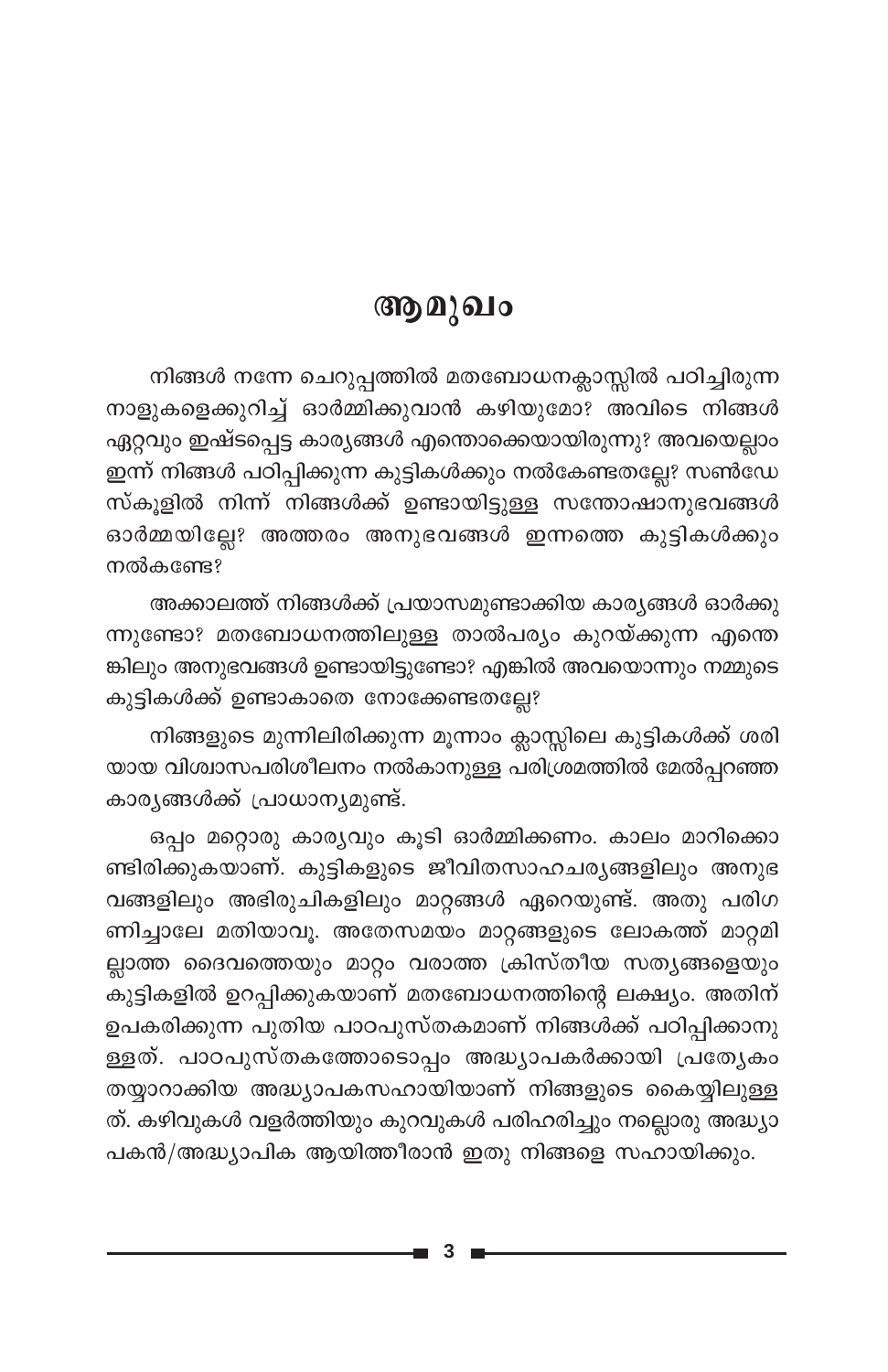# ആമുഖം

നിങ്ങൾ നന്നേ ചെറുപ്പത്തിൽ മതബോധനക്ലാസ്സിൽ പഠിച്ചിരുന്ന നാളുകളെക്കുറിച്ച് ഓർമ്മിക്കുവാൻ കഴിയുമോ? അവിടെ നിങ്ങൾ ഏറ്റവും ഇഷ്ടപ്പെട്ട കാര്യങ്ങൾ എന്തൊക്കെയായിരുന്നു? അവയെല്ലാം ഇന്ന് നിങ്ങൾ പഠിപ്പിക്കുന്ന കുട്ടികൾക്കും നൽകേണ്ടതല്ലേ? സൺഡേ സ്കൂളിൽ നിന്ന് നിങ്ങൾക്ക് ഉണ്ടായിട്ടുള്ള സന്തോഷാനുഭവങ്ങൾ ഓർമ്മയില്ലേ? അത്തരം അനുഭവങ്ങൾ ഇന്നത്തെ കുട്ടികൾക്കും നൽകണ്ടേ?

അക്കാലത്ത് നിങ്ങൾക്ക് പ്രയാസമുണ്ടാക്കിയ കാര്യങ്ങൾ ഓർക്കുന്നുണ്ടോ? മതബോധനത്തിലുള്ള താൽപര്യം കുറയ്ക്കുന്ന എന്തെങ്കിലും അനുഭവങ്ങൾ ഉണ്ടായിട്ടുണ്ടോ? എങ്കിൽ അവയൊന്നും നമ്മുടെ കുട്ടികൾക്ക് ഉണ്ടാകാതെ നോക്കേണ്ടതല്ലേ?

നിങ്ങളുടെ മുന്നിലിരിക്കുന്ന മൂന്നാം ക്ലാസ്സിലെ കുട്ടികൾക്ക് ശരിയായ വിശ്വാസപരിശീലനം നൽകാനുള്ള പരിശ്രമത്തിൽ മേൽപ്പറഞ്ഞ കാര്യങ്ങൾക്ക് പ്രാധാന്യമുണ്ട്.

ഒപ്പം മറ്റൊരു കാര്യവും കൂടി ഓർമ്മിക്കണം. കാലം മാറിക്കൊണ്ടിരിക്കുകയാണ്. കുട്ടികളുടെ ജീവിതസാഹചര്യങ്ങളിലും അനുഭവങ്ങളിലും അഭിരുചികളിലും മാറ്റങ്ങൾ ഏറെയുണ്ട്. അതു പരിഗണിച്ചാലേ മതിയാവൂ. അതേസമയം മാറ്റങ്ങളുടെ ലോകത്ത് മാറ്റമില്ലാത്ത ദൈവത്തെയും മാറ്റം വരാത്ത ക്രിസ്തീയ സത്യങ്ങളെയും കുട്ടികളിൽ ഉറപ്പിക്കുകയാണ് മതബോധനത്തിന്റെ ലക്ഷ്യം. അതിന് ഉപകരിക്കുന്ന പുതിയ പാഠപുസ്തകമാണ് നിങ്ങൾക്ക് പഠിപ്പിക്കാനുള്ളത്. പാഠപുസ്തകത്തോടൊപ്പം അദ്ധ്യാപകർക്കായി പ്രത്യേകം തയ്യാറാക്കിയ അദ്ധ്യാപകസഹായിയാണ് നിങ്ങളുടെ കൈയ്യിലുള്ളത്. കഴിവുകൾ വളർത്തിയും കുറവുകൾ പരിഹരിച്ചും നല്ലൊരു അദ്ധ്യാപകൻ/അദ്ധ്യാപിക ആയിത്തീരാൻ ഇതു നിങ്ങളെ സഹായിക്കും.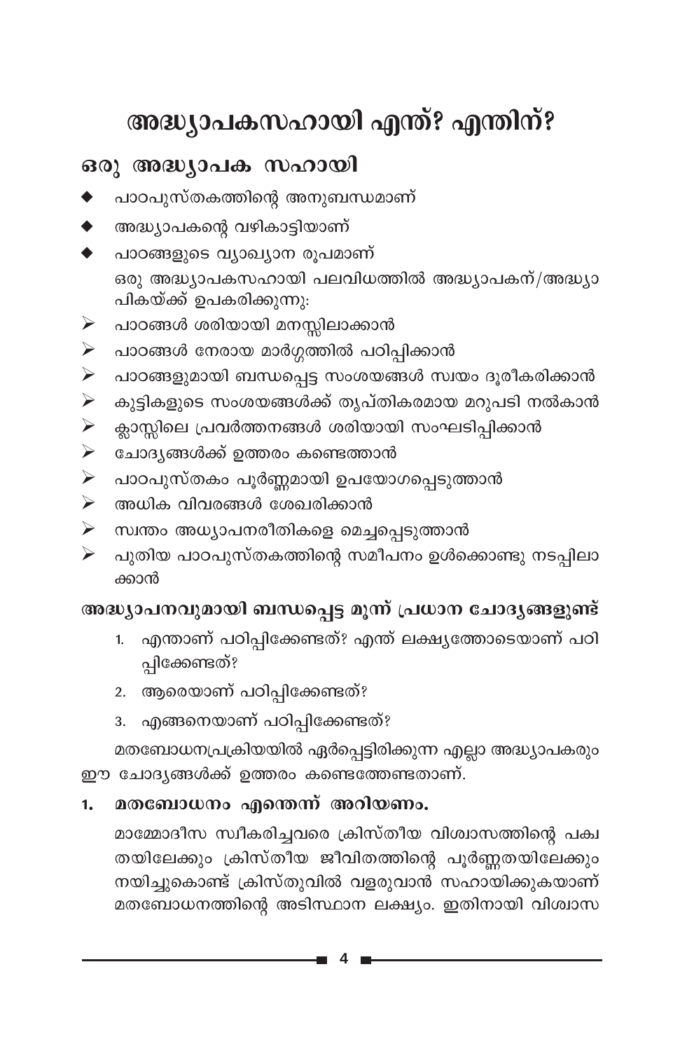# അദ്ധ്യാപകസഹായി എന്ത്? എന്തിന്?

## ഒരു അദ്ധ്യാപക സഹായി

- പാഠപുസ്തകത്തിന്റെ അനുബന്ധമാണ്
- അദ്ധ്യാപകന്റെ വഴികാട്ടിയാണ്
- പാഠങ്ങളുടെ വ്യാഖ്യാന രൂപമാണ്

ഒരു അദ്ധ്യാപകസഹായി പലവിധത്തിൽ അദ്ധ്യാപകന്/അദ്ധ്യാപികയ്ക്ക് ഉപകരിക്കുന്നു:

- പാഠങ്ങൾ ശരിയായി മനസ്സിലാക്കാൻ
- പാഠങ്ങൾ നേരായ മാർഗ്ഗത്തിൽ പഠിപ്പിക്കാൻ
- പാഠങ്ങളുമായി ബന്ധപ്പെട്ട സംശയങ്ങൾ സ്വയം ദൂരീകരിക്കാൻ
- കുട്ടികളുടെ സംശയങ്ങൾക്ക് തൃപ്തികരമായ മറുപടി നൽകാൻ
- ക്ലാസ്സിലെ പ്രവർത്തനങ്ങൾ ശരിയായി സംഘടിപ്പിക്കാൻ
- ചോദ്യങ്ങൾക്ക് ഉത്തരം കണ്ടെത്താൻ
- പാഠപുസ്തകം പൂർണ്ണമായി ഉപയോഗപ്പെടുത്താൻ
- അധിക വിവരങ്ങൾ ശേഖരിക്കാൻ
- സ്വന്തം അധ്യാപനരീതികളെ മെച്ചപ്പെടുത്താൻ
- പുതിയ പാഠപുസ്തകത്തിന്റെ സമീപനം ഉൾക്കൊണ്ടു നടപ്പിലാക്കാൻ

### അദ്ധ്യാപനവുമായി ബന്ധപ്പെട്ട മൂന്ന് പ്രധാന ചോദ്യങ്ങളുണ്ട്

1. എന്താണ് പഠിപ്പിക്കേണ്ടത്? എന്ത് ലക്ഷ്യത്തോടെയാണ് പഠിപ്പിക്കേണ്ടത്?
2. ആരെയാണ് പഠിപ്പിക്കേണ്ടത്?
3. എങ്ങനെയാണ് പഠിപ്പിക്കേണ്ടത്?

മതബോധനപ്രക്രിയയിൽ ഏർപ്പെട്ടിരിക്കുന്ന എല്ലാ അദ്ധ്യാപകരും ഈ ചോദ്യങ്ങൾക്ക് ഉത്തരം കണ്ടെത്തേണ്ടതാണ്.

### 1. മതബോധനം എന്തെന്ന് അറിയണം.

മാമ്മോദീസ സ്വീകരിച്ചവരെ ക്രിസ്തീയ വിശ്വാസത്തിന്റെ പക്വതയിലേക്കും ക്രിസ്തീയ ജീവിതത്തിന്റെ പൂർണ്ണതയിലേക്കും നയിച്ചുകൊണ്ട് ക്രിസ്തുവിൽ വളരുവാൻ സഹായിക്കുകയാണ് മതബോധനത്തിന്റെ അടിസ്ഥാന ലക്ഷ്യം. ഇതിനായി വിശ്വാസ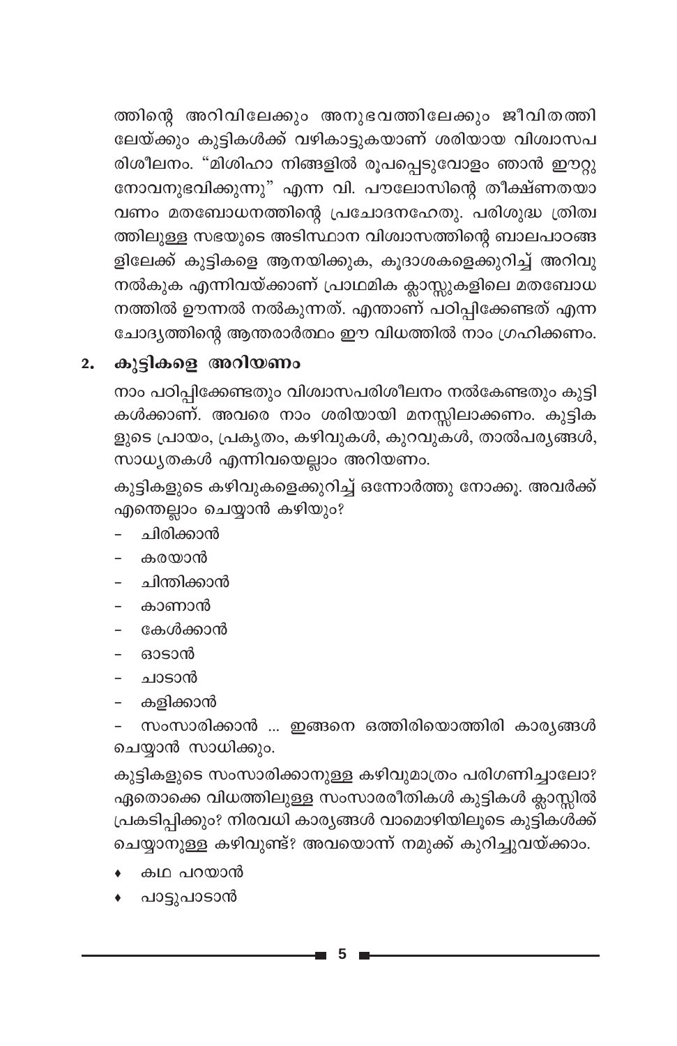ത്തിന്റെ അറിവിലേക്കും അനുഭവത്തിലേക്കും ജീവിതത്തിലേയ്ക്കും കുട്ടികൾക്ക് വഴികാട്ടുകയാണ് ശരിയായ വിശ്വാസപരിശീലനം. "മിശിഹാ നിങ്ങളിൽ രൂപപ്പെടുവോളം ഞാൻ ഈറ്റുനോവനുഭവിക്കുന്നു" എന്ന വി. പൗലോസിന്റെ തീക്ഷ്ണതയാവണം മതബോധനത്തിന്റെ പ്രചോദനഹേതു. പരിശുദ്ധ ത്രിത്വത്തിലുള്ള സഭയുടെ അടിസ്ഥാന വിശ്വാസത്തിന്റെ ബാലപാഠങ്ങളിലേക്ക് കുട്ടികളെ ആനയിക്കുക, കൂദാശകളെക്കുറിച്ച് അറിവു നൽകുക എന്നിവയ്ക്കാണ് പ്രാഥമിക ക്ലാസ്സുകളിലെ മതബോധനത്തിൽ ഊന്നൽ നൽകുന്നത്. എന്താണ് പഠിപ്പിക്കേണ്ടത് എന്ന ചോദ്യത്തിന്റെ ആന്തരാർത്ഥം ഈ വിധത്തിൽ നാം ഗ്രഹിക്കണം.

## 2. കുട്ടികളെ അറിയണം

നാം പഠിപ്പിക്കേണ്ടതും വിശ്വാസപരിശീലനം നൽകേണ്ടതും കുട്ടികൾക്കാണ്. അവരെ നാം ശരിയായി മനസ്സിലാക്കണം. കുട്ടികളുടെ പ്രായം, പ്രകൃതം, കഴിവുകൾ, കുറവുകൾ, താൽപര്യങ്ങൾ, സാധ്യതകൾ എന്നിവയെല്ലാം അറിയണം.

കുട്ടികളുടെ കഴിവുകളെക്കുറിച്ച് ഒന്നോർത്തു നോക്കൂ. അവർക്ക് എന്തെല്ലാം ചെയ്യാൻ കഴിയും?

- ചിരിക്കാൻ
- കരയാൻ
- ചിന്തിക്കാൻ
- കാണാൻ
- കേൾക്കാൻ
- ഓടാൻ
- ചാടാൻ
- കളിക്കാൻ
- സംസാരിക്കാൻ ... ഇങ്ങനെ ഒത്തിരിയൊത്തിരി കാര്യങ്ങൾ ചെയ്യാൻ സാധിക്കും.

കുട്ടികളുടെ സംസാരിക്കാനുള്ള കഴിവുമാത്രം പരിഗണിച്ചാലോ? ഏതൊക്കെ വിധത്തിലുള്ള സംസാരരീതികൾ കുട്ടികൾ ക്ലാസ്സിൽ പ്രകടിപ്പിക്കും? നിരവധി കാര്യങ്ങൾ വാമൊഴിയിലൂടെ കുട്ടികൾക്ക് ചെയ്യാനുള്ള കഴിവുണ്ട്? അവയൊന്ന് നമുക്ക് കുറിച്ചുവയ്ക്കാം.

- കഥ പറയാൻ
- പാട്ടുപാടാൻ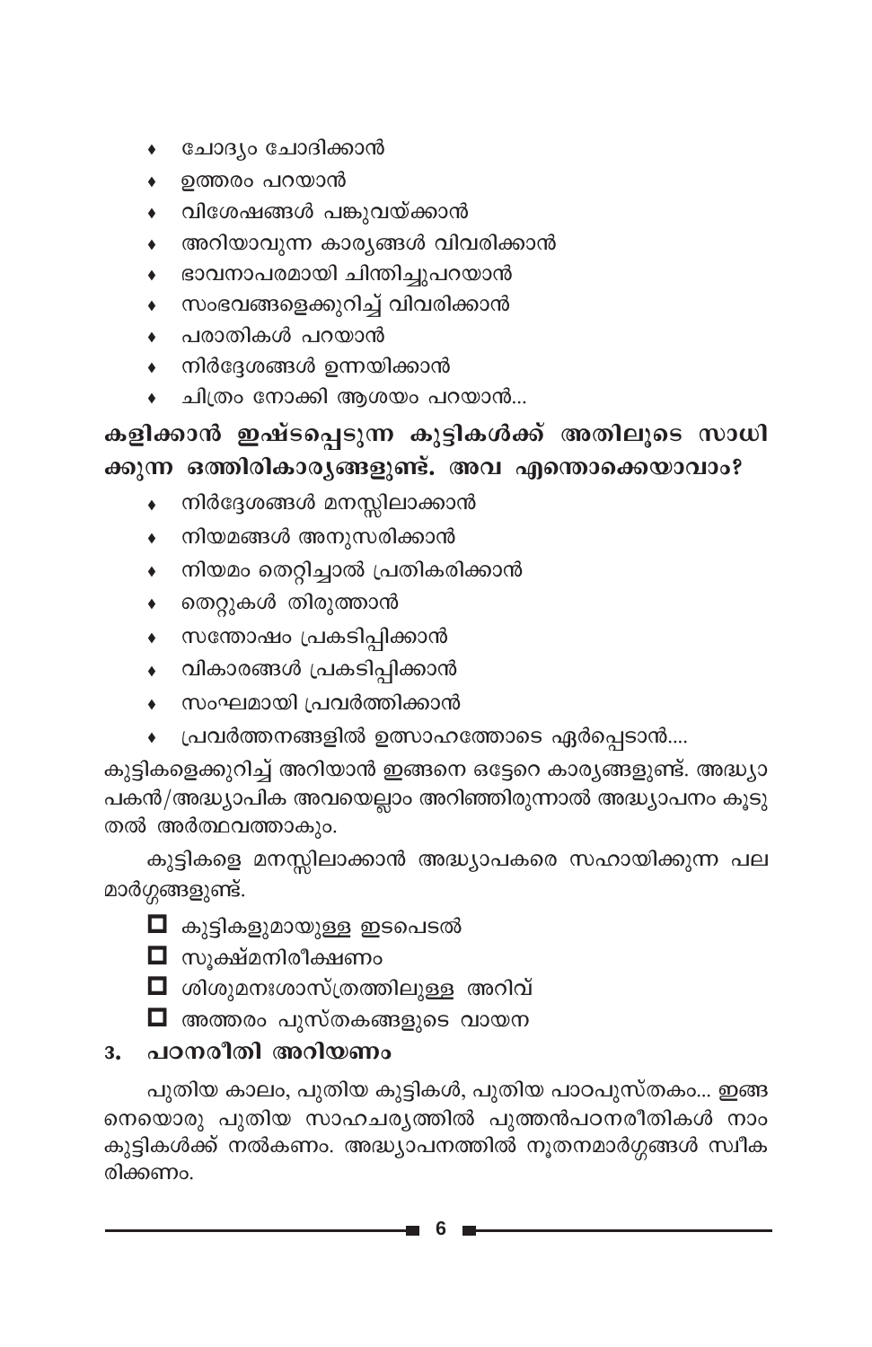- ചോദ്യം ചോദിക്കാൻ
- ഉത്തരം പറയാൻ
- വിശേഷങ്ങൾ പങ്കുവയ്ക്കാൻ
- അറിയാവുന്ന കാര്യങ്ങൾ വിവരിക്കാൻ
- ഭാവനാപരമായി ചിന്തിച്ചുപറയാൻ
- സംഭവങ്ങളെക്കുറിച്ച് വിവരിക്കാൻ
- പരാതികൾ പറയാൻ
- നിർദ്ദേശങ്ങൾ ഉന്നയിക്കാൻ
- ചിത്രം നോക്കി ആശയം പറയാൻ...

**കളിക്കാൻ ഇഷ്ടപ്പെടുന്ന കുട്ടികൾക്ക് അതിലൂടെ സാധിക്കുന്ന ഒത്തിരികാര്യങ്ങളുണ്ട്. അവ എന്തൊക്കെയാവാം?**

- നിർദ്ദേശങ്ങൾ മനസ്സിലാക്കാൻ
- നിയമങ്ങൾ അനുസരിക്കാൻ
- നിയമം തെറ്റിച്ചാൽ പ്രതികരിക്കാൻ
- തെറ്റുകൾ തിരുത്താൻ
- സന്തോഷം പ്രകടിപ്പിക്കാൻ
- വികാരങ്ങൾ പ്രകടിപ്പിക്കാൻ
- സംഘമായി പ്രവർത്തിക്കാൻ
- പ്രവർത്തനങ്ങളിൽ ഉത്സാഹത്തോടെ ഏർപ്പെടാൻ....

കുട്ടികളെക്കുറിച്ച് അറിയാൻ ഇങ്ങനെ ഒട്ടേറെ കാര്യങ്ങളുണ്ട്. അദ്ധ്യാപകൻ/അദ്ധ്യാപിക അവയെല്ലാം അറിഞ്ഞിരുന്നാൽ അദ്ധ്യാപനം കൂടുതൽ അർത്ഥവത്താകും.

കുട്ടികളെ മനസ്സിലാക്കാൻ അദ്ധ്യാപകരെ സഹായിക്കുന്ന പല മാർഗ്ഗങ്ങളുണ്ട്.

- ☐ കുട്ടികളുമായുള്ള ഇടപെടൽ
- ☐ സൂക്ഷ്മനിരീക്ഷണം
- ☐ ശിശുമനഃശാസ്ത്രത്തിലുള്ള അറിവ്
- ☐ അത്തരം പുസ്തകങ്ങളുടെ വായന

## 3. പഠനരീതി അറിയണം

പുതിയ കാലം, പുതിയ കുട്ടികൾ, പുതിയ പാഠപുസ്തകം... ഇങ്ങനെയൊരു പുതിയ സാഹചര്യത്തിൽ പുത്തൻപഠനരീതികൾ നാം കുട്ടികൾക്ക് നൽകണം. അദ്ധ്യാപനത്തിൽ നൂതനമാർഗ്ഗങ്ങൾ സ്വീകരിക്കണം.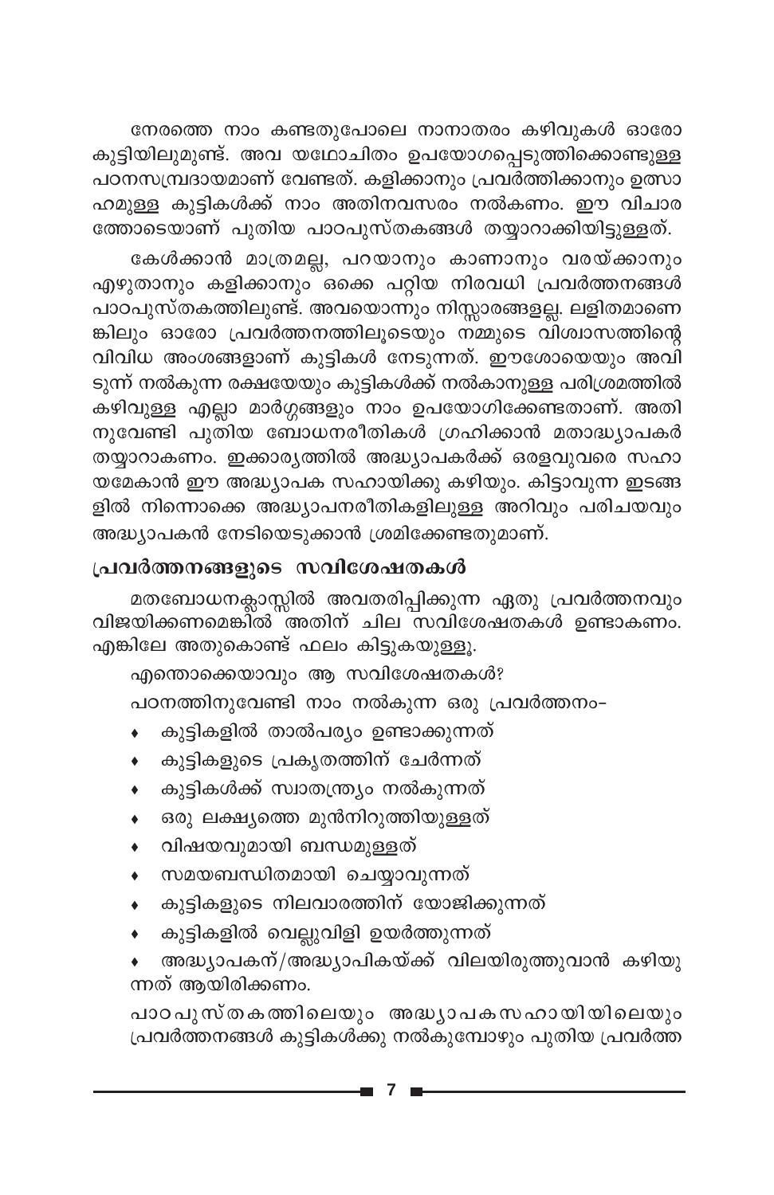നേരത്തെ നാം കണ്ടതുപോലെ നാനാതരം കഴിവുകൾ ഓരോ കുട്ടിയിലുമുണ്ട്. അവ യഥോചിതം ഉപയോഗപ്പെടുത്തിക്കൊണ്ടുള്ള പഠനസമ്പ്രദായമാണ് വേണ്ടത്. കളിക്കാനും പ്രവർത്തിക്കാനും ഉത്സാഹമുള്ള കുട്ടികൾക്ക് നാം അതിനവസരം നൽകണം. ഈ വിചാരത്തോടെയാണ് പുതിയ പാഠപുസ്തകങ്ങൾ തയ്യാറാക്കിയിട്ടുള്ളത്.

കേൾക്കാൻ മാത്രമല്ല, പറയാനും കാണാനും വരയ്ക്കാനും എഴുതാനും കളിക്കാനും ഒക്കെ പറ്റിയ നിരവധി പ്രവർത്തനങ്ങൾ പാഠപുസ്തകത്തിലുണ്ട്. അവയൊന്നും നിസ്സാരങ്ങളല്ല. ലളിതമാണെങ്കിലും ഓരോ പ്രവർത്തനത്തിലൂടെയും നമ്മുടെ വിശ്വാസത്തിന്റെ വിവിധ അംശങ്ങളാണ് കുട്ടികൾ നേടുന്നത്. ഈശോയെയും അവിടുന്ന് നൽകുന്ന രക്ഷയേയും കുട്ടികൾക്ക് നൽകാനുള്ള പരിശ്രമത്തിൽ കഴിവുള്ള എല്ലാ മാർഗ്ഗങ്ങളും നാം ഉപയോഗിക്കേണ്ടതാണ്. അതിനുവേണ്ടി പുതിയ ബോധനരീതികൾ ഗ്രഹിക്കാൻ മതാദ്ധ്യാപകർ തയ്യാറാകണം. ഇക്കാര്യത്തിൽ അദ്ധ്യാപകർക്ക് ഒരളവുവരെ സഹായമേകാൻ ഈ അദ്ധ്യാപക സഹായിക്കു കഴിയും. കിട്ടാവുന്ന ഇടങ്ങളിൽ നിന്നൊക്കെ അദ്ധ്യാപനരീതികളിലുള്ള അറിവും പരിചയവും അദ്ധ്യാപകൻ നേടിയെടുക്കാൻ ശ്രമിക്കേണ്ടതുമാണ്.

## പ്രവർത്തനങ്ങളുടെ സവിശേഷതകൾ

മതബോധനക്ലാസ്സിൽ അവതരിപ്പിക്കുന്ന ഏതു പ്രവർത്തനവും വിജയിക്കണമെങ്കിൽ അതിന് ചില സവിശേഷതകൾ ഉണ്ടാകണം. എങ്കിലേ അതുകൊണ്ട് ഫലം കിട്ടുകയുള്ളൂ.

എന്തൊക്കെയാവും ആ സവിശേഷതകൾ?

പഠനത്തിനുവേണ്ടി നാം നൽകുന്ന ഒരു പ്രവർത്തനം–

- കുട്ടികളിൽ താൽപര്യം ഉണ്ടാക്കുന്നത്
- കുട്ടികളുടെ പ്രകൃതത്തിന് ചേർന്നത്
- കുട്ടികൾക്ക് സ്വാതന്ത്ര്യം നൽകുന്നത്
- ഒരു ലക്ഷ്യത്തെ മുൻനിറുത്തിയുള്ളത്
- വിഷയവുമായി ബന്ധമുള്ളത്
- സമയബന്ധിതമായി ചെയ്യാവുന്നത്
- കുട്ടികളുടെ നിലവാരത്തിന് യോജിക്കുന്നത്
- കുട്ടികളിൽ വെല്ലുവിളി ഉയർത്തുന്നത്
- അദ്ധ്യാപകന്/അദ്ധ്യാപികയ്ക്ക് വിലയിരുത്തുവാൻ കഴിയുന്നത് ആയിരിക്കണം.

പാഠപുസ്തകത്തിലെയും അദ്ധ്യാപകസഹായിയിലെയും പ്രവർത്തനങ്ങൾ കുട്ടികൾക്കു നൽകുമ്പോഴും പുതിയ പ്രവർത്ത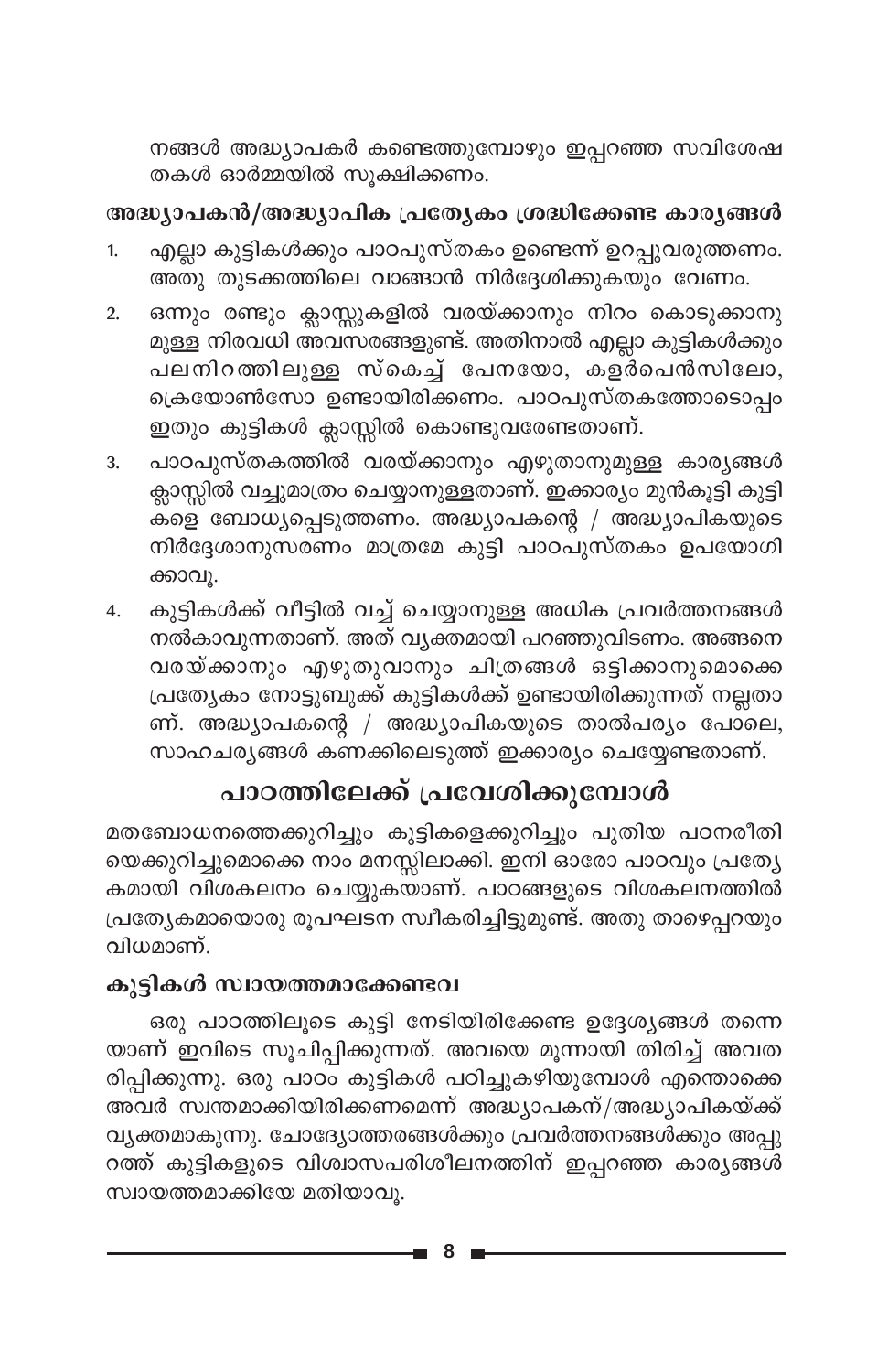നങ്ങൾ അദ്ധ്യാപകർ കണ്ടെത്തുമ്പോഴും ഇപ്പറഞ്ഞ സവിശേഷതകൾ ഓർമ്മയിൽ സൂക്ഷിക്കണം.

### അദ്ധ്യാപകൻ/അദ്ധ്യാപിക പ്രത്യേകം ശ്രദ്ധിക്കേണ്ട കാര്യങ്ങൾ

1. എല്ലാ കുട്ടികൾക്കും പാഠപുസ്തകം ഉണ്ടെന്ന് ഉറപ്പുവരുത്തണം. അതു തുടക്കത്തിലെ വാങ്ങാൻ നിർദ്ദേശിക്കുകയും വേണം.
2. ഒന്നും രണ്ടും ക്ലാസ്സുകളിൽ വരയ്ക്കാനും നിറം കൊടുക്കാനുമുള്ള നിരവധി അവസരങ്ങളുണ്ട്. അതിനാൽ എല്ലാ കുട്ടികൾക്കും പലനിറത്തിലുള്ള സ്കെച്ച് പേനയോ, കളർപെൻസിലോ, ക്രെയോൺസോ ഉണ്ടായിരിക്കണം. പാഠപുസ്തകത്തോടൊപ്പം ഇതും കുട്ടികൾ ക്ലാസ്സിൽ കൊണ്ടുവരേണ്ടതാണ്.
3. പാഠപുസ്തകത്തിൽ വരയ്ക്കാനും എഴുതാനുമുള്ള കാര്യങ്ങൾ ക്ലാസ്സിൽ വച്ചുമാത്രം ചെയ്യാനുള്ളതാണ്. ഇക്കാര്യം മുൻകൂട്ടി കുട്ടികളെ ബോധ്യപ്പെടുത്തണം. അദ്ധ്യാപകന്റെ / അദ്ധ്യാപികയുടെ നിർദ്ദേശാനുസരണം മാത്രമേ കുട്ടി പാഠപുസ്തകം ഉപയോഗിക്കാവൂ.
4. കുട്ടികൾക്ക് വീട്ടിൽ വച്ച് ചെയ്യാനുള്ള അധിക പ്രവർത്തനങ്ങൾ നൽകാവുന്നതാണ്. അത് വ്യക്തമായി പറഞ്ഞുവിടണം. അങ്ങനെ വരയ്ക്കാനും എഴുതുവാനും ചിത്രങ്ങൾ ഒട്ടിക്കാനുമൊക്കെ പ്രത്യേകം നോട്ടുബുക്ക് കുട്ടികൾക്ക് ഉണ്ടായിരിക്കുന്നത് നല്ലതാണ്. അദ്ധ്യാപകന്റെ / അദ്ധ്യാപികയുടെ താൽപര്യം പോലെ, സാഹചര്യങ്ങൾ കണക്കിലെടുത്ത് ഇക്കാര്യം ചെയ്യേണ്ടതാണ്.

## പാഠത്തിലേക്ക് പ്രവേശിക്കുമ്പോൾ

മതബോധനത്തെക്കുറിച്ചും കുട്ടികളെക്കുറിച്ചും പുതിയ പഠനരീതിയെക്കുറിച്ചുമൊക്കെ നാം മനസ്സിലാക്കി. ഇനി ഓരോ പാഠവും പ്രത്യേകമായി വിശകലനം ചെയ്യുകയാണ്. പാഠങ്ങളുടെ വിശകലനത്തിൽ പ്രത്യേകമായൊരു രൂപഘടന സ്വീകരിച്ചിട്ടുമുണ്ട്. അതു താഴെപ്പറയും വിധമാണ്.

### കുട്ടികൾ സ്വായത്തമാക്കേണ്ടവ

ഒരു പാഠത്തിലൂടെ കുട്ടി നേടിയിരിക്കേണ്ട ഉദ്ദേശ്യങ്ങൾ തന്നെയാണ് ഇവിടെ സൂചിപ്പിക്കുന്നത്. അവയെ മൂന്നായി തിരിച്ച് അവതരിപ്പിക്കുന്നു. ഒരു പാഠം കുട്ടികൾ പഠിച്ചുകഴിയുമ്പോൾ എന്തൊക്കെ അവർ സ്വന്തമാക്കിയിരിക്കണമെന്ന് അദ്ധ്യാപകന്/അദ്ധ്യാപികയ്ക്ക് വ്യക്തമാകുന്നു. ചോദ്യോത്തരങ്ങൾക്കും പ്രവർത്തനങ്ങൾക്കും അപ്പുറത്ത് കുട്ടികളുടെ വിശ്വാസപരിശീലനത്തിന് ഇപ്പറഞ്ഞ കാര്യങ്ങൾ സ്വായത്തമാക്കിയേ മതിയാവൂ.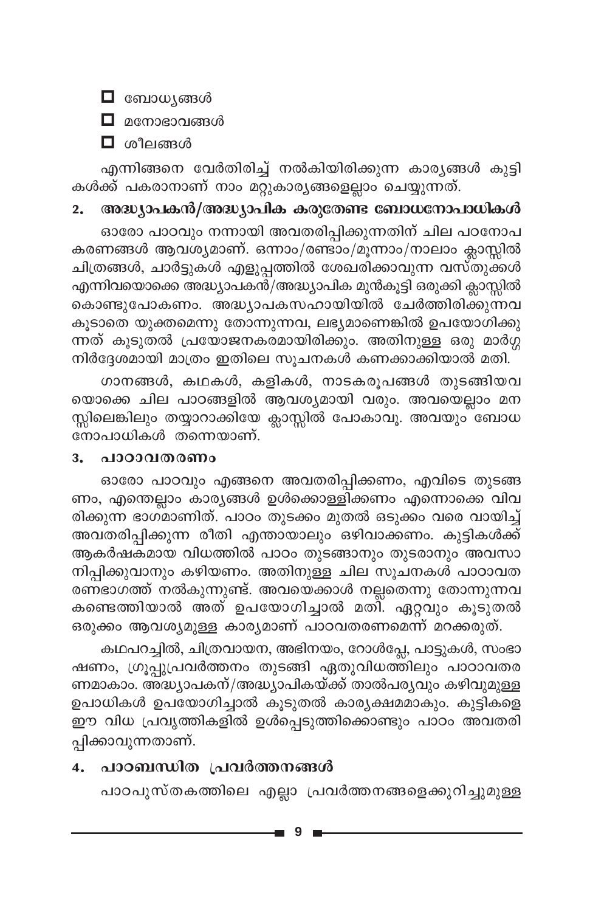- ☐ ബോധ്യങ്ങൾ
- ☐ മനോഭാവങ്ങൾ
- ☐ ശീലങ്ങൾ

എന്നിങ്ങനെ വേർതിരിച്ച് നൽകിയിരിക്കുന്ന കാര്യങ്ങൾ കുട്ടികൾക്ക് പകരാനാണ് നാം മറ്റുകാര്യങ്ങളെല്ലാം ചെയ്യുന്നത്.

## 2. അദ്ധ്യാപകൻ/അദ്ധ്യാപിക കരുതേണ്ട ബോധനോപാധികൾ

ഓരോ പാഠവും നന്നായി അവതരിപ്പിക്കുന്നതിന് ചില പഠനോപകരണങ്ങൾ ആവശ്യമാണ്. ഒന്നാം/രണ്ടാം/മൂന്നാം/നാലാം ക്ലാസ്സിൽ ചിത്രങ്ങൾ, ചാർട്ടുകൾ എളുപ്പത്തിൽ ശേഖരിക്കാവുന്ന വസ്തുക്കൾ എന്നിവയൊക്കെ അദ്ധ്യാപകൻ/അദ്ധ്യാപിക മുൻകൂട്ടി ഒരുക്കി ക്ലാസ്സിൽ കൊണ്ടുപോകണം. അദ്ധ്യാപകസഹായിയിൽ ചേർത്തിരിക്കുന്നവ കൂടാതെ യുക്തമെന്നു തോന്നുന്നവ, ലഭ്യമാണെങ്കിൽ ഉപയോഗിക്കുന്നത് കൂടുതൽ പ്രയോജനകരമായിരിക്കും. അതിനുള്ള ഒരു മാർഗ്ഗനിർദ്ദേശമായി മാത്രം ഇതിലെ സൂചനകൾ കണക്കാക്കിയാൽ മതി.

ഗാനങ്ങൾ, കഥകൾ, കളികൾ, നാടകരൂപങ്ങൾ തുടങ്ങിയവയൊക്കെ ചില പാഠങ്ങളിൽ ആവശ്യമായി വരും. അവയെല്ലാം മനസ്സിലെങ്കിലും തയ്യാറാക്കിയേ ക്ലാസ്സിൽ പോകാവൂ. അവയും ബോധനോപാധികൾ തന്നെയാണ്.

## 3. പാഠാവതരണം

ഓരോ പാഠവും എങ്ങനെ അവതരിപ്പിക്കണം, എവിടെ തുടങ്ങണം, എന്തെല്ലാം കാര്യങ്ങൾ ഉൾക്കൊള്ളിക്കണം എന്നൊക്കെ വിവരിക്കുന്ന ഭാഗമാണിത്. പാഠം തുടക്കം മുതൽ ഒടുക്കം വരെ വായിച്ച് അവതരിപ്പിക്കുന്ന രീതി എന്തായാലും ഒഴിവാക്കണം. കുട്ടികൾക്ക് ആകർഷകമായ വിധത്തിൽ പാഠം തുടങ്ങാനും തുടരാനും അവസാനിപ്പിക്കുവാനും കഴിയണം. അതിനുള്ള ചില സൂചനകൾ പാഠാവതരണഭാഗത്ത് നൽകുന്നുണ്ട്. അവയെക്കാൾ നല്ലതെന്നു തോന്നുന്നവ കണ്ടെത്തിയാൽ അത് ഉപയോഗിച്ചാൽ മതി. ഏറ്റവും കൂടുതൽ ഒരുക്കം ആവശ്യമുള്ള കാര്യമാണ് പാഠവതരണമെന്ന് മറക്കരുത്.

കഥപറച്ചിൽ, ചിത്രവായന, അഭിനയം, റോൾപ്ലേ, പാട്ടുകൾ, സംഭാഷണം, ഗ്രൂപ്പുപ്രവർത്തനം തുടങ്ങി ഏതുവിധത്തിലും പാഠാവതരണമാകാം. അദ്ധ്യാപകന്/അദ്ധ്യാപികയ്ക്ക് താൽപര്യവും കഴിവുമുള്ള ഉപാധികൾ ഉപയോഗിച്ചാൽ കൂടുതൽ കാര്യക്ഷമമാകും. കുട്ടികളെ ഈ വിധ പ്രവൃത്തികളിൽ ഉൾപ്പെടുത്തിക്കൊണ്ടും പാഠം അവതരിപ്പിക്കാവുന്നതാണ്.

## 4. പാഠബന്ധിത പ്രവർത്തനങ്ങൾ

പാഠപുസ്തകത്തിലെ എല്ലാ പ്രവർത്തനങ്ങളെക്കുറിച്ചുമുള്ള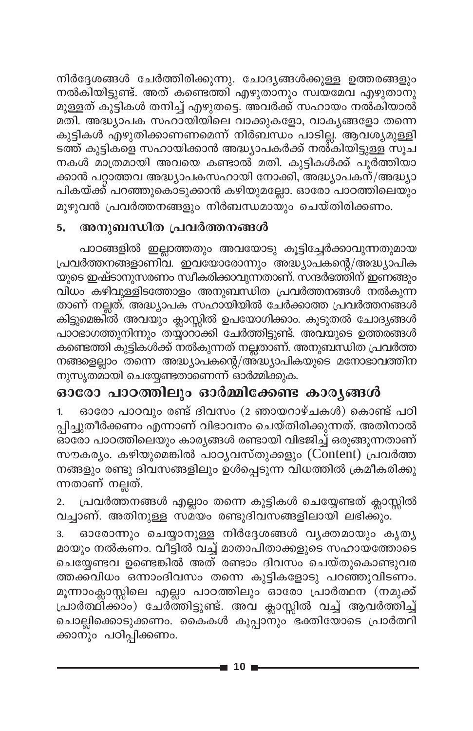നിർദ്ദേശങ്ങൾ ചേർത്തിരിക്കുന്നു. ചോദ്യങ്ങൾക്കുള്ള ഉത്തരങ്ങളും നൽകിയിട്ടുണ്ട്. അത് കണ്ടെത്തി എഴുതാനും സ്വയമേവ എഴുതാനുമുള്ളത് കുട്ടികൾ തനിച്ച് എഴുതട്ടെ. അവർക്ക് സഹായം നൽകിയാൽ മതി. അദ്ധ്യാപക സഹായിയിലെ വാക്കുകളോ, വാക്യങ്ങളോ തന്നെ കുട്ടികൾ എഴുതിക്കാണണമെന്ന് നിർബന്ധം പാടില്ല. ആവശ്യമുള്ളിടത്ത് കുട്ടികളെ സഹായിക്കാൻ അദ്ധ്യാപകർക്ക് നൽകിയിട്ടുള്ള സൂചനകൾ മാത്രമായി അവയെ കണ്ടാൽ മതി. കുട്ടികൾക്ക് പൂർത്തിയാക്കാൻ പറ്റാത്തവ അദ്ധ്യാപകസഹായി നോക്കി, അദ്ധ്യാപകന്/അദ്ധ്യാപികയ്ക്ക് പറഞ്ഞുകൊടുക്കാൻ കഴിയുമല്ലോ. ഓരോ പാഠത്തിലെയും മുഴുവൻ പ്രവർത്തനങ്ങളും നിർബന്ധമായും ചെയ്തിരിക്കണം.

### 5. അനുബന്ധിത പ്രവർത്തനങ്ങൾ

പാഠങ്ങളിൽ ഇല്ലാത്തതും അവയോടു കൂട്ടിച്ചേർക്കാവുന്നതുമായ പ്രവർത്തനങ്ങളാണിവ. ഇവയോരോന്നും അദ്ധ്യാപകന്റെ/അദ്ധ്യാപികയുടെ ഇഷ്ടാനുസരണം സ്വീകരിക്കാവുന്നതാണ്. സന്ദർഭത്തിന് ഇണങ്ങും വിധം കഴിവുള്ളിടത്തോളം അനുബന്ധിത പ്രവർത്തനങ്ങൾ നൽകുന്നതാണ് നല്ലത്. അദ്ധ്യാപക സഹായിയിൽ ചേർക്കാത്ത പ്രവർത്തനങ്ങൾ കിട്ടുമെങ്കിൽ അവയും ക്ലാസ്സിൽ ഉപയോഗിക്കാം. കൂടുതൽ ചോദ്യങ്ങൾ പാഠഭാഗത്തുനിന്നും തയ്യാറാക്കി ചേർത്തിട്ടുണ്ട്. അവയുടെ ഉത്തരങ്ങൾ കണ്ടെത്തി കുട്ടികൾക്ക് നൽകുന്നത് നല്ലതാണ്. അനുബന്ധിത പ്രവർത്തനങ്ങളെല്ലാം തന്നെ അദ്ധ്യാപകന്റെ/അദ്ധ്യാപികയുടെ മനോഭാവത്തിനനുസൃതമായി ചെയ്യേണ്ടതാണെന്ന് ഓർമ്മിക്കുക.

## ഓരോ പാഠത്തിലും ഓർമ്മിക്കേണ്ട കാര്യങ്ങൾ

1. ഓരോ പാഠവും രണ്ട് ദിവസം (2 ഞായറാഴ്ചകൾ) കൊണ്ട് പഠിപ്പിച്ചുതീർക്കണം എന്നാണ് വിഭാവനം ചെയ്തിരിക്കുന്നത്. അതിനാൽ ഓരോ പാഠത്തിലെയും കാര്യങ്ങൾ രണ്ടായി വിഭജിച്ച് ഒരുങ്ങുന്നതാണ് സൗകര്യം. കഴിയുമെങ്കിൽ പാഠ്യവസ്തുക്കളും (Content) പ്രവർത്തനങ്ങളും രണ്ടു ദിവസങ്ങളിലും ഉൾപ്പെടുന്ന വിധത്തിൽ ക്രമീകരിക്കുന്നതാണ് നല്ലത്.

2. പ്രവർത്തനങ്ങൾ എല്ലാം തന്നെ കുട്ടികൾ ചെയ്യേണ്ടത് ക്ലാസ്സിൽ വച്ചാണ്. അതിനുള്ള സമയം രണ്ടുദിവസങ്ങളിലായി ലഭിക്കും.

3. ഓരോന്നും ചെയ്യാനുള്ള നിർദ്ദേശങ്ങൾ വ്യക്തമായും കൃത്യമായും നൽകണം. വീട്ടിൽ വച്ച് മാതാപിതാക്കളുടെ സഹായത്തോടെ ചെയ്യേണ്ടവ ഉണ്ടെങ്കിൽ അത് രണ്ടാം ദിവസം ചെയ്തുകൊണ്ടുവരത്തക്കവിധം ഒന്നാംദിവസം തന്നെ കുട്ടികളോടു പറഞ്ഞുവിടണം. മൂന്നാംക്ലാസ്സിലെ എല്ലാ പാഠത്തിലും ഓരോ പ്രാർത്ഥന (നമുക്ക് പ്രാർത്ഥിക്കാം) ചേർത്തിട്ടുണ്ട്. അവ ക്ലാസ്സിൽ വച്ച് ആവർത്തിച്ച് ചൊല്ലിക്കൊടുക്കണം. കൈകൾ കൂപ്പാനും ഭക്തിയോടെ പ്രാർത്ഥിക്കാനും പഠിപ്പിക്കണം.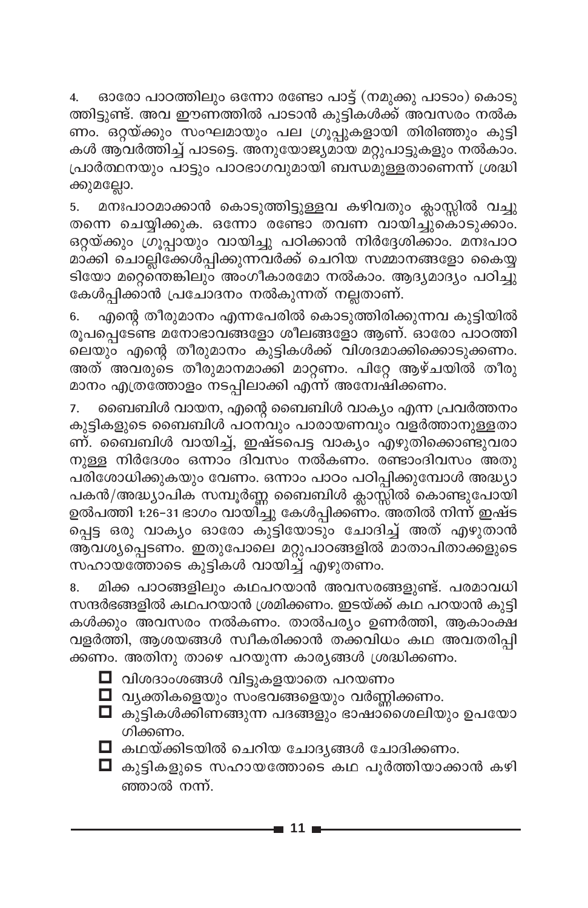4. ഓരോ പാഠത്തിലും ഒന്നോ രണ്ടോ പാട്ട് (നമുക്കു പാടാം) കൊടുത്തിട്ടുണ്ട്. അവ ഈണത്തിൽ പാടാൻ കുട്ടികൾക്ക് അവസരം നൽകണം. ഒറ്റയ്ക്കും സംഘമായും പല ഗ്രൂപ്പുകളായി തിരിഞ്ഞും കുട്ടികൾ ആവർത്തിച്ച് പാടട്ടെ. അനുയോജ്യമായ മറ്റുപാട്ടുകളും നൽകാം. പ്രാർത്ഥനയും പാട്ടും പാഠഭാഗവുമായി ബന്ധമുള്ളതാണെന്ന് ശ്രദ്ധിക്കുമല്ലോ.

5. മനഃപാഠമാക്കാൻ കൊടുത്തിട്ടുള്ളവ കഴിവതും ക്ലാസ്സിൽ വച്ചു തന്നെ ചെയ്യിക്കുക. ഒന്നോ രണ്ടോ തവണ വായിച്ചുകൊടുക്കാം. ഒറ്റയ്ക്കും ഗ്രൂപ്പായും വായിച്ചു പഠിക്കാൻ നിർദ്ദേശിക്കാം. മനഃപാഠമാക്കി ചൊല്ലിക്കേൾപ്പിക്കുന്നവർക്ക് ചെറിയ സമ്മാനങ്ങളോ കൈയ്യടിയോ മറ്റെന്തെങ്കിലും അംഗീകാരമോ നൽകാം. ആദ്യമാദ്യം പഠിച്ചു കേൾപ്പിക്കാൻ പ്രചോദനം നൽകുന്നത് നല്ലതാണ്.

6. എന്റെ തീരുമാനം എന്നപേരിൽ കൊടുത്തിരിക്കുന്നവ കുട്ടിയിൽ രൂപപ്പെടേണ്ട മനോഭാവങ്ങളോ ശീലങ്ങളോ ആണ്. ഓരോ പാഠത്തിലെയും എന്റെ തീരുമാനം കുട്ടികൾക്ക് വിശദമാക്കിക്കൊടുക്കണം. അത് അവരുടെ തീരുമാനമാക്കി മാറ്റണം. പിറ്റേ ആഴ്ചയിൽ തീരുമാനം എത്രത്തോളം നടപ്പിലാക്കി എന്ന് അന്വേഷിക്കണം.

7. ബൈബിൾ വായന, എന്റെ ബൈബിൾ വാക്യം എന്ന പ്രവർത്തനം കുട്ടികളുടെ ബൈബിൾ പഠനവും പാരായണവും വളർത്താനുള്ളതാണ്. ബൈബിൾ വായിച്ച്, ഇഷ്ടപ്പെട്ട വാക്യം എഴുതിക്കൊണ്ടുവരാനുള്ള നിർദ്ദേശം ഒന്നാം ദിവസം നൽകണം. രണ്ടാംദിവസം അതു പരിശോധിക്കുകയും വേണം. ഒന്നാം പാഠം പഠിപ്പിക്കുമ്പോൾ അദ്ധ്യാപകൻ/അദ്ധ്യാപിക സമ്പൂർണ്ണ ബൈബിൾ ക്ലാസ്സിൽ കൊണ്ടുപോയി ഉൽപത്തി 1:26-31 ഭാഗം വായിച്ചു കേൾപ്പിക്കണം. അതിൽ നിന്ന് ഇഷ്ടപ്പെട്ട ഒരു വാക്യം ഓരോ കുട്ടിയോടും ചോദിച്ച് അത് എഴുതാൻ ആവശ്യപ്പെടണം. ഇതുപോലെ മറ്റുപാഠങ്ങളിൽ മാതാപിതാക്കളുടെ സഹായത്തോടെ കുട്ടികൾ വായിച്ച് എഴുതണം.

8. മിക്ക പാഠങ്ങളിലും കഥപറയാൻ അവസരങ്ങളുണ്ട്. പരമാവധി സന്ദർഭങ്ങളിൽ കഥപറയാൻ ശ്രമിക്കണം. ഇടയ്ക്ക് കഥ പറയാൻ കുട്ടികൾക്കും അവസരം നൽകണം. താൽപര്യം ഉണർത്തി, ആകാംക്ഷ വളർത്തി, ആശയങ്ങൾ സ്വീകരിക്കാൻ തക്കവിധം കഥ അവതരിപ്പിക്കണം. അതിനു താഴെ പറയുന്ന കാര്യങ്ങൾ ശ്രദ്ധിക്കണം.

- ☐ വിശദാംശങ്ങൾ വിട്ടുകളയാതെ പറയണം
- ☐ വ്യക്തികളെയും സംഭവങ്ങളെയും വർണ്ണിക്കണം.
- ☐ കുട്ടികൾക്കിണങ്ങുന്ന പദങ്ങളും ഭാഷാശൈലിയും ഉപയോഗിക്കണം.
- ☐ കഥയ്ക്കിടയിൽ ചെറിയ ചോദ്യങ്ങൾ ചോദിക്കണം.
- ☐ കുട്ടികളുടെ സഹായത്തോടെ കഥ പൂർത്തിയാക്കാൻ കഴിഞ്ഞാൽ നന്ന്.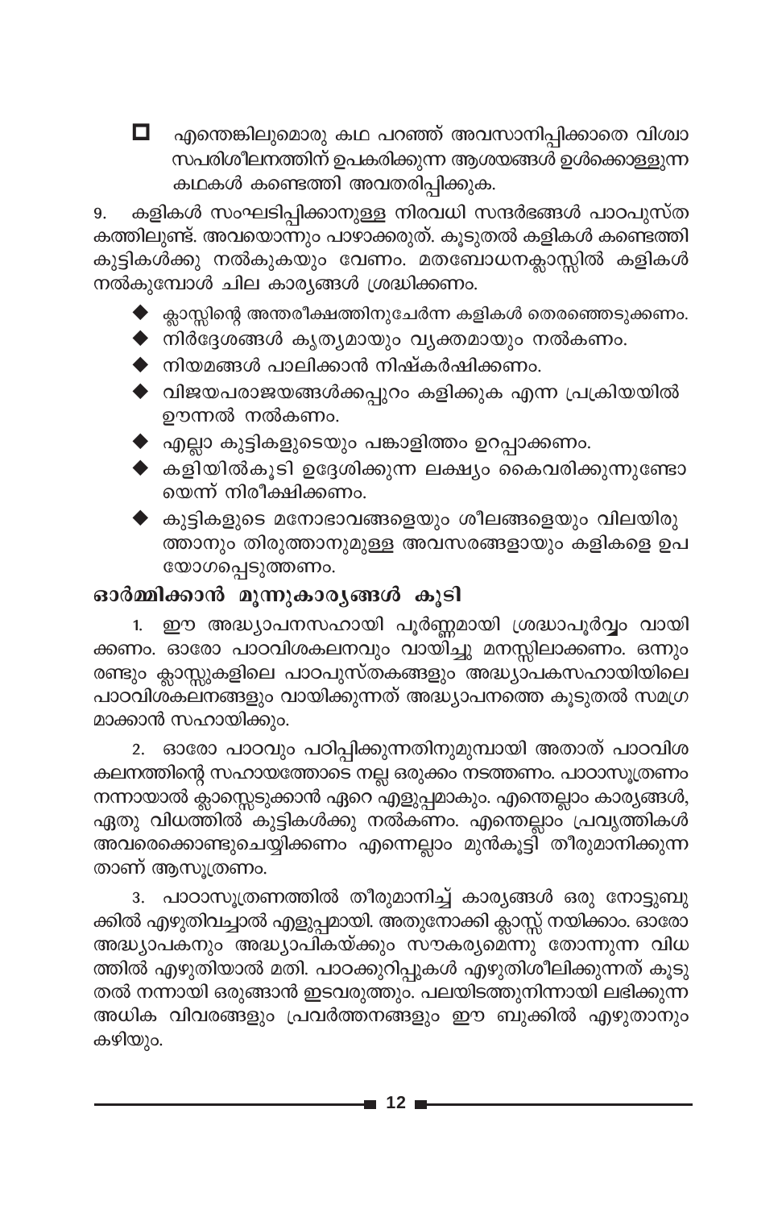- എന്തെങ്കിലുമൊരു കഥ പറഞ്ഞ് അവസാനിപ്പിക്കാതെ വിശ്വാസപരിശീലനത്തിന് ഉപകരിക്കുന്ന ആശയങ്ങൾ ഉൾക്കൊള്ളുന്ന കഥകൾ കണ്ടെത്തി അവതരിപ്പിക്കുക.

9. കളികൾ സംഘടിപ്പിക്കാനുള്ള നിരവധി സന്ദർഭങ്ങൾ പാഠപുസ്തകത്തിലുണ്ട്. അവയൊന്നും പാഴാക്കരുത്. കൂടുതൽ കളികൾ കണ്ടെത്തി കുട്ടികൾക്കു നൽകുകയും വേണം. മതബോധനക്ലാസ്സിൽ കളികൾ നൽകുമ്പോൾ ചില കാര്യങ്ങൾ ശ്രദ്ധിക്കണം.

- ക്ലാസ്സിന്റെ അന്തരീക്ഷത്തിനുചേർന്ന കളികൾ തെരഞ്ഞെടുക്കണം.
- നിർദ്ദേശങ്ങൾ കൃത്യമായും വ്യക്തമായും നൽകണം.
- നിയമങ്ങൾ പാലിക്കാൻ നിഷ്കർഷിക്കണം.
- വിജയപരാജയങ്ങൾക്കപ്പുറം കളിക്കുക എന്ന പ്രക്രിയയിൽ ഊന്നൽ നൽകണം.
- എല്ലാ കുട്ടികളുടെയും പങ്കാളിത്തം ഉറപ്പാക്കണം.
- കളിയിൽകൂടി ഉദ്ദേശിക്കുന്ന ലക്ഷ്യം കൈവരിക്കുന്നുണ്ടോയെന്ന് നിരീക്ഷിക്കണം.
- കുട്ടികളുടെ മനോഭാവങ്ങളെയും ശീലങ്ങളെയും വിലയിരുത്താനും തിരുത്താനുമുള്ള അവസരങ്ങളായും കളികളെ ഉപയോഗപ്പെടുത്തണം.

## ഓർമ്മിക്കാൻ മൂന്നുകാര്യങ്ങൾ കൂടി

1. ഈ അദ്ധ്യാപനസഹായി പൂർണ്ണമായി ശ്രദ്ധാപൂർവ്വം വായിക്കണം. ഓരോ പാഠവിശകലനവും വായിച്ചു മനസ്സിലാക്കണം. ഒന്നും രണ്ടും ക്ലാസ്സുകളിലെ പാഠപുസ്തകങ്ങളും അദ്ധ്യാപകസഹായിയിലെ പാഠവിശകലനങ്ങളും വായിക്കുന്നത് അദ്ധ്യാപനത്തെ കൂടുതൽ സമഗ്രമാക്കാൻ സഹായിക്കും.

2. ഓരോ പാഠവും പഠിപ്പിക്കുന്നതിനുമുമ്പായി അതാത് പാഠവിശകലനത്തിന്റെ സഹായത്തോടെ നല്ല ഒരുക്കം നടത്തണം. പാഠാസൂത്രണം നന്നായാൽ ക്ലാസ്സെടുക്കാൻ ഏറെ എളുപ്പമാകും. എന്തെല്ലാം കാര്യങ്ങൾ, ഏതു വിധത്തിൽ കുട്ടികൾക്കു നൽകണം. എന്തെല്ലാം പ്രവൃത്തികൾ അവരെക്കൊണ്ടുചെയ്യിക്കണം എന്നെല്ലാം മുൻകൂട്ടി തീരുമാനിക്കുന്നതാണ് ആസൂത്രണം.

3. പാഠാസൂത്രണത്തിൽ തീരുമാനിച്ച് കാര്യങ്ങൾ ഒരു നോട്ടുബുക്കിൽ എഴുതിവച്ചാൽ എളുപ്പമായി. അതുനോക്കി ക്ലാസ്സ് നയിക്കാം. ഓരോ അദ്ധ്യാപകനും അദ്ധ്യാപികയ്ക്കും സൗകര്യമെന്നു തോന്നുന്ന വിധത്തിൽ എഴുതിയാൽ മതി. പാഠക്കുറിപ്പുകൾ എഴുതിശീലിക്കുന്നത് കൂടുതൽ നന്നായി ഒരുങ്ങാൻ ഇടവരുത്തും. പലയിടത്തുനിന്നായി ലഭിക്കുന്ന അധിക വിവരങ്ങളും പ്രവർത്തനങ്ങളും ഈ ബുക്കിൽ എഴുതാനും കഴിയും.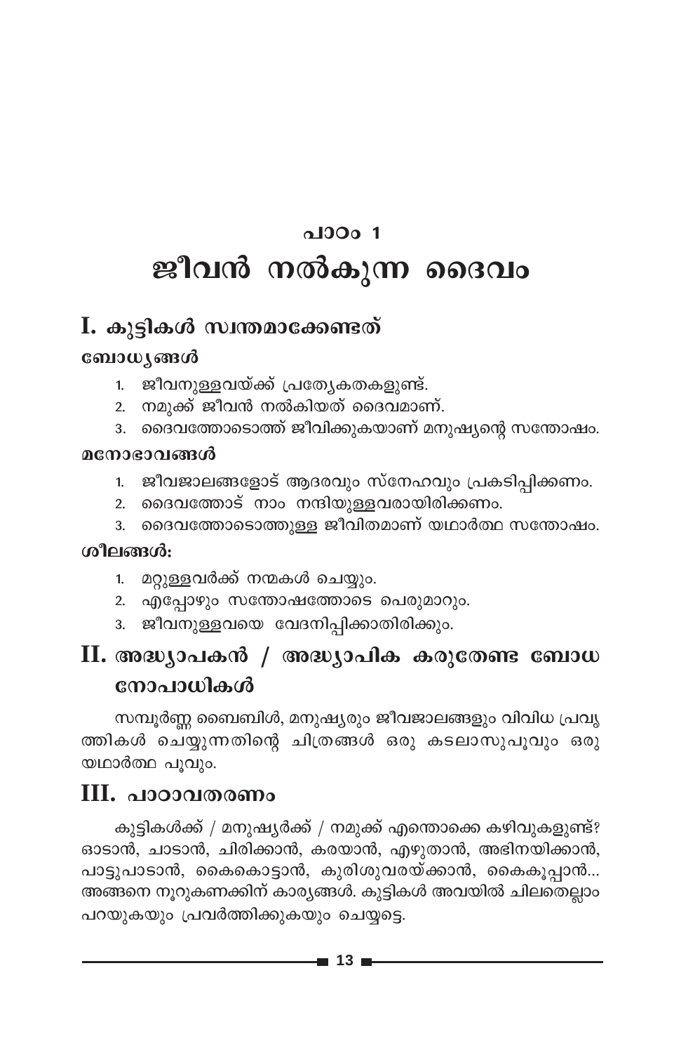## പാഠം 1

# ജീവൻ നൽകുന്ന ദൈവം

## I. കുട്ടികൾ സ്വന്തമാക്കേണ്ടത്

**ബോധ്യങ്ങൾ**

1. ജീവനുള്ളവയ്ക്ക് പ്രത്യേകതകളുണ്ട്.
2. നമുക്ക് ജീവൻ നൽകിയത് ദൈവമാണ്.
3. ദൈവത്തോടൊത്ത് ജീവിക്കുകയാണ് മനുഷ്യന്റെ സന്തോഷം.

**മനോഭാവങ്ങൾ**

1. ജീവജാലങ്ങളോട് ആദരവും സ്നേഹവും പ്രകടിപ്പിക്കണം.
2. ദൈവത്തോട് നാം നന്ദിയുള്ളവരായിരിക്കണം.
3. ദൈവത്തോടൊത്തുള്ള ജീവിതമാണ് യഥാർത്ഥ സന്തോഷം.

**ശീലങ്ങൾ:**

1. മറ്റുള്ളവർക്ക് നന്മകൾ ചെയ്യും.
2. എപ്പോഴും സന്തോഷത്തോടെ പെരുമാറും.
3. ജീവനുള്ളവയെ വേദനിപ്പിക്കാതിരിക്കും.

## II. അദ്ധ്യാപകൻ / അദ്ധ്യാപിക കരുതേണ്ട ബോധനോപാധികൾ

സമ്പൂർണ്ണ ബൈബിൾ, മനുഷ്യരും ജീവജാലങ്ങളും വിവിധ പ്രവൃത്തികൾ ചെയ്യുന്നതിന്റെ ചിത്രങ്ങൾ ഒരു കടലാസുപൂവും ഒരു യഥാർത്ഥ പൂവും.

## III. പാഠാവതരണം

കുട്ടികൾക്ക് / മനുഷ്യർക്ക് / നമുക്ക് എന്തൊക്കെ കഴിവുകളുണ്ട്? ഓടാൻ, ചാടാൻ, ചിരിക്കാൻ, കരയാൻ, എഴുതാൻ, അഭിനയിക്കാൻ, പാട്ടുപാടാൻ, കൈകൊട്ടാൻ, കുരിശുവരയ്ക്കാൻ, കൈകൂപ്പാൻ... അങ്ങനെ നൂറുകണക്കിന് കാര്യങ്ങൾ. കുട്ടികൾ അവയിൽ ചിലതെല്ലാം പറയുകയും പ്രവർത്തിക്കുകയും ചെയ്യട്ടെ.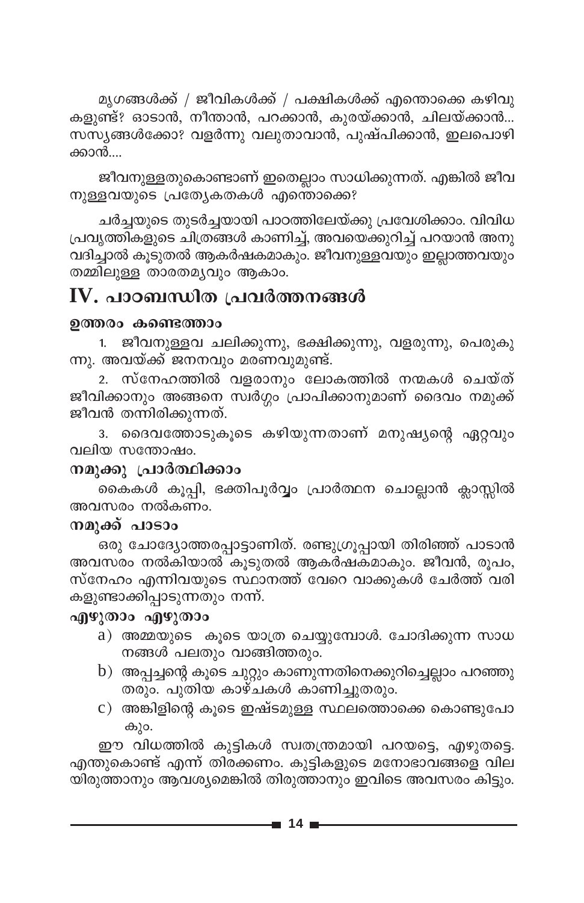മൃഗങ്ങൾക്ക് / ജീവികൾക്ക് / പക്ഷികൾക്ക് എന്തൊക്കെ കഴിവുകളുണ്ട്? ഓടാൻ, നീന്താൻ, പറക്കാൻ, കുരയ്ക്കാൻ, ചിലയ്ക്കാൻ... സസ്യങ്ങൾക്കോ? വളർന്നു വലുതാവാൻ, പുഷ്പിക്കാൻ, ഇലപൊഴിക്കാൻ....

ജീവനുള്ളതുകൊണ്ടാണ് ഇതെല്ലാം സാധിക്കുന്നത്. എങ്കിൽ ജീവനുള്ളവയുടെ പ്രത്യേകതകൾ എന്തൊക്കെ?

ചർച്ചയുടെ തുടർച്ചയായി പാഠത്തിലേയ്ക്കു പ്രവേശിക്കാം. വിവിധ പ്രവൃത്തികളുടെ ചിത്രങ്ങൾ കാണിച്ച്, അവയെക്കുറിച്ച് പറയാൻ അനുവദിച്ചാൽ കൂടുതൽ ആകർഷകമാകും. ജീവനുള്ളവയും ഇല്ലാത്തവയും തമ്മിലുള്ള താരതമ്യവും ആകാം.

## IV. പാഠബന്ധിത പ്രവർത്തനങ്ങൾ

### ഉത്തരം കണ്ടെത്താം

1. ജീവനുള്ളവ ചലിക്കുന്നു, ഭക്ഷിക്കുന്നു, വളരുന്നു, പെരുകുന്നു. അവയ്ക്ക് ജനനവും മരണവുമുണ്ട്.
2. സ്നേഹത്തിൽ വളരാനും ലോകത്തിൽ നന്മകൾ ചെയ്ത് ജീവിക്കാനും അങ്ങനെ സ്വർഗ്ഗം പ്രാപിക്കാനുമാണ് ദൈവം നമുക്ക് ജീവൻ തന്നിരിക്കുന്നത്.
3. ദൈവത്തോടുകൂടെ കഴിയുന്നതാണ് മനുഷ്യന്റെ ഏറ്റവും വലിയ സന്തോഷം.

### നമുക്കു പ്രാർത്ഥിക്കാം

കൈകൾ കൂപ്പി, ഭക്തിപൂർവ്വം പ്രാർത്ഥന ചൊല്ലാൻ ക്ലാസ്സിൽ അവസരം നൽകണം.

### നമുക്ക് പാടാം

ഒരു ചോദ്യോത്തരപ്പാട്ടാണിത്. രണ്ടുഗ്രൂപ്പായി തിരിഞ്ഞ് പാടാൻ അവസരം നൽകിയാൽ കൂടുതൽ ആകർഷകമാകും. ജീവൻ, രൂപം, സ്നേഹം എന്നിവയുടെ സ്ഥാനത്ത് വേറെ വാക്കുകൾ ചേർത്ത് വരികളുണ്ടാക്കിപ്പാടുന്നതും നന്ന്.

### എഴുതാം എഴുതാം

a) അമ്മയുടെ കൂടെ യാത്ര ചെയ്യുമ്പോൾ. ചോദിക്കുന്ന സാധനങ്ങൾ പലതും വാങ്ങിത്തരും.

b) അപ്പച്ചന്റെ കൂടെ ചുറ്റും കാണുന്നതിനെക്കുറിച്ചെല്ലാം പറഞ്ഞുതരും. പുതിയ കാഴ്ചകൾ കാണിച്ചുതരും.

c) അങ്കിളിന്റെ കൂടെ ഇഷ്ടമുള്ള സ്ഥലത്തൊക്കെ കൊണ്ടുപോകും.

ഈ വിധത്തിൽ കുട്ടികൾ സ്വതന്ത്രമായി പറയട്ടെ, എഴുതട്ടെ. എന്തുകൊണ്ട് എന്ന് തിരക്കണം. കുട്ടികളുടെ മനോഭാവങ്ങളെ വിലയിരുത്താനും ആവശ്യമെങ്കിൽ തിരുത്താനും ഇവിടെ അവസരം കിട്ടും.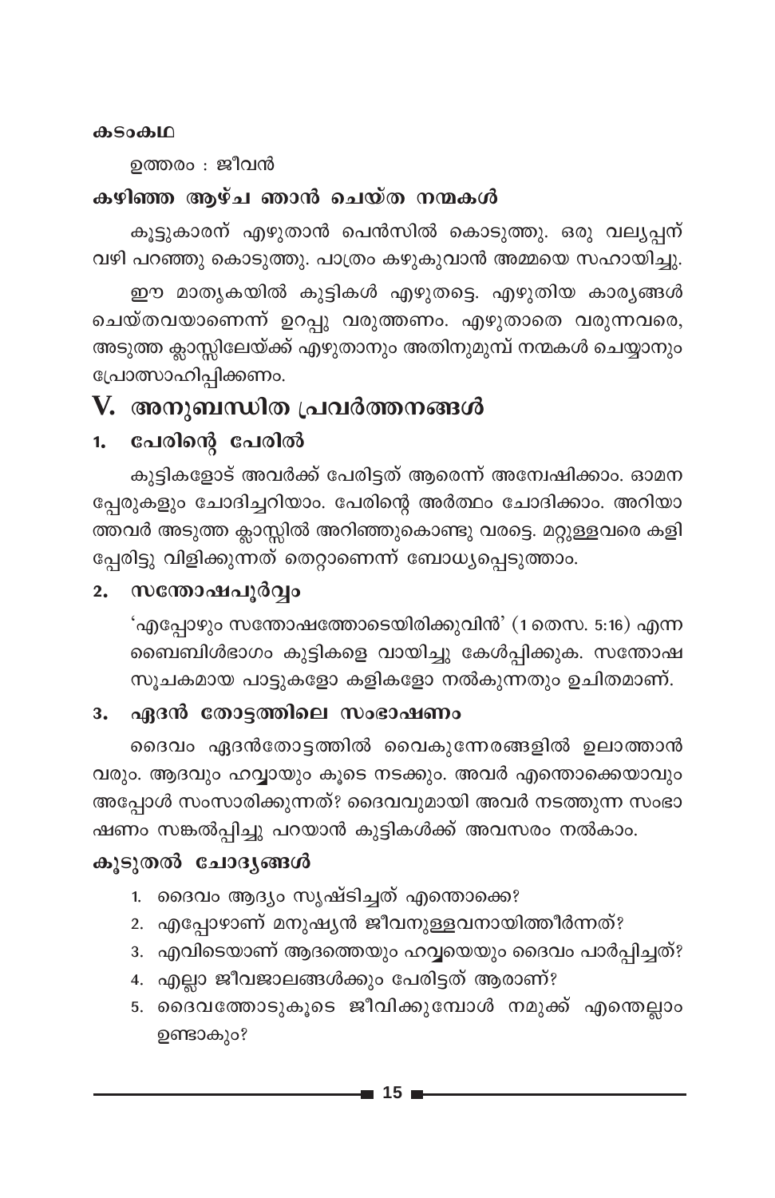**കടംകഥ**

ഉത്തരം : ജീവൻ

### കഴിഞ്ഞ ആഴ്ച ഞാൻ ചെയ്ത നന്മകൾ

കൂട്ടുകാരന് എഴുതാൻ പെൻസിൽ കൊടുത്തു. ഒരു വല്യപ്പന് വഴി പറഞ്ഞു കൊടുത്തു. പാത്രം കഴുകുവാൻ അമ്മയെ സഹായിച്ചു.

ഈ മാതൃകയിൽ കുട്ടികൾ എഴുതട്ടെ. എഴുതിയ കാര്യങ്ങൾ ചെയ്തവയാണെന്ന് ഉറപ്പു വരുത്തണം. എഴുതാതെ വരുന്നവരെ, അടുത്ത ക്ലാസ്സിലേയ്ക്ക് എഴുതാനും അതിനുമുമ്പ് നന്മകൾ ചെയ്യാനും പ്രോത്സാഹിപ്പിക്കണം.

## V. അനുബന്ധിത പ്രവർത്തനങ്ങൾ

### 1. പേരിന്റെ പേരിൽ

കുട്ടികളോട് അവർക്ക് പേരിട്ടത് ആരെന്ന് അന്വേഷിക്കാം. ഓമന പ്പേരുകളും ചോദിച്ചറിയാം. പേരിന്റെ അർത്ഥം ചോദിക്കാം. അറിയാ ത്തവർ അടുത്ത ക്ലാസ്സിൽ അറിഞ്ഞുകൊണ്ടു വരട്ടെ. മറ്റുള്ളവരെ കളി പ്പേരിട്ടു വിളിക്കുന്നത് തെറ്റാണെന്ന് ബോധ്യപ്പെടുത്താം.

### 2. സന്തോഷപൂർവ്വം

'എപ്പോഴും സന്തോഷത്തോടെയിരിക്കുവിൻ' (1 തെസ. 5:16) എന്ന ബൈബിൾഭാഗം കുട്ടികളെ വായിച്ചു കേൾപ്പിക്കുക. സന്തോഷ സൂചകമായ പാട്ടുകളോ കളികളോ നൽകുന്നതും ഉചിതമാണ്.

### 3. ഏദൻ തോട്ടത്തിലെ സംഭാഷണം

ദൈവം ഏദൻതോട്ടത്തിൽ വൈകുന്നേരങ്ങളിൽ ഉലാത്താൻ വരും. ആദവും ഹവ്വായും കൂടെ നടക്കും. അവർ എന്തൊക്കെയാവും അപ്പോൾ സംസാരിക്കുന്നത്? ദൈവവുമായി അവർ നടത്തുന്ന സംഭാ ഷണം സങ്കൽപ്പിച്ചു പറയാൻ കുട്ടികൾക്ക് അവസരം നൽകാം.

### കൂടുതൽ ചോദ്യങ്ങൾ

1. ദൈവം ആദ്യം സൃഷ്ടിച്ചത് എന്തൊക്കെ?
2. എപ്പോഴാണ് മനുഷ്യൻ ജീവനുള്ളവനായിത്തീർന്നത്?
3. എവിടെയാണ് ആദത്തെയും ഹവ്വയെയും ദൈവം പാർപ്പിച്ചത്?
4. എല്ലാ ജീവജാലങ്ങൾക്കും പേരിട്ടത് ആരാണ്?
5. ദൈവത്തോടുകൂടെ ജീവിക്കുമ്പോൾ നമുക്ക് എന്തെല്ലാം ഉണ്ടാകും?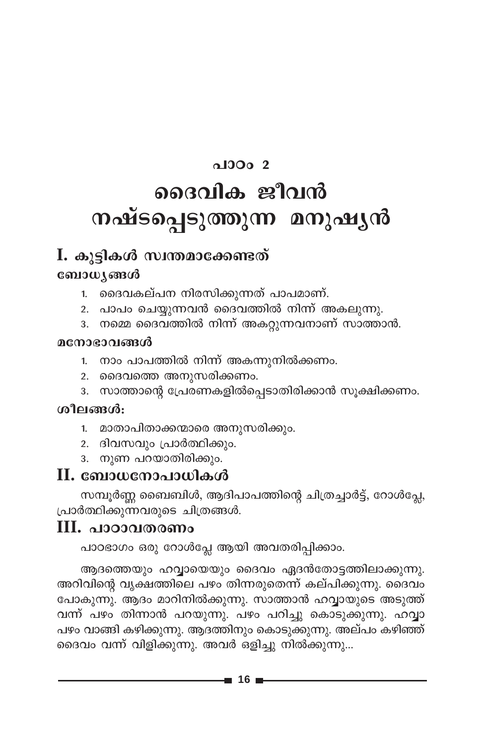## പാഠം 2

# ദൈവിക ജീവൻ നഷ്ടപ്പെടുത്തുന്ന മനുഷ്യൻ

## I. കുട്ടികൾ സ്വന്തമാക്കേണ്ടത്

### ബോധ്യങ്ങൾ

1. ദൈവകല്പന നിരസിക്കുന്നത് പാപമാണ്.
2. പാപം ചെയ്യുന്നവൻ ദൈവത്തിൽ നിന്ന് അകലുന്നു.
3. നമ്മെ ദൈവത്തിൽ നിന്ന് അകറ്റുന്നവനാണ് സാത്താൻ.

### മനോഭാവങ്ങൾ

1. നാം പാപത്തിൽ നിന്ന് അകന്നുനിൽക്കണം.
2. ദൈവത്തെ അനുസരിക്കണം.
3. സാത്താന്റെ പ്രേരണകളിൽപ്പെടാതിരിക്കാൻ സൂക്ഷിക്കണം.

### ശീലങ്ങൾ:

1. മാതാപിതാക്കന്മാരെ അനുസരിക്കും.
2. ദിവസവും പ്രാർത്ഥിക്കും.
3. നുണ പറയാതിരിക്കും.

## II. ബോധനോപാധികൾ

സമ്പൂർണ്ണ ബൈബിൾ, ആദിപാപത്തിന്റെ ചിത്രച്ചാർട്ട്, റോൾപ്ലേ, പ്രാർത്ഥിക്കുന്നവരുടെ ചിത്രങ്ങൾ.

## III. പാഠാവതരണം

പാഠഭാഗം ഒരു റോൾപ്ലേ ആയി അവതരിപ്പിക്കാം.

ആദത്തെയും ഹവ്വായെയും ദൈവം ഏദൻതോട്ടത്തിലാക്കുന്നു. അറിവിന്റെ വൃക്ഷത്തിലെ പഴം തിന്നരുതെന്ന് കല്പിക്കുന്നു. ദൈവം പോകുന്നു. ആദം മാറിനിൽക്കുന്നു. സാത്താൻ ഹവ്വായുടെ അടുത്ത് വന്ന് പഴം തിന്നാൻ പറയുന്നു. പഴം പറിച്ചു കൊടുക്കുന്നു. ഹവ്വാ പഴം വാങ്ങി കഴിക്കുന്നു. ആദത്തിനും കൊടുക്കുന്നു. അല്പം കഴിഞ്ഞ് ദൈവം വന്ന് വിളിക്കുന്നു. അവർ ഒളിച്ചു നിൽക്കുന്നു...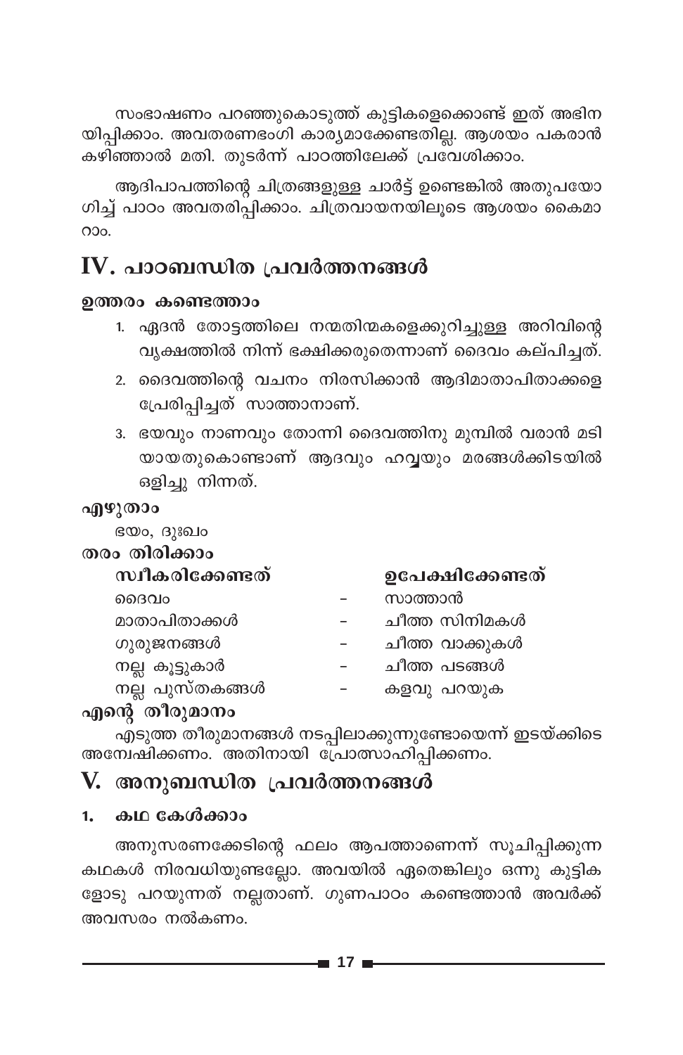സംഭാഷണം പറഞ്ഞുകൊടുത്ത് കുട്ടികളെക്കൊണ്ട് ഇത് അഭിനയിപ്പിക്കാം. അവതരണഭംഗി കാര്യമാക്കേണ്ടതില്ല. ആശയം പകരാൻ കഴിഞ്ഞാൽ മതി. തുടർന്ന് പാഠത്തിലേക്ക് പ്രവേശിക്കാം.

ആദിപാപത്തിന്റെ ചിത്രങ്ങളുള്ള ചാർട്ട് ഉണ്ടെങ്കിൽ അതുപയോഗിച്ച് പാഠം അവതരിപ്പിക്കാം. ചിത്രവായനയിലൂടെ ആശയം കൈമാറാം.

## IV. പാഠബന്ധിത പ്രവർത്തനങ്ങൾ

**ഉത്തരം കണ്ടെത്താം**

1. ഏദൻ തോട്ടത്തിലെ നന്മതിന്മകളെക്കുറിച്ചുള്ള അറിവിന്റെ വൃക്ഷത്തിൽ നിന്ന് ഭക്ഷിക്കരുതെന്നാണ് ദൈവം കല്പിച്ചത്.
2. ദൈവത്തിന്റെ വചനം നിരസിക്കാൻ ആദിമാതാപിതാക്കളെ പ്രേരിപ്പിച്ചത് സാത്താനാണ്.
3. ഭയവും നാണവും തോന്നി ദൈവത്തിനു മുമ്പിൽ വരാൻ മടിയായതുകൊണ്ടാണ് ആദവും ഹവ്വയും മരങ്ങൾക്കിടയിൽ ഒളിച്ചു നിന്നത്.

**എഴുതാം**

ഭയം, ദുഃഖം

**തരം തിരിക്കാം**

| സ്വീകരിക്കേണ്ടത് | | ഉപേക്ഷിക്കേണ്ടത് |
|---|---|---|
| ദൈവം | - | സാത്താൻ |
| മാതാപിതാക്കൾ | - | ചീത്ത സിനിമകൾ |
| ഗുരുജനങ്ങൾ | - | ചീത്ത വാക്കുകൾ |
| നല്ല കൂട്ടുകാർ | - | ചീത്ത പടങ്ങൾ |
| നല്ല പുസ്തകങ്ങൾ | - | കളവു പറയുക |

**എന്റെ തീരുമാനം**

എടുത്ത തീരുമാനങ്ങൾ നടപ്പിലാക്കുന്നുണ്ടോയെന്ന് ഇടയ്ക്കിടെ അന്വേഷിക്കണം. അതിനായി പ്രോത്സാഹിപ്പിക്കണം.

## V. അനുബന്ധിത പ്രവർത്തനങ്ങൾ

**1. കഥ കേൾക്കാം**

അനുസരണക്കേടിന്റെ ഫലം ആപത്താണെന്ന് സൂചിപ്പിക്കുന്ന കഥകൾ നിരവധിയുണ്ടല്ലോ. അവയിൽ ഏതെങ്കിലും ഒന്നു കുട്ടികളോടു പറയുന്നത് നല്ലതാണ്. ഗുണപാഠം കണ്ടെത്താൻ അവർക്ക് അവസരം നൽകണം.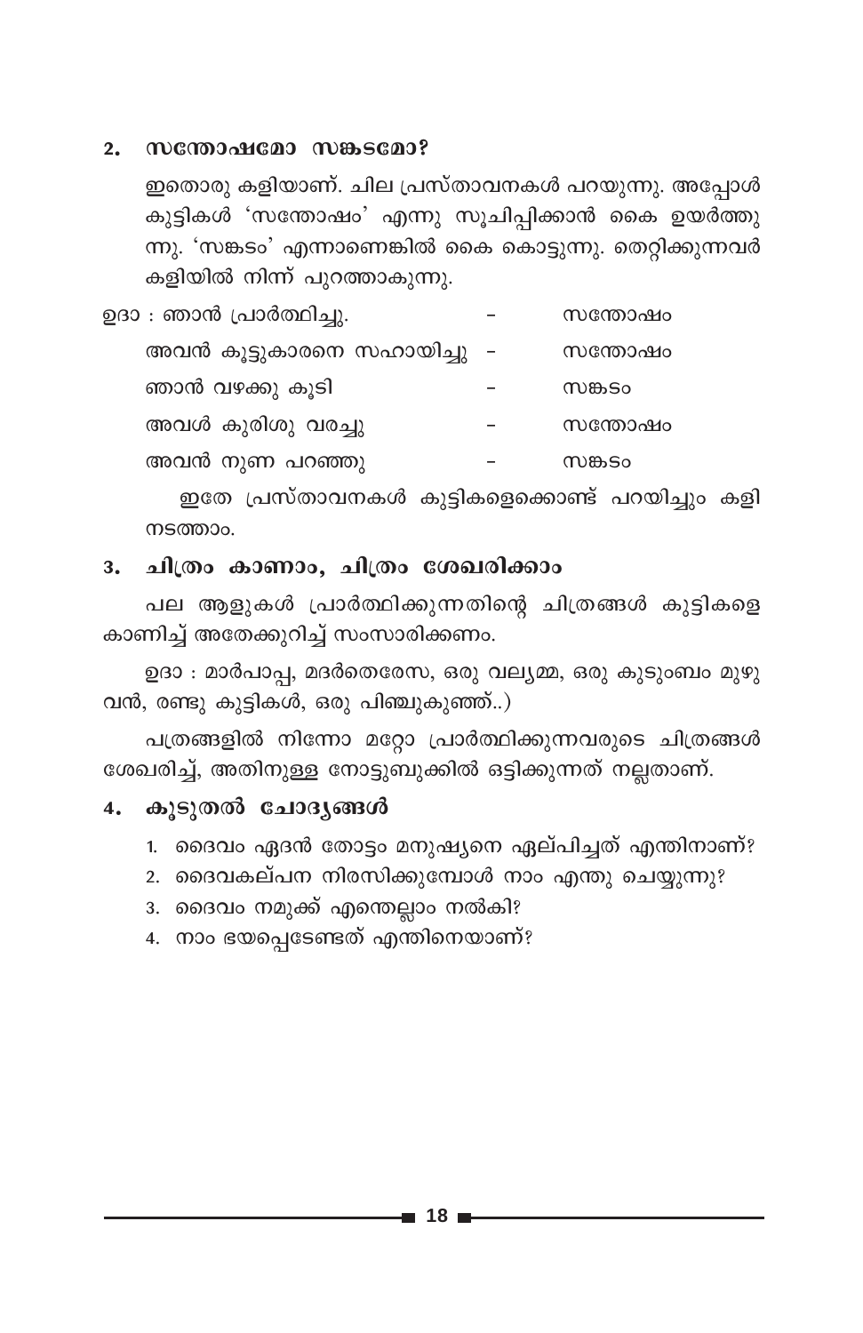## 2. സന്തോഷമോ സങ്കടമോ?

ഇതൊരു കളിയാണ്. ചില പ്രസ്താവനകൾ പറയുന്നു. അപ്പോൾ കുട്ടികൾ 'സന്തോഷം' എന്നു സൂചിപ്പിക്കാൻ കൈ ഉയർത്തുന്നു. 'സങ്കടം' എന്നാണെങ്കിൽ കൈ കൊട്ടുന്നു. തെറ്റിക്കുന്നവർ കളിയിൽ നിന്ന് പുറത്താകുന്നു.

ഉദാ :

| | | |
|---|---|---|
| ഞാൻ പ്രാർത്ഥിച്ചു. | – | സന്തോഷം |
| അവൻ കൂട്ടുകാരനെ സഹായിച്ചു | – | സന്തോഷം |
| ഞാൻ വഴക്കു കൂടി | – | സങ്കടം |
| അവൾ കുരിശു വരച്ചു | – | സന്തോഷം |
| അവൻ നുണ പറഞ്ഞു | – | സങ്കടം |

ഇതേ പ്രസ്താവനകൾ കുട്ടികളെക്കൊണ്ട് പറയിച്ചും കളി നടത്താം.

## 3. ചിത്രം കാണാം, ചിത്രം ശേഖരിക്കാം

പല ആളുകൾ പ്രാർത്ഥിക്കുന്നതിന്റെ ചിത്രങ്ങൾ കുട്ടികളെ കാണിച്ച് അതേക്കുറിച്ച് സംസാരിക്കണം.

ഉദാ : മാർപാപ്പ, മദർതെരേസ, ഒരു വല്യമ്മ, ഒരു കുടുംബം മുഴുവൻ, രണ്ടു കുട്ടികൾ, ഒരു പിഞ്ചുകുഞ്ഞ്..)

പത്രങ്ങളിൽ നിന്നോ മറ്റോ പ്രാർത്ഥിക്കുന്നവരുടെ ചിത്രങ്ങൾ ശേഖരിച്ച്, അതിനുള്ള നോട്ടുബുക്കിൽ ഒട്ടിക്കുന്നത് നല്ലതാണ്.

## 4. കൂടുതൽ ചോദ്യങ്ങൾ

1. ദൈവം ഏദൻ തോട്ടം മനുഷ്യനെ ഏല്പിച്ചത് എന്തിനാണ്?
2. ദൈവകല്പന നിരസിക്കുമ്പോൾ നാം എന്തു ചെയ്യുന്നു?
3. ദൈവം നമുക്ക് എന്തെല്ലാം നൽകി?
4. നാം ഭയപ്പെടേണ്ടത് എന്തിനെയാണ്?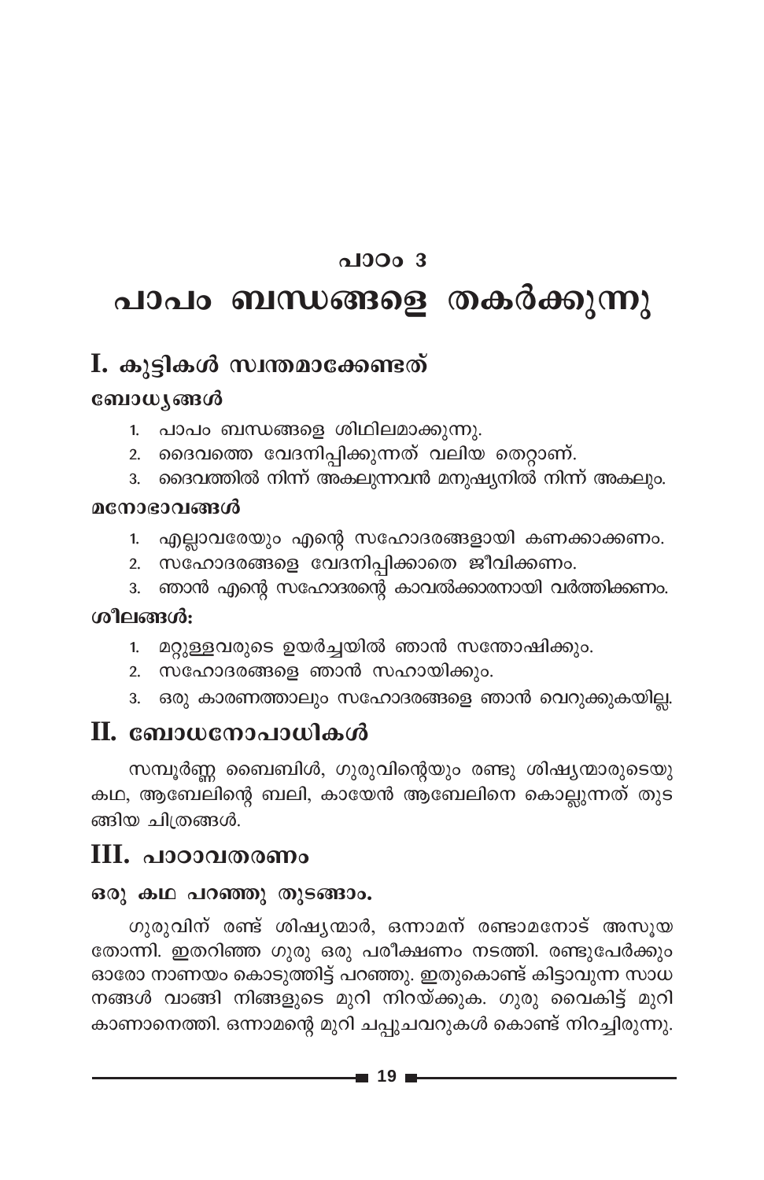## പാഠം 3

# പാപം ബന്ധങ്ങളെ തകർക്കുന്നു

## I. കുട്ടികൾ സ്വന്തമാക്കേണ്ടത്

### ബോധ്യങ്ങൾ

1. പാപം ബന്ധങ്ങളെ ശിഥിലമാക്കുന്നു.
2. ദൈവത്തെ വേദനിപ്പിക്കുന്നത് വലിയ തെറ്റാണ്.
3. ദൈവത്തിൽ നിന്ന് അകലുന്നവൻ മനുഷ്യനിൽ നിന്ന് അകലും.

### മനോഭാവങ്ങൾ

1. എല്ലാവരേയും എന്റെ സഹോദരങ്ങളായി കണക്കാക്കണം.
2. സഹോദരങ്ങളെ വേദനിപ്പിക്കാതെ ജീവിക്കണം.
3. ഞാൻ എന്റെ സഹോദരന്റെ കാവൽക്കാരനായി വർത്തിക്കണം.

### ശീലങ്ങൾ:

1. മറ്റുള്ളവരുടെ ഉയർച്ചയിൽ ഞാൻ സന്തോഷിക്കും.
2. സഹോദരങ്ങളെ ഞാൻ സഹായിക്കും.
3. ഒരു കാരണത്താലും സഹോദരങ്ങളെ ഞാൻ വെറുക്കുകയില്ല.

## II. ബോധനോപാധികൾ

സമ്പൂർണ്ണ ബൈബിൾ, ഗുരുവിന്റെയും രണ്ടു ശിഷ്യന്മാരുടെയു കഥ, ആബേലിന്റെ ബലി, കായേൻ ആബേലിനെ കൊല്ലുന്നത് തുടങ്ങിയ ചിത്രങ്ങൾ.

## III. പാഠാവതരണം

### ഒരു കഥ പറഞ്ഞു തുടങ്ങാം.

ഗുരുവിന് രണ്ട് ശിഷ്യന്മാർ, ഒന്നാമന് രണ്ടാമനോട് അസൂയ തോന്നി. ഇതറിഞ്ഞ ഗുരു ഒരു പരീക്ഷണം നടത്തി. രണ്ടുപേർക്കും ഓരോ നാണയം കൊടുത്തിട്ട് പറഞ്ഞു. ഇതുകൊണ്ട് കിട്ടാവുന്ന സാധനങ്ങൾ വാങ്ങി നിങ്ങളുടെ മുറി നിറയ്ക്കുക. ഗുരു വൈകിട്ട് മുറി കാണാനെത്തി. ഒന്നാമന്റെ മുറി ചപ്പുചവറുകൾ കൊണ്ട് നിറച്ചിരുന്നു.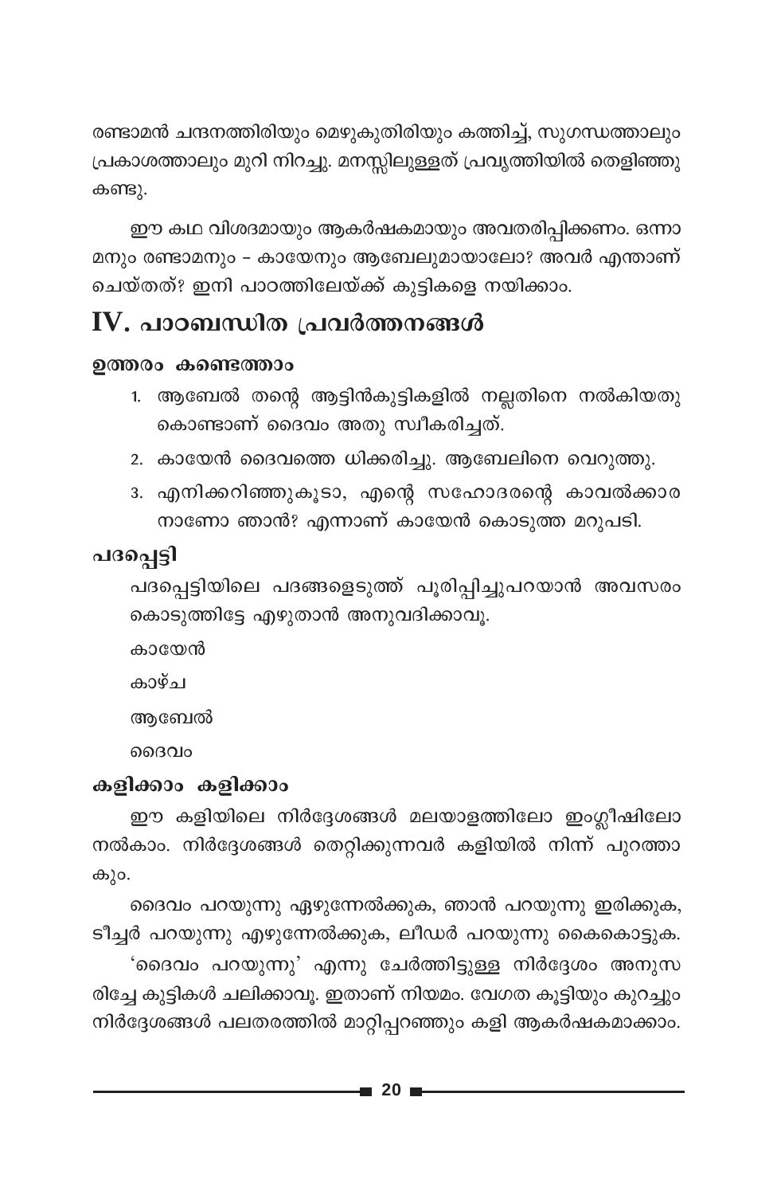രണ്ടാമൻ ചന്ദനത്തിരിയും മെഴുകുതിരിയും കത്തിച്ച്, സുഗന്ധത്താലും പ്രകാശത്താലും മുറി നിറച്ചു. മനസ്സിലുള്ളത് പ്രവൃത്തിയിൽ തെളിഞ്ഞു കണ്ടു.

ഈ കഥ വിശദമായും ആകർഷകമായും അവതരിപ്പിക്കണം. ഒന്നാമനും രണ്ടാമനും - കായേനും ആബേലുമായാലോ? അവർ എന്താണ് ചെയ്തത്? ഇനി പാഠത്തിലേയ്ക്ക് കുട്ടികളെ നയിക്കാം.

## IV. പാഠബന്ധിത പ്രവർത്തനങ്ങൾ

### ഉത്തരം കണ്ടെത്താം

1. ആബേൽ തന്റെ ആട്ടിൻകുട്ടികളിൽ നല്ലതിനെ നൽകിയതു കൊണ്ടാണ് ദൈവം അതു സ്വീകരിച്ചത്.
2. കായേൻ ദൈവത്തെ ധിക്കരിച്ചു. ആബേലിനെ വെറുത്തു.
3. എനിക്കറിഞ്ഞുകൂടാ, എന്റെ സഹോദരന്റെ കാവൽക്കാരനാണോ ഞാൻ? എന്നാണ് കായേൻ കൊടുത്ത മറുപടി.

### പദപ്പെട്ടി

പദപ്പെട്ടിയിലെ പദങ്ങളെടുത്ത് പൂരിപ്പിച്ചുപറയാൻ അവസരം കൊടുത്തിട്ടേ എഴുതാൻ അനുവദിക്കാവൂ.

കായേൻ

കാഴ്ച

ആബേൽ

ദൈവം

### കളിക്കാം കളിക്കാം

ഈ കളിയിലെ നിർദ്ദേശങ്ങൾ മലയാളത്തിലോ ഇംഗ്ലീഷിലോ നൽകാം. നിർദ്ദേശങ്ങൾ തെറ്റിക്കുന്നവർ കളിയിൽ നിന്ന് പുറത്താകും.

ദൈവം പറയുന്നു ഏഴുന്നേൽക്കുക, ഞാൻ പറയുന്നു ഇരിക്കുക, ടീച്ചർ പറയുന്നു എഴുന്നേൽക്കുക, ലീഡർ പറയുന്നു കൈകൊട്ടുക.

'ദൈവം പറയുന്നു' എന്നു ചേർത്തിട്ടുള്ള നിർദ്ദേശം അനുസരിച്ചേ കുട്ടികൾ ചലിക്കാവൂ. ഇതാണ് നിയമം. വേഗത കൂട്ടിയും കുറച്ചും നിർദ്ദേശങ്ങൾ പലതരത്തിൽ മാറ്റിപ്പറഞ്ഞും കളി ആകർഷകമാക്കാം.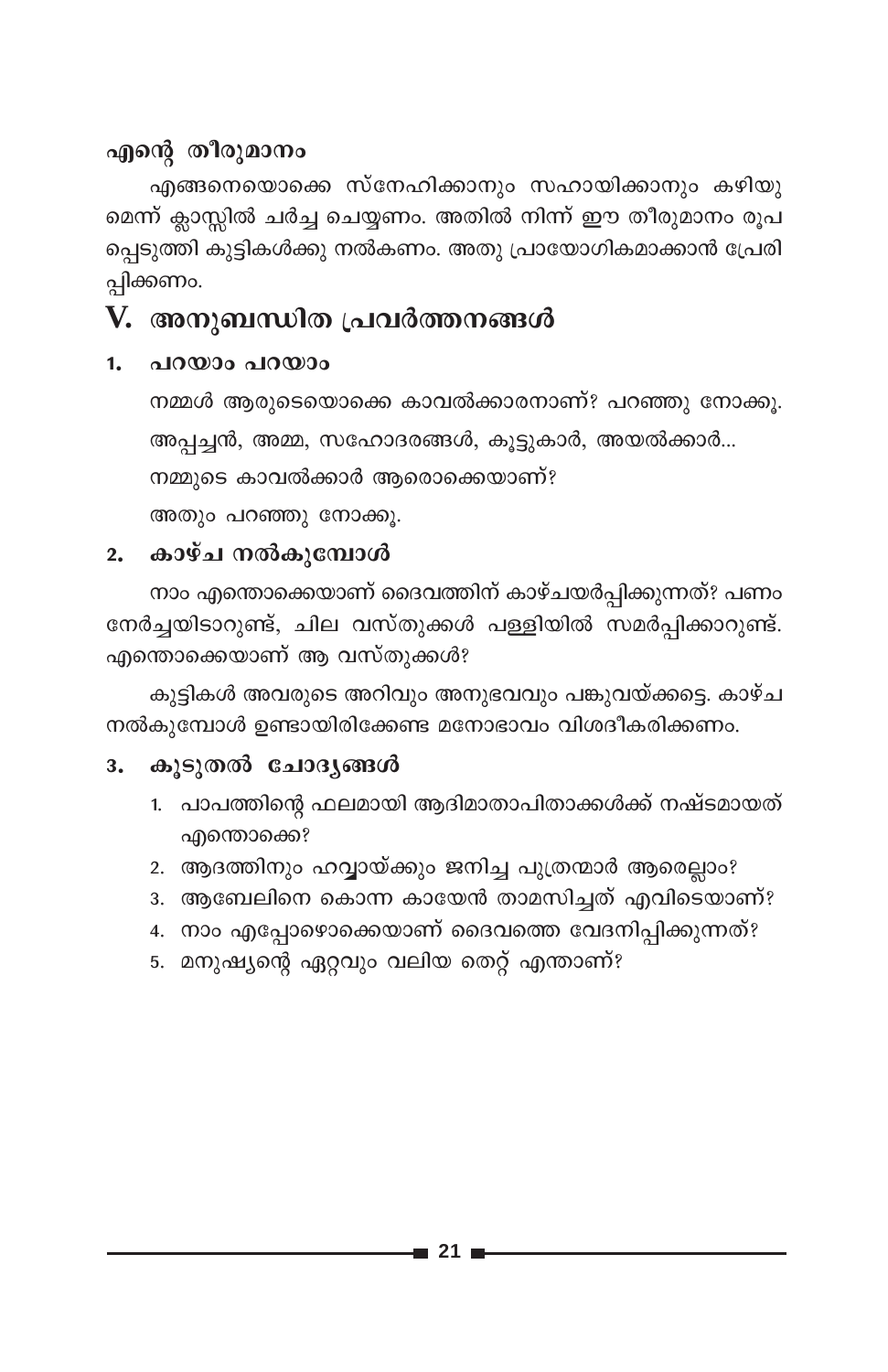### എന്റെ തീരുമാനം

എങ്ങനെയൊക്കെ സ്നേഹിക്കാനും സഹായിക്കാനും കഴിയുമെന്ന് ക്ലാസ്സിൽ ചർച്ച ചെയ്യണം. അതിൽ നിന്ന് ഈ തീരുമാനം രൂപപ്പെടുത്തി കുട്ടികൾക്കു നൽകണം. അതു പ്രായോഗികമാക്കാൻ പ്രേരിപ്പിക്കണം.

## V. അനുബന്ധിത പ്രവർത്തനങ്ങൾ

### 1. പറയാം പറയാം

നമ്മൾ ആരുടെയൊക്കെ കാവൽക്കാരനാണ്? പറഞ്ഞു നോക്കൂ.

അപ്പച്ചൻ, അമ്മ, സഹോദരങ്ങൾ, കൂട്ടുകാർ, അയൽക്കാർ...

നമ്മുടെ കാവൽക്കാർ ആരൊക്കെയാണ്?

അതും പറഞ്ഞു നോക്കൂ.

### 2. കാഴ്ച നൽകുമ്പോൾ

നാം എന്തൊക്കെയാണ് ദൈവത്തിന് കാഴ്ചയർപ്പിക്കുന്നത്? പണം നേർച്ചയിടാറുണ്ട്, ചില വസ്തുക്കൾ പള്ളിയിൽ സമർപ്പിക്കാറുണ്ട്. എന്തൊക്കെയാണ് ആ വസ്തുക്കൾ?

കുട്ടികൾ അവരുടെ അറിവും അനുഭവവും പങ്കുവയ്ക്കട്ടെ. കാഴ്ച നൽകുമ്പോൾ ഉണ്ടായിരിക്കേണ്ട മനോഭാവം വിശദീകരിക്കണം.

### 3. കൂടുതൽ ചോദ്യങ്ങൾ

1. പാപത്തിന്റെ ഫലമായി ആദിമാതാപിതാക്കൾക്ക് നഷ്ടമായത് എന്തൊക്കെ?
2. ആദത്തിനും ഹവ്വായ്ക്കും ജനിച്ച പുത്രന്മാർ ആരെല്ലാം?
3. ആബേലിനെ കൊന്ന കായേൻ താമസിച്ചത് എവിടെയാണ്?
4. നാം എപ്പോഴൊക്കെയാണ് ദൈവത്തെ വേദനിപ്പിക്കുന്നത്?
5. മനുഷ്യന്റെ ഏറ്റവും വലിയ തെറ്റ് എന്താണ്?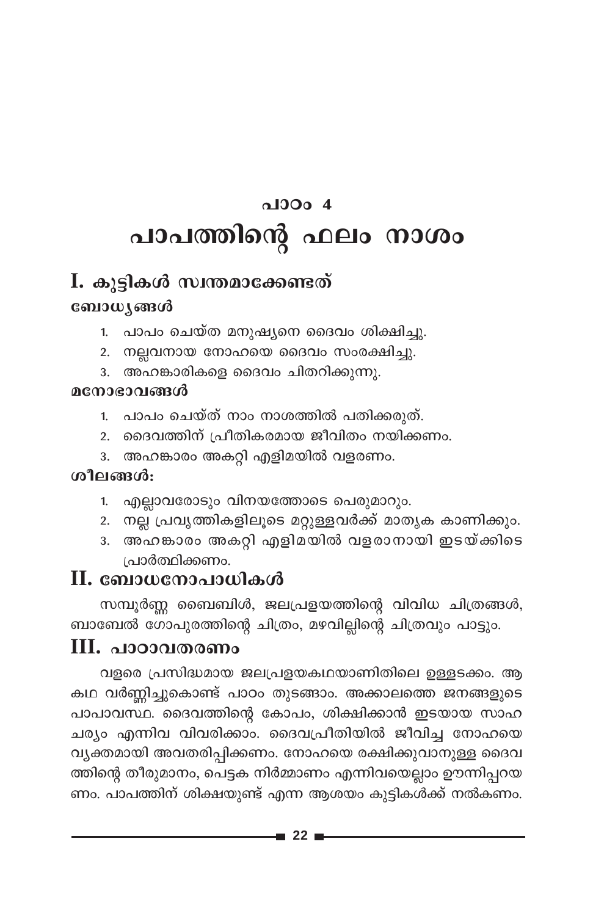## പാഠം 4

# പാപത്തിന്റെ ഫലം നാശം

## I. കുട്ടികൾ സ്വന്തമാക്കേണ്ടത്

### ബോധ്യങ്ങൾ

1. പാപം ചെയ്ത മനുഷ്യനെ ദൈവം ശിക്ഷിച്ചു.
2. നല്ലവനായ നോഹയെ ദൈവം സംരക്ഷിച്ചു.
3. അഹങ്കാരികളെ ദൈവം ചിതറിക്കുന്നു.

### മനോഭാവങ്ങൾ

1. പാപം ചെയ്ത് നാം നാശത്തിൽ പതിക്കരുത്.
2. ദൈവത്തിന് പ്രീതികരമായ ജീവിതം നയിക്കണം.
3. അഹങ്കാരം അകറ്റി എളിമയിൽ വളരണം.

### ശീലങ്ങൾ:

1. എല്ലാവരോടും വിനയത്തോടെ പെരുമാറും.
2. നല്ല പ്രവൃത്തികളിലൂടെ മറ്റുള്ളവർക്ക് മാതൃക കാണിക്കും.
3. അഹങ്കാരം അകറ്റി എളിമയിൽ വളരാനായി ഇടയ്ക്കിടെ പ്രാർത്ഥിക്കണം.

## II. ബോധനോപാധികൾ

സമ്പൂർണ്ണ ബൈബിൾ, ജലപ്രളയത്തിന്റെ വിവിധ ചിത്രങ്ങൾ, ബാബേൽ ഗോപുരത്തിന്റെ ചിത്രം, മഴവില്ലിന്റെ ചിത്രവും പാട്ടും.

## III. പാഠാവതരണം

വളരെ പ്രസിദ്ധമായ ജലപ്രളയകഥയാണിതിലെ ഉള്ളടക്കം. ആ കഥ വർണ്ണിച്ചുകൊണ്ട് പാഠം തുടങ്ങാം. അക്കാലത്തെ ജനങ്ങളുടെ പാപാവസ്ഥ. ദൈവത്തിന്റെ കോപം, ശിക്ഷിക്കാൻ ഇടയായ സാഹചര്യം എന്നിവ വിവരിക്കാം. ദൈവപ്രീതിയിൽ ജീവിച്ച നോഹയെ വ്യക്തമായി അവതരിപ്പിക്കണം. നോഹയെ രക്ഷിക്കുവാനുള്ള ദൈവത്തിന്റെ തീരുമാനം, പെട്ടക നിർമ്മാണം എന്നിവയെല്ലാം ഊന്നിപ്പറയണം. പാപത്തിന് ശിക്ഷയുണ്ട് എന്ന ആശയം കുട്ടികൾക്ക് നൽകണം.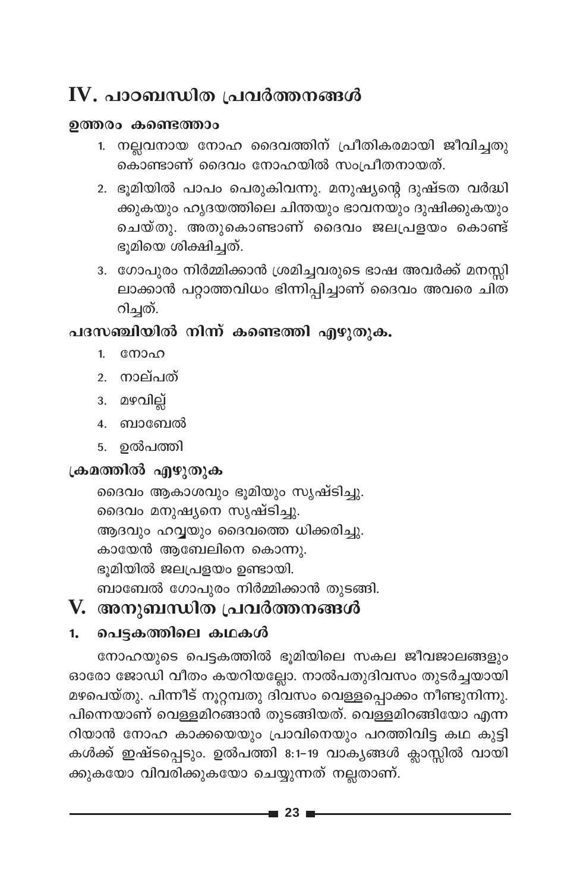## IV. പാഠബന്ധിത പ്രവർത്തനങ്ങൾ

### ഉത്തരം കണ്ടെത്താം

1. നല്ലവനായ നോഹ ദൈവത്തിന് പ്രീതികരമായി ജീവിച്ചതു കൊണ്ടാണ് ദൈവം നോഹയിൽ സംപ്രീതനായത്.
2. ഭൂമിയിൽ പാപം പെരുകിവന്നു. മനുഷ്യന്റെ ദുഷ്ടത വർദ്ധിക്കുകയും ഹൃദയത്തിലെ ചിന്തയും ഭാവനയും ദുഷിക്കുകയും ചെയ്തു. അതുകൊണ്ടാണ് ദൈവം ജലപ്രളയം കൊണ്ട് ഭൂമിയെ ശിക്ഷിച്ചത്.
3. ഗോപുരം നിർമ്മിക്കാൻ ശ്രമിച്ചവരുടെ ഭാഷ അവർക്ക് മനസ്സിലാക്കാൻ പറ്റാത്തവിധം ഭിന്നിപ്പിച്ചാണ് ദൈവം അവരെ ചിതറിച്ചത്.

### പദസഞ്ചിയിൽ നിന്ന് കണ്ടെത്തി എഴുതുക.

1. നോഹ
2. നാല്പത്
3. മഴവില്ല്
4. ബാബേൽ
5. ഉൽപത്തി

### ക്രമത്തിൽ എഴുതുക

ദൈവം ആകാശവും ഭൂമിയും സൃഷ്ടിച്ചു.
ദൈവം മനുഷ്യനെ സൃഷ്ടിച്ചു.
ആദവും ഹവ്വയും ദൈവത്തെ ധിക്കരിച്ചു.
കായേൻ ആബേലിനെ കൊന്നു.
ഭൂമിയിൽ ജലപ്രളയം ഉണ്ടായി.
ബാബേൽ ഗോപുരം നിർമ്മിക്കാൻ തുടങ്ങി.

## V. അനുബന്ധിത പ്രവർത്തനങ്ങൾ

### 1. പെട്ടകത്തിലെ കഥകൾ

നോഹയുടെ പെട്ടകത്തിൽ ഭൂമിയിലെ സകല ജീവജാലങ്ങളും ഓരോ ജോഡി വീതം കയറിയല്ലോ. നാൽപതുദിവസം തുടർച്ചയായി മഴപെയ്തു. പിന്നീട് നൂറ്റമ്പതു ദിവസം വെള്ളപ്പൊക്കം നീണ്ടുനിന്നു. പിന്നെയാണ് വെള്ളമിറങ്ങാൻ തുടങ്ങിയത്. വെള്ളമിറങ്ങിയോ എന്നറിയാൻ നോഹ കാക്കയെയും പ്രാവിനെയും പറത്തിവിട്ട കഥ കുട്ടികൾക്ക് ഇഷ്ടപ്പെടും. ഉൽപത്തി 8:1-19 വാക്യങ്ങൾ ക്ലാസ്സിൽ വായിക്കുകയോ വിവരിക്കുകയോ ചെയ്യുന്നത് നല്ലതാണ്.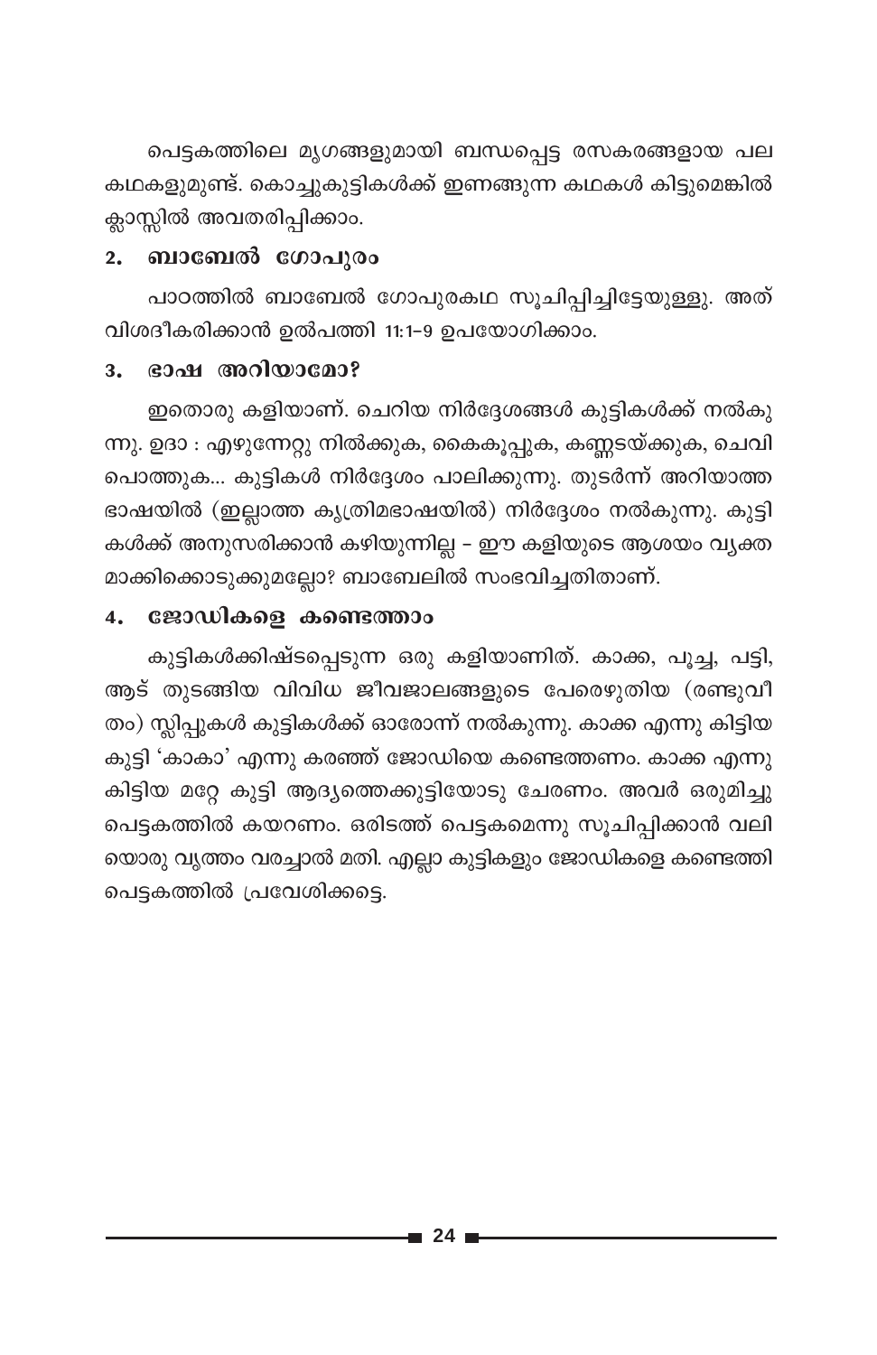പെട്ടകത്തിലെ മൃഗങ്ങളുമായി ബന്ധപ്പെട്ട രസകരങ്ങളായ പല കഥകളുമുണ്ട്. കൊച്ചുകുട്ടികൾക്ക് ഇണങ്ങുന്ന കഥകൾ കിട്ടുമെങ്കിൽ ക്ലാസ്സിൽ അവതരിപ്പിക്കാം.

### 2. ബാബേൽ ഗോപുരം

പാഠത്തിൽ ബാബേൽ ഗോപുരകഥ സൂചിപ്പിച്ചിട്ടേയുള്ളു. അത് വിശദീകരിക്കാൻ ഉൽപത്തി 11:1-9 ഉപയോഗിക്കാം.

### 3. ഭാഷ അറിയാമോ?

ഇതൊരു കളിയാണ്. ചെറിയ നിർദ്ദേശങ്ങൾ കുട്ടികൾക്ക് നൽകുന്നു. ഉദാ : എഴുന്നേറ്റു നിൽക്കുക, കൈകൂപ്പുക, കണ്ണടയ്ക്കുക, ചെവി പൊത്തുക... കുട്ടികൾ നിർദ്ദേശം പാലിക്കുന്നു. തുടർന്ന് അറിയാത്ത ഭാഷയിൽ (ഇല്ലാത്ത കൃത്രിമഭാഷയിൽ) നിർദ്ദേശം നൽകുന്നു. കുട്ടികൾക്ക് അനുസരിക്കാൻ കഴിയുന്നില്ല - ഈ കളിയുടെ ആശയം വ്യക്തമാക്കിക്കൊടുക്കുമല്ലോ? ബാബേലിൽ സംഭവിച്ചതിതാണ്.

### 4. ജോഡികളെ കണ്ടെത്താം

കുട്ടികൾക്കിഷ്ടപ്പെടുന്ന ഒരു കളിയാണിത്. കാക്ക, പൂച്ച, പട്ടി, ആട് തുടങ്ങിയ വിവിധ ജീവജാലങ്ങളുടെ പേരെഴുതിയ (രണ്ടുവീതം) സ്ലിപ്പുകൾ കുട്ടികൾക്ക് ഓരോന്ന് നൽകുന്നു. കാക്ക എന്നു കിട്ടിയ കുട്ടി 'കാകാ' എന്നു കരഞ്ഞ് ജോഡിയെ കണ്ടെത്തണം. കാക്ക എന്നു കിട്ടിയ മറ്റേ കുട്ടി ആദ്യത്തെക്കുട്ടിയോടു ചേരണം. അവർ ഒരുമിച്ചു പെട്ടകത്തിൽ കയറണം. ഒരിടത്ത് പെട്ടകമെന്നു സൂചിപ്പിക്കാൻ വലിയൊരു വൃത്തം വരച്ചാൽ മതി. എല്ലാ കുട്ടികളും ജോഡികളെ കണ്ടെത്തി പെട്ടകത്തിൽ പ്രവേശിക്കട്ടെ.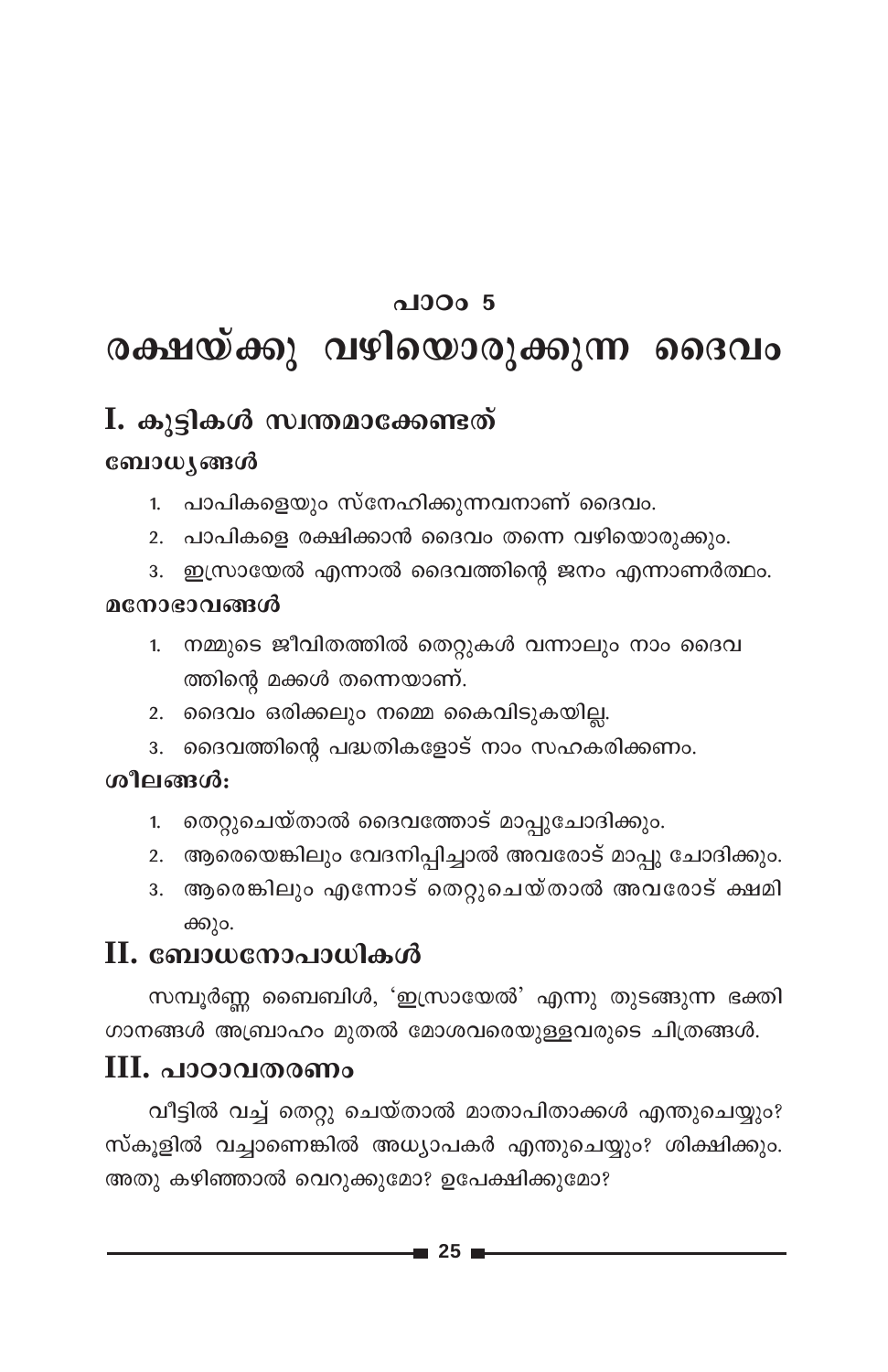## പാഠം 5

# രക്ഷയ്ക്കു വഴിയൊരുക്കുന്ന ദൈവം

## I. കുട്ടികൾ സ്വന്തമാക്കേണ്ടത്

### ബോധ്യങ്ങൾ

1. പാപികളെയും സ്നേഹിക്കുന്നവനാണ് ദൈവം.
2. പാപികളെ രക്ഷിക്കാൻ ദൈവം തന്നെ വഴിയൊരുക്കും.
3. ഇസ്രായേൽ എന്നാൽ ദൈവത്തിന്റെ ജനം എന്നാണർത്ഥം.

### മനോഭാവങ്ങൾ

1. നമ്മുടെ ജീവിതത്തിൽ തെറ്റുകൾ വന്നാലും നാം ദൈവത്തിന്റെ മക്കൾ തന്നെയാണ്.
2. ദൈവം ഒരിക്കലും നമ്മെ കൈവിടുകയില്ല.
3. ദൈവത്തിന്റെ പദ്ധതികളോട് നാം സഹകരിക്കണം.

### ശീലങ്ങൾ:

1. തെറ്റുചെയ്താൽ ദൈവത്തോട് മാപ്പുചോദിക്കും.
2. ആരെയെങ്കിലും വേദനിപ്പിച്ചാൽ അവരോട് മാപ്പു ചോദിക്കും.
3. ആരെങ്കിലും എന്നോട് തെറ്റുചെയ്താൽ അവരോട് ക്ഷമിക്കും.

## II. ബോധനോപാധികൾ

സമ്പൂർണ്ണ ബൈബിൾ, 'ഇസ്രായേൽ' എന്നു തുടങ്ങുന്ന ഭക്തിഗാനങ്ങൾ അബ്രാഹം മുതൽ മോശവരെയുള്ളവരുടെ ചിത്രങ്ങൾ.

## III. പാഠാവതരണം

വീട്ടിൽ വച്ച് തെറ്റു ചെയ്താൽ മാതാപിതാക്കൾ എന്തുചെയ്യും? സ്കൂളിൽ വച്ചാണെങ്കിൽ അധ്യാപകർ എന്തുചെയ്യും? ശിക്ഷിക്കും. അതു കഴിഞ്ഞാൽ വെറുക്കുമോ? ഉപേക്ഷിക്കുമോ?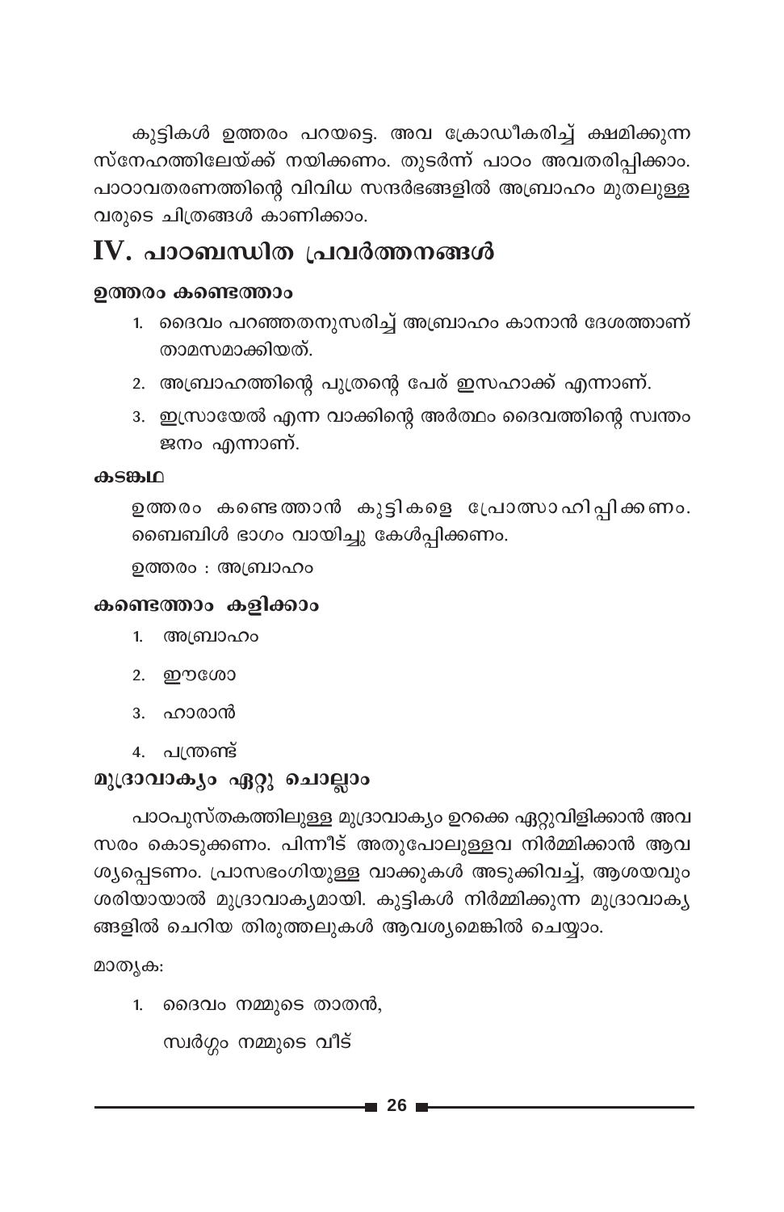കുട്ടികൾ ഉത്തരം പറയട്ടെ. അവ ക്രോഡീകരിച്ച് ക്ഷമിക്കുന്ന സ്നേഹത്തിലേയ്ക്ക് നയിക്കണം. തുടർന്ന് പാഠം അവതരിപ്പിക്കാം. പാഠാവതരണത്തിന്റെ വിവിധ സന്ദർഭങ്ങളിൽ അബ്രാഹം മുതലുള്ള വരുടെ ചിത്രങ്ങൾ കാണിക്കാം.

## IV. പാഠബന്ധിത പ്രവർത്തനങ്ങൾ

### ഉത്തരം കണ്ടെത്താം

1. ദൈവം പറഞ്ഞതനുസരിച്ച് അബ്രാഹം കാനാൻ ദേശത്താണ് താമസമാക്കിയത്.
2. അബ്രാഹത്തിന്റെ പുത്രന്റെ പേര് ഇസഹാക്ക് എന്നാണ്.
3. ഇസ്രായേൽ എന്ന വാക്കിന്റെ അർത്ഥം ദൈവത്തിന്റെ സ്വന്തം ജനം എന്നാണ്.

### കടങ്കഥ

ഉത്തരം കണ്ടെത്താൻ കുട്ടികളെ പ്രോത്സാഹിപ്പിക്കണം. ബൈബിൾ ഭാഗം വായിച്ചു കേൾപ്പിക്കണം.

ഉത്തരം : അബ്രാഹം

### കണ്ടെത്താം കളിക്കാം

1. അബ്രാഹം
2. ഈശോ
3. ഹാരാൻ
4. പന്ത്രണ്ട്

### മുദ്രാവാക്യം ഏറ്റു ചൊല്ലാം

പാഠപുസ്തകത്തിലുള്ള മുദ്രാവാക്യം ഉറക്കെ ഏറ്റുവിളിക്കാൻ അവസരം കൊടുക്കണം. പിന്നീട് അതുപോലുള്ളവ നിർമ്മിക്കാൻ ആവശ്യപ്പെടണം. പ്രാസഭംഗിയുള്ള വാക്കുകൾ അടുക്കിവച്ച്, ആശയവും ശരിയായാൽ മുദ്രാവാക്യമായി. കുട്ടികൾ നിർമ്മിക്കുന്ന മുദ്രാവാക്യങ്ങളിൽ ചെറിയ തിരുത്തലുകൾ ആവശ്യമെങ്കിൽ ചെയ്യാം.

മാതൃക:

1. ദൈവം നമ്മുടെ താതൻ,

   സ്വർഗ്ഗം നമ്മുടെ വീട്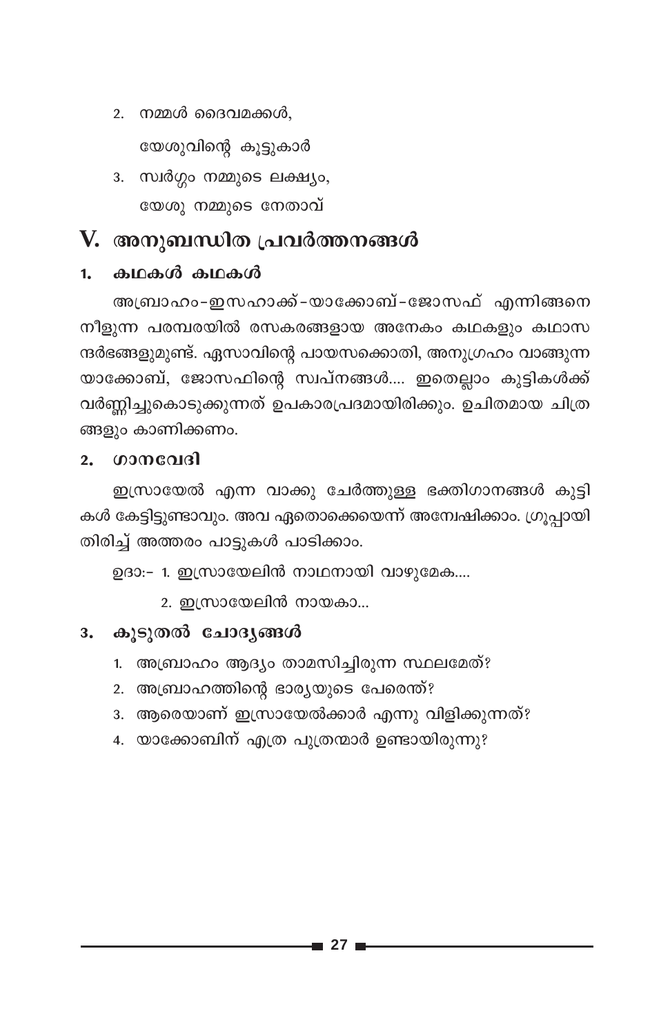2. നമ്മൾ ദൈവമക്കൾ,

   യേശുവിന്റെ കൂട്ടുകാർ

3. സ്വർഗ്ഗം നമ്മുടെ ലക്ഷ്യം,

   യേശു നമ്മുടെ നേതാവ്

## V. അനുബന്ധിത പ്രവർത്തനങ്ങൾ

### 1. കഥകൾ കഥകൾ

അബ്രാഹം-ഇസഹാക്ക്-യാക്കോബ്-ജോസഫ് എന്നിങ്ങനെ നീളുന്ന പരമ്പരയിൽ രസകരങ്ങളായ അനേകം കഥകളും കഥാസന്ദർഭങ്ങളുമുണ്ട്. ഏസാവിന്റെ പായസക്കൊതി, അനുഗ്രഹം വാങ്ങുന്ന യാക്കോബ്, ജോസഫിന്റെ സ്വപ്നങ്ങൾ.... ഇതെല്ലാം കുട്ടികൾക്ക് വർണ്ണിച്ചുകൊടുക്കുന്നത് ഉപകാരപ്രദമായിരിക്കും. ഉചിതമായ ചിത്രങ്ങളും കാണിക്കണം.

### 2. ഗാനവേദി

ഇസ്രായേൽ എന്ന വാക്കു ചേർത്തുള്ള ഭക്തിഗാനങ്ങൾ കുട്ടികൾ കേട്ടിട്ടുണ്ടാവും. അവ ഏതൊക്കെയെന്ന് അന്വേഷിക്കാം. ഗ്രൂപ്പായി തിരിച്ച് അത്തരം പാട്ടുകൾ പാടിക്കാം.

ഉദാ:- 1. ഇസ്രായേലിൻ നാഥനായി വാഴുമേക....

2. ഇസ്രായേലിൻ നായകാ...

### 3. കൂടുതൽ ചോദ്യങ്ങൾ

1. അബ്രാഹം ആദ്യം താമസിച്ചിരുന്ന സ്ഥലമേത്?
2. അബ്രാഹത്തിന്റെ ഭാര്യയുടെ പേരെന്ത്?
3. ആരെയാണ് ഇസ്രായേൽക്കാർ എന്നു വിളിക്കുന്നത്?
4. യാക്കോബിന് എത്ര പുത്രന്മാർ ഉണ്ടായിരുന്നു?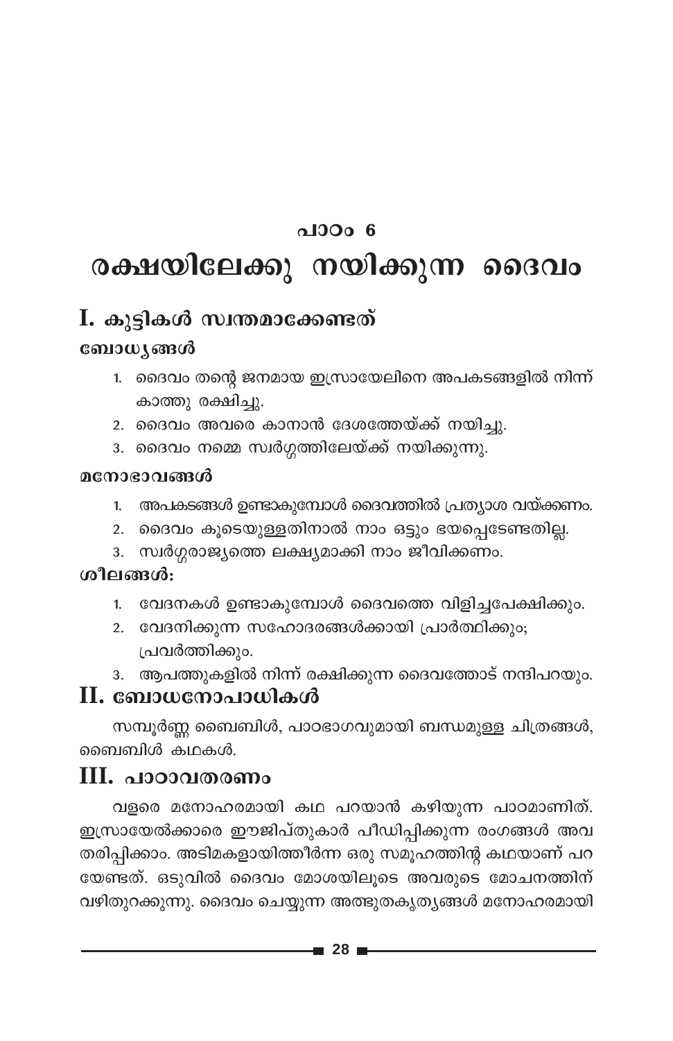## പാഠം 6

# രക്ഷയിലേക്കു നയിക്കുന്ന ദൈവം

## I. കുട്ടികൾ സ്വന്തമാക്കേണ്ടത്

### ബോധ്യങ്ങൾ

1. ദൈവം തന്റെ ജനമായ ഇസ്രായേലിനെ അപകടങ്ങളിൽ നിന്ന് കാത്തു രക്ഷിച്ചു.
2. ദൈവം അവരെ കാനാൻ ദേശത്തേയ്ക്ക് നയിച്ചു.
3. ദൈവം നമ്മെ സ്വർഗ്ഗത്തിലേയ്ക്ക് നയിക്കുന്നു.

### മനോഭാവങ്ങൾ

1. അപകടങ്ങൾ ഉണ്ടാകുമ്പോൾ ദൈവത്തിൽ പ്രത്യാശ വയ്ക്കണം.
2. ദൈവം കൂടെയുള്ളതിനാൽ നാം ഒട്ടും ഭയപ്പെടേണ്ടതില്ല.
3. സ്വർഗ്ഗരാജ്യത്തെ ലക്ഷ്യമാക്കി നാം ജീവിക്കണം.

### ശീലങ്ങൾ:

1. വേദനകൾ ഉണ്ടാകുമ്പോൾ ദൈവത്തെ വിളിച്ചപേക്ഷിക്കും.
2. വേദനിക്കുന്ന സഹോദരങ്ങൾക്കായി പ്രാർത്ഥിക്കും; പ്രവർത്തിക്കും.
3. ആപത്തുകളിൽ നിന്ന് രക്ഷിക്കുന്ന ദൈവത്തോട് നന്ദിപറയും.

## II. ബോധനോപാധികൾ

സമ്പൂർണ്ണ ബൈബിൾ, പാഠഭാഗവുമായി ബന്ധമുള്ള ചിത്രങ്ങൾ, ബൈബിൾ കഥകൾ.

## III. പാഠാവതരണം

വളരെ മനോഹരമായി കഥ പറയാൻ കഴിയുന്ന പാഠമാണിത്. ഇസ്രായേൽക്കാരെ ഈജിപ്തുകാർ പീഡിപ്പിക്കുന്ന രംഗങ്ങൾ അവതരിപ്പിക്കാം. അടിമകളായിത്തീർന്ന ഒരു സമൂഹത്തിന്റ കഥയാണ് പറയേണ്ടത്. ഒടുവിൽ ദൈവം മോശയിലൂടെ അവരുടെ മോചനത്തിന് വഴിതുറക്കുന്നു. ദൈവം ചെയ്യുന്ന അത്ഭുതകൃത്യങ്ങൾ മനോഹരമായി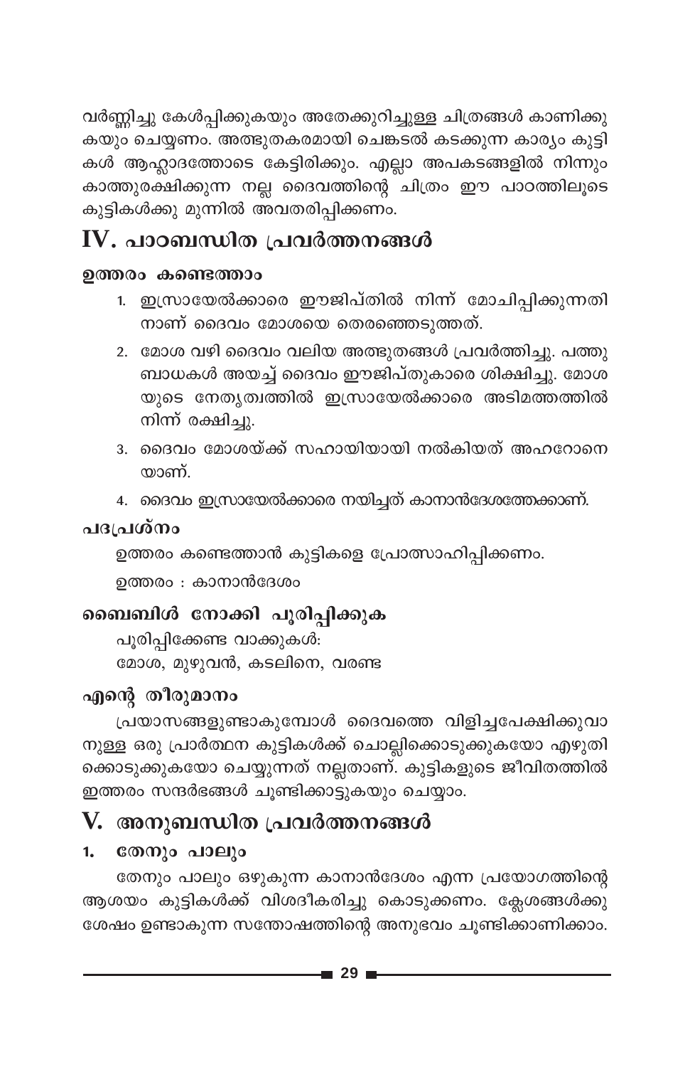വർണ്ണിച്ചു കേൾപ്പിക്കുകയും അതേക്കുറിച്ചുള്ള ചിത്രങ്ങൾ കാണിക്കുകയും ചെയ്യണം. അത്ഭുതകരമായി ചെങ്കടൽ കടക്കുന്ന കാര്യം കുട്ടികൾ ആഹ്ലാദത്തോടെ കേട്ടിരിക്കും. എല്ലാ അപകടങ്ങളിൽ നിന്നും കാത്തുരക്ഷിക്കുന്ന നല്ല ദൈവത്തിന്റെ ചിത്രം ഈ പാഠത്തിലൂടെ കുട്ടികൾക്കു മുന്നിൽ അവതരിപ്പിക്കണം.

## IV. പാഠബന്ധിത പ്രവർത്തനങ്ങൾ

### ഉത്തരം കണ്ടെത്താം

1. ഇസ്രായേൽക്കാരെ ഈജിപ്തിൽ നിന്ന് മോചിപ്പിക്കുന്നതിനാണ് ദൈവം മോശയെ തെരഞ്ഞെടുത്തത്.
2. മോശ വഴി ദൈവം വലിയ അത്ഭുതങ്ങൾ പ്രവർത്തിച്ചു. പത്തു ബാധകൾ അയച്ച് ദൈവം ഈജിപ്തുകാരെ ശിക്ഷിച്ചു. മോശയുടെ നേതൃത്വത്തിൽ ഇസ്രായേൽക്കാരെ അടിമത്തത്തിൽ നിന്ന് രക്ഷിച്ചു.
3. ദൈവം മോശയ്ക്ക് സഹായിയായി നൽകിയത് അഹറോനെയാണ്.
4. ദൈവം ഇസ്രായേൽക്കാരെ നയിച്ചത് കാനാൻദേശത്തേക്കാണ്.

### പദപ്രശ്നം

ഉത്തരം കണ്ടെത്താൻ കുട്ടികളെ പ്രോത്സാഹിപ്പിക്കണം.

ഉത്തരം : കാനാൻദേശം

### ബൈബിൾ നോക്കി പൂരിപ്പിക്കുക

പൂരിപ്പിക്കേണ്ട വാക്കുകൾ:
മോശ, മുഴുവൻ, കടലിനെ, വരണ്ട

### എന്റെ തീരുമാനം

പ്രയാസങ്ങളുണ്ടാകുമ്പോൾ ദൈവത്തെ വിളിച്ചപേക്ഷിക്കുവാനുള്ള ഒരു പ്രാർത്ഥന കുട്ടികൾക്ക് ചൊല്ലിക്കൊടുക്കുകയോ എഴുതിക്കൊടുക്കുകയോ ചെയ്യുന്നത് നല്ലതാണ്. കുട്ടികളുടെ ജീവിതത്തിൽ ഇത്തരം സന്ദർഭങ്ങൾ ചൂണ്ടിക്കാട്ടുകയും ചെയ്യാം.

## V. അനുബന്ധിത പ്രവർത്തനങ്ങൾ

### 1. തേനും പാലും

തേനും പാലും ഒഴുകുന്ന കാനാൻദേശം എന്ന പ്രയോഗത്തിന്റെ ആശയം കുട്ടികൾക്ക് വിശദീകരിച്ചു കൊടുക്കണം. ക്ലേശങ്ങൾക്കു ശേഷം ഉണ്ടാകുന്ന സന്തോഷത്തിന്റെ അനുഭവം ചൂണ്ടിക്കാണിക്കാം.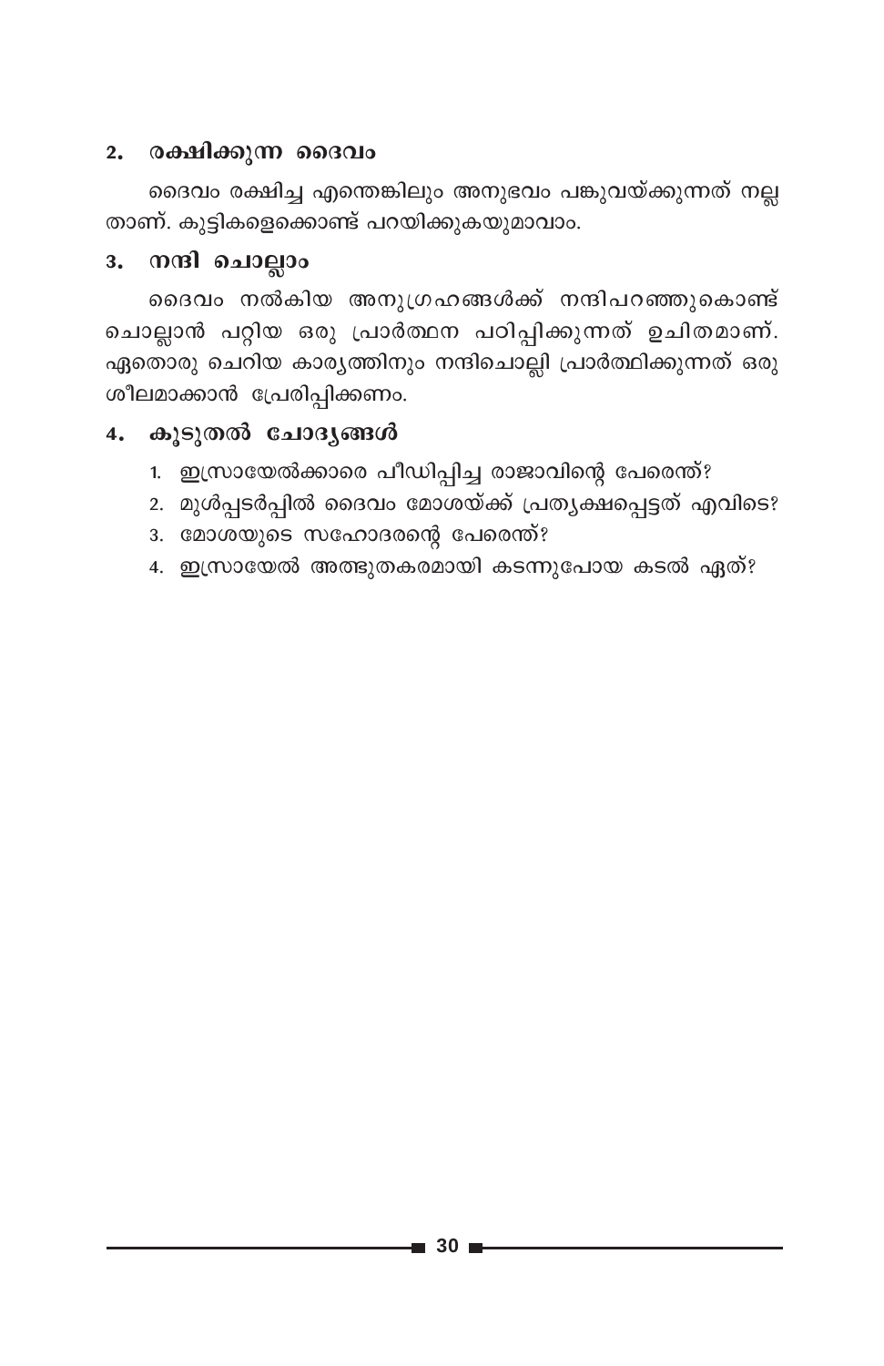## 2. രക്ഷിക്കുന്ന ദൈവം

ദൈവം രക്ഷിച്ച എന്തെങ്കിലും അനുഭവം പങ്കുവയ്ക്കുന്നത് നല്ലതാണ്. കുട്ടികളെക്കൊണ്ട് പറയിക്കുകയുമാവാം.

## 3. നന്ദി ചൊല്ലാം

ദൈവം നൽകിയ അനുഗ്രഹങ്ങൾക്ക് നന്ദിപറഞ്ഞുകൊണ്ട് ചൊല്ലാൻ പറ്റിയ ഒരു പ്രാർത്ഥന പഠിപ്പിക്കുന്നത് ഉചിതമാണ്. ഏതൊരു ചെറിയ കാര്യത്തിനും നന്ദിചൊല്ലി പ്രാർത്ഥിക്കുന്നത് ഒരു ശീലമാക്കാൻ പ്രേരിപ്പിക്കണം.

## 4. കൂടുതൽ ചോദ്യങ്ങൾ

1. ഇസ്രായേൽക്കാരെ പീഡിപ്പിച്ച രാജാവിന്റെ പേരെന്ത്?
2. മുൾപ്പടർപ്പിൽ ദൈവം മോശയ്ക്ക് പ്രത്യക്ഷപ്പെട്ടത് എവിടെ?
3. മോശയുടെ സഹോദരന്റെ പേരെന്ത്?
4. ഇസ്രായേൽ അത്ഭുതകരമായി കടന്നുപോയ കടൽ ഏത്?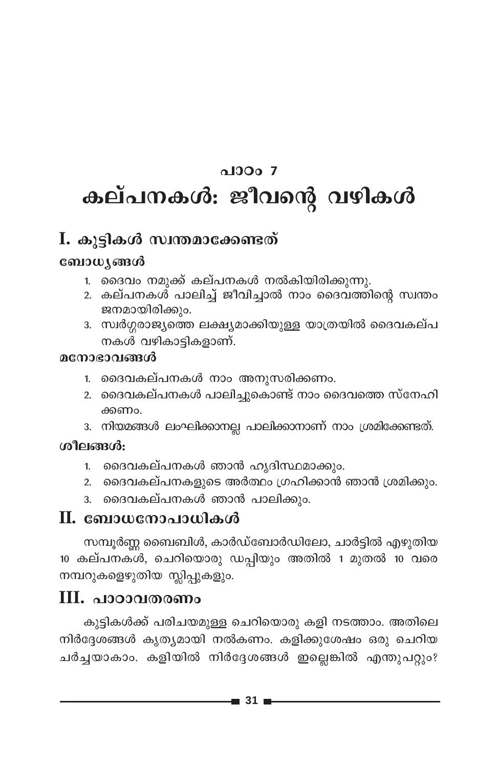## പാഠം 7

# കല്പനകൾ: ജീവന്റെ വഴികൾ

## I. കുട്ടികൾ സ്വന്തമാക്കേണ്ടത്

### ബോധ്യങ്ങൾ

1. ദൈവം നമുക്ക് കല്പനകൾ നൽകിയിരിക്കുന്നു.
2. കല്പനകൾ പാലിച്ച് ജീവിച്ചാൽ നാം ദൈവത്തിന്റെ സ്വന്തം ജനമായിരിക്കും.
3. സ്വർഗ്ഗരാജ്യത്തെ ലക്ഷ്യമാക്കിയുള്ള യാത്രയിൽ ദൈവകല്പനകൾ വഴികാട്ടികളാണ്.

### മനോഭാവങ്ങൾ

1. ദൈവകല്പനകൾ നാം അനുസരിക്കണം.
2. ദൈവകല്പനകൾ പാലിച്ചുകൊണ്ട് നാം ദൈവത്തെ സ്നേഹിക്കണം.
3. നിയമങ്ങൾ ലംഘിക്കാനല്ല പാലിക്കാനാണ് നാം ശ്രമിക്കേണ്ടത്.

### ശീലങ്ങൾ:

1. ദൈവകല്പനകൾ ഞാൻ ഹൃദിസ്ഥമാക്കും.
2. ദൈവകല്പനകളുടെ അർത്ഥം ഗ്രഹിക്കാൻ ഞാൻ ശ്രമിക്കും.
3. ദൈവകല്പനകൾ ഞാൻ പാലിക്കും.

## II. ബോധനോപാധികൾ

സമ്പൂർണ്ണ ബൈബിൾ, കാർഡ്ബോർഡിലോ, ചാർട്ടിൽ എഴുതിയ 10 കല്പനകൾ, ചെറിയൊരു ഡപ്പിയും അതിൽ 1 മുതൽ 10 വരെ നമ്പറുകളെഴുതിയ സ്ലിപ്പുകളും.

## III. പാഠാവതരണം

കുട്ടികൾക്ക് പരിചയമുള്ള ചെറിയൊരു കളി നടത്താം. അതിലെ നിർദ്ദേശങ്ങൾ കൃത്യമായി നൽകണം. കളിക്കുശേഷം ഒരു ചെറിയ ചർച്ചയാകാം. കളിയിൽ നിർദ്ദേശങ്ങൾ ഇല്ലെങ്കിൽ എന്തുപറ്റും?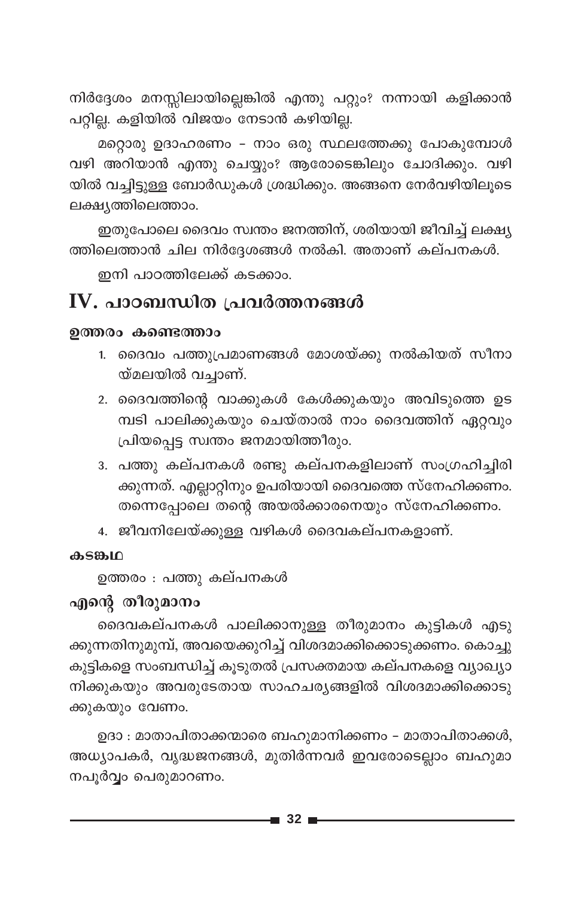നിർദ്ദേശം മനസ്സിലായില്ലെങ്കിൽ എന്തു പറ്റും? നന്നായി കളിക്കാൻ പറ്റില്ല. കളിയിൽ വിജയം നേടാൻ കഴിയില്ല.

മറ്റൊരു ഉദാഹരണം - നാം ഒരു സ്ഥലത്തേക്കു പോകുമ്പോൾ വഴി അറിയാൻ എന്തു ചെയ്യും? ആരോടെങ്കിലും ചോദിക്കും. വഴിയിൽ വച്ചിട്ടുള്ള ബോർഡുകൾ ശ്രദ്ധിക്കും. അങ്ങനെ നേർവഴിയിലൂടെ ലക്ഷ്യത്തിലെത്താം.

ഇതുപോലെ ദൈവം സ്വന്തം ജനത്തിന്, ശരിയായി ജീവിച്ച് ലക്ഷ്യത്തിലെത്താൻ ചില നിർദ്ദേശങ്ങൾ നൽകി. അതാണ് കല്പനകൾ.

ഇനി പാഠത്തിലേക്ക് കടക്കാം.

## IV. പാഠബന്ധിത പ്രവർത്തനങ്ങൾ

### ഉത്തരം കണ്ടെത്താം

1. ദൈവം പത്തുപ്രമാണങ്ങൾ മോശയ്ക്കു നൽകിയത് സീനായ്മലയിൽ വച്ചാണ്.
2. ദൈവത്തിന്റെ വാക്കുകൾ കേൾക്കുകയും അവിടുത്തെ ഉടമ്പടി പാലിക്കുകയും ചെയ്താൽ നാം ദൈവത്തിന് ഏറ്റവും പ്രിയപ്പെട്ട സ്വന്തം ജനമായിത്തീരും.
3. പത്തു കല്പനകൾ രണ്ടു കല്പനകളിലാണ് സംഗ്രഹിച്ചിരിക്കുന്നത്. എല്ലാറ്റിനും ഉപരിയായി ദൈവത്തെ സ്നേഹിക്കണം. തന്നെപ്പോലെ തന്റെ അയൽക്കാരനെയും സ്നേഹിക്കണം.
4. ജീവനിലേയ്ക്കുള്ള വഴികൾ ദൈവകല്പനകളാണ്.

### കടങ്കഥ

ഉത്തരം : പത്തു കല്പനകൾ

### എന്റെ തീരുമാനം

ദൈവകല്പനകൾ പാലിക്കാനുള്ള തീരുമാനം കുട്ടികൾ എടുക്കുന്നതിനുമുമ്പ്, അവയെക്കുറിച്ച് വിശദമാക്കിക്കൊടുക്കണം. കൊച്ചുകുട്ടികളെ സംബന്ധിച്ച് കൂടുതൽ പ്രസക്തമായ കല്പനകളെ വ്യാഖ്യാനിക്കുകയും അവരുടേതായ സാഹചര്യങ്ങളിൽ വിശദമാക്കിക്കൊടുക്കുകയും വേണം.

ഉദാ : മാതാപിതാക്കന്മാരെ ബഹുമാനിക്കണം - മാതാപിതാക്കൾ, അധ്യാപകർ, വൃദ്ധജനങ്ങൾ, മുതിർന്നവർ ഇവരോടെല്ലാം ബഹുമാനപൂർവ്വം പെരുമാറണം.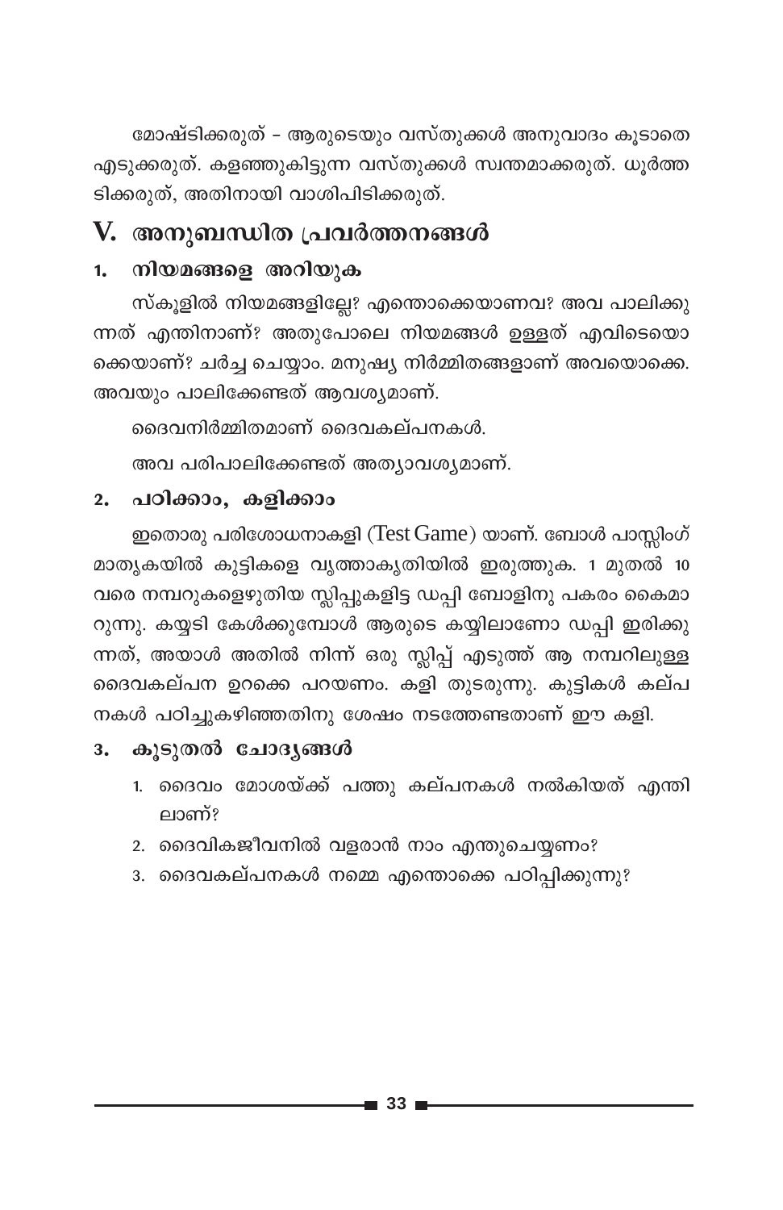മോഷ്ടിക്കരുത് – ആരുടെയും വസ്തുക്കൾ അനുവാദം കൂടാതെ എടുക്കരുത്. കളഞ്ഞുകിട്ടുന്ന വസ്തുക്കൾ സ്വന്തമാക്കരുത്. ധൂർത്തടിക്കരുത്, അതിനായി വാശിപിടിക്കരുത്.

## V. അനുബന്ധിത പ്രവർത്തനങ്ങൾ

### 1. നിയമങ്ങളെ അറിയുക

സ്കൂളിൽ നിയമങ്ങളില്ലേ? എന്തൊക്കെയാണവ? അവ പാലിക്കുന്നത് എന്തിനാണ്? അതുപോലെ നിയമങ്ങൾ ഉള്ളത് എവിടെയൊക്കെയാണ്? ചർച്ച ചെയ്യാം. മനുഷ്യ നിർമ്മിതങ്ങളാണ് അവയൊക്കെ. അവയും പാലിക്കേണ്ടത് ആവശ്യമാണ്.

ദൈവനിർമ്മിതമാണ് ദൈവകല്പനകൾ.

അവ പരിപാലിക്കേണ്ടത് അത്യാവശ്യമാണ്.

### 2. പഠിക്കാം, കളിക്കാം

ഇതൊരു പരിശോധനാകളി (Test Game) യാണ്. ബോൾ പാസ്സിംഗ് മാതൃകയിൽ കുട്ടികളെ വൃത്താകൃതിയിൽ ഇരുത്തുക. 1 മുതൽ 10 വരെ നമ്പറുകളെഴുതിയ സ്ലിപ്പുകളിട്ട ഡപ്പി ബോളിനു പകരം കൈമാറുന്നു. കയ്യടി കേൾക്കുമ്പോൾ ആരുടെ കയ്യിലാണോ ഡപ്പി ഇരിക്കുന്നത്, അയാൾ അതിൽ നിന്ന് ഒരു സ്ലിപ്പ് എടുത്ത് ആ നമ്പറിലുള്ള ദൈവകല്പന ഉറക്കെ പറയണം. കളി തുടരുന്നു. കുട്ടികൾ കല്പനകൾ പഠിച്ചുകഴിഞ്ഞതിനു ശേഷം നടത്തേണ്ടതാണ് ഈ കളി.

### 3. കൂടുതൽ ചോദ്യങ്ങൾ

1. ദൈവം മോശയ്ക്ക് പത്തു കല്പനകൾ നൽകിയത് എന്തിലാണ്?
2. ദൈവികജീവനിൽ വളരാൻ നാം എന്തുചെയ്യണം?
3. ദൈവകല്പനകൾ നമ്മെ എന്തൊക്കെ പഠിപ്പിക്കുന്നു?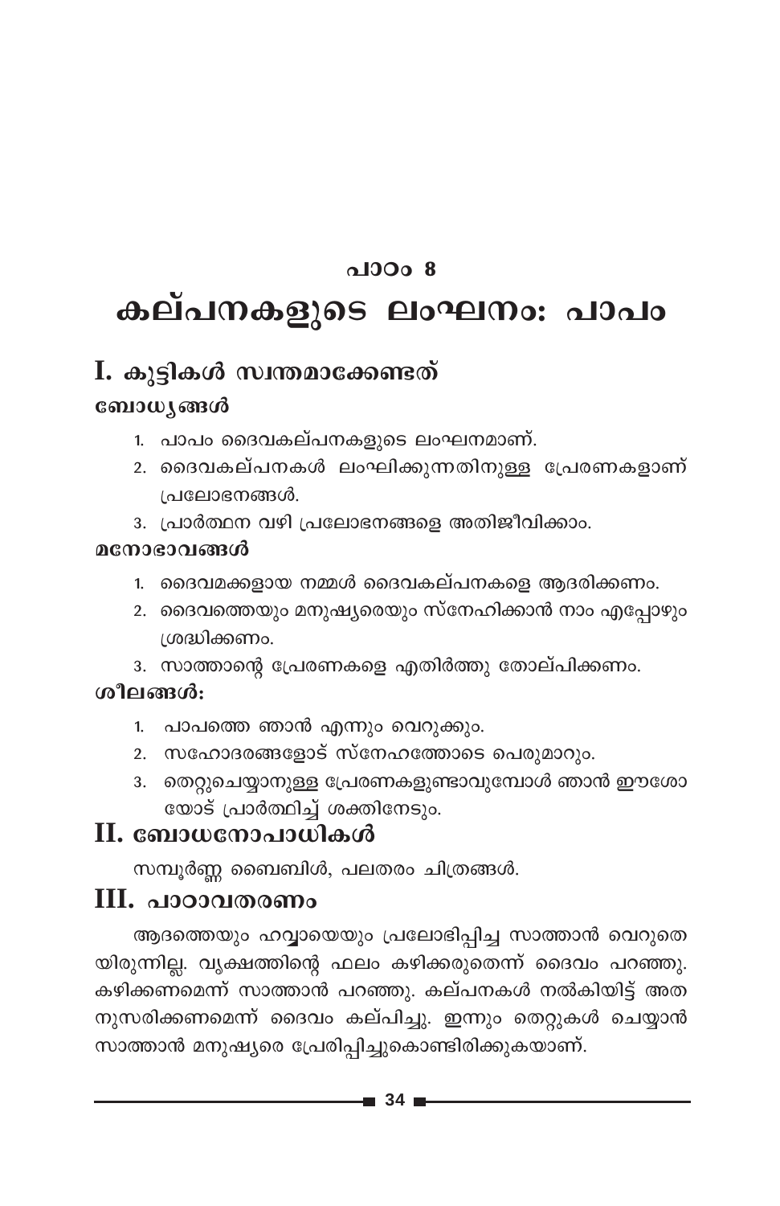## പാഠം 8

# കല്പനകളുടെ ലംഘനം: പാപം

## I. കുട്ടികൾ സ്വന്തമാക്കേണ്ടത്

### ബോധ്യങ്ങൾ

1. പാപം ദൈവകല്പനകളുടെ ലംഘനമാണ്.
2. ദൈവകല്പനകൾ ലംഘിക്കുന്നതിനുള്ള പ്രേരണകളാണ് പ്രലോഭനങ്ങൾ.
3. പ്രാർത്ഥന വഴി പ്രലോഭനങ്ങളെ അതിജീവിക്കാം.

### മനോഭാവങ്ങൾ

1. ദൈവമക്കളായ നമ്മൾ ദൈവകല്പനകളെ ആദരിക്കണം.
2. ദൈവത്തെയും മനുഷ്യരെയും സ്നേഹിക്കാൻ നാം എപ്പോഴും ശ്രദ്ധിക്കണം.
3. സാത്താന്റെ പ്രേരണകളെ എതിർത്തു തോല്പിക്കണം.

### ശീലങ്ങൾ:

1. പാപത്തെ ഞാൻ എന്നും വെറുക്കും.
2. സഹോദരങ്ങളോട് സ്നേഹത്തോടെ പെരുമാറും.
3. തെറ്റുചെയ്യാനുള്ള പ്രേരണകളുണ്ടാവുമ്പോൾ ഞാൻ ഈശോയോട് പ്രാർത്ഥിച്ച് ശക്തിനേടും.

## II. ബോധനോപാധികൾ

സമ്പൂർണ്ണ ബൈബിൾ, പലതരം ചിത്രങ്ങൾ.

## III. പാഠാവതരണം

ആദത്തെയും ഹവ്വായെയും പ്രലോഭിപ്പിച്ച സാത്താൻ വെറുതെയിരുന്നില്ല. വൃക്ഷത്തിന്റെ ഫലം കഴിക്കരുതെന്ന് ദൈവം പറഞ്ഞു. കഴിക്കണമെന്ന് സാത്താൻ പറഞ്ഞു. കല്പനകൾ നൽകിയിട്ട് അതനുസരിക്കണമെന്ന് ദൈവം കല്പിച്ചു. ഇന്നും തെറ്റുകൾ ചെയ്യാൻ സാത്താൻ മനുഷ്യരെ പ്രേരിപ്പിച്ചുകൊണ്ടിരിക്കുകയാണ്.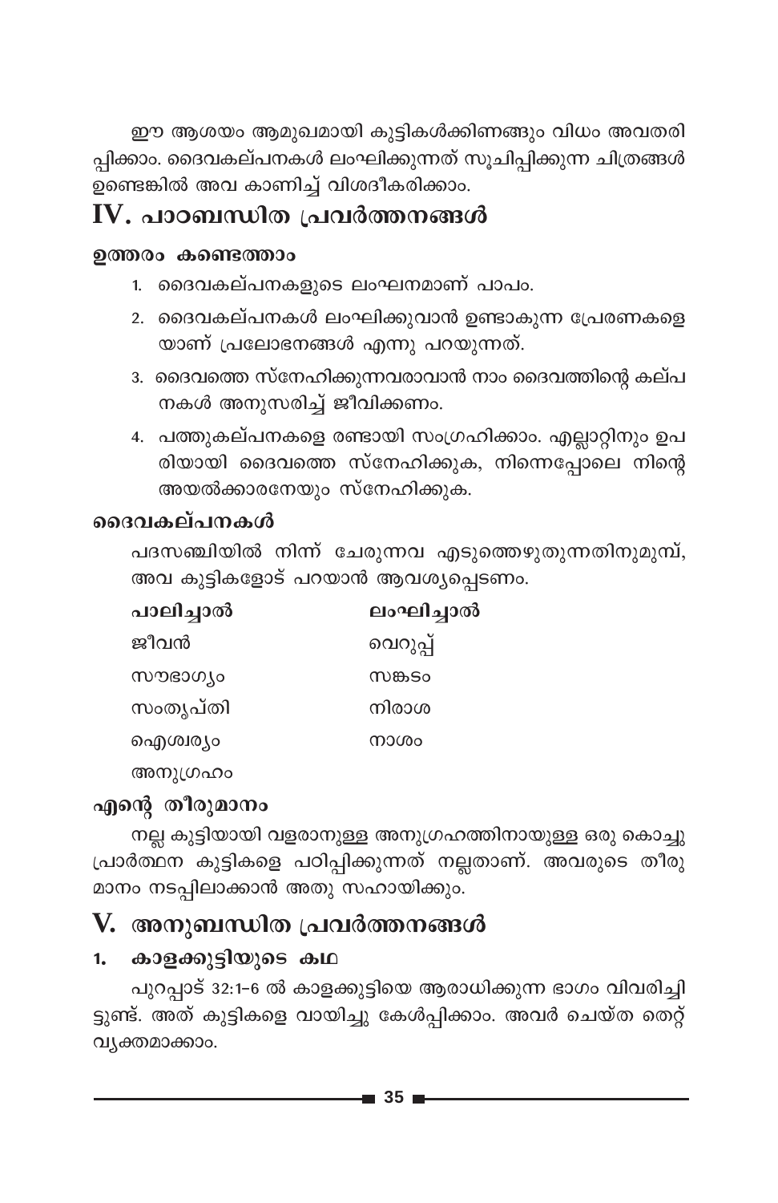ഈ ആശയം ആമുഖമായി കുട്ടികൾക്കിണങ്ങും വിധം അവതരിപ്പിക്കാം. ദൈവകല്പനകൾ ലംഘിക്കുന്നത് സൂചിപ്പിക്കുന്ന ചിത്രങ്ങൾ ഉണ്ടെങ്കിൽ അവ കാണിച്ച് വിശദീകരിക്കാം.

## IV. പാഠബന്ധിത പ്രവർത്തനങ്ങൾ

### ഉത്തരം കണ്ടെത്താം

1. ദൈവകല്പനകളുടെ ലംഘനമാണ് പാപം.
2. ദൈവകല്പനകൾ ലംഘിക്കുവാൻ ഉണ്ടാകുന്ന പ്രേരണകളെയാണ് പ്രലോഭനങ്ങൾ എന്നു പറയുന്നത്.
3. ദൈവത്തെ സ്നേഹിക്കുന്നവരാവാൻ നാം ദൈവത്തിന്റെ കല്പനകൾ അനുസരിച്ച് ജീവിക്കണം.
4. പത്തുകല്പനകളെ രണ്ടായി സംഗ്രഹിക്കാം. എല്ലാറ്റിനും ഉപരിയായി ദൈവത്തെ സ്നേഹിക്കുക, നിന്നെപ്പോലെ നിന്റെ അയൽക്കാരനേയും സ്നേഹിക്കുക.

### ദൈവകല്പനകൾ

പദസഞ്ചിയിൽ നിന്ന് ചേരുന്നവ എടുത്തെഴുതുന്നതിനുമുമ്പ്, അവ കുട്ടികളോട് പറയാൻ ആവശ്യപ്പെടണം.

| പാലിച്ചാൽ | ലംഘിച്ചാൽ |
|---|---|
| ജീവൻ | വെറുപ്പ് |
| സൗഭാഗ്യം | സങ്കടം |
| സംതൃപ്തി | നിരാശ |
| ഐശ്വര്യം | നാശം |
| അനുഗ്രഹം | |

### എന്റെ തീരുമാനം

നല്ല കുട്ടിയായി വളരാനുള്ള അനുഗ്രഹത്തിനായുള്ള ഒരു കൊച്ചു പ്രാർത്ഥന കുട്ടികളെ പഠിപ്പിക്കുന്നത് നല്ലതാണ്. അവരുടെ തീരുമാനം നടപ്പിലാക്കാൻ അതു സഹായിക്കും.

## V. അനുബന്ധിത പ്രവർത്തനങ്ങൾ

### 1. കാളക്കുട്ടിയുടെ കഥ

പുറപ്പാട് 32:1-6 ൽ കാളക്കുട്ടിയെ ആരാധിക്കുന്ന ഭാഗം വിവരിച്ചിട്ടുണ്ട്. അത് കുട്ടികളെ വായിച്ചു കേൾപ്പിക്കാം. അവർ ചെയ്ത തെറ്റ് വ്യക്തമാക്കാം.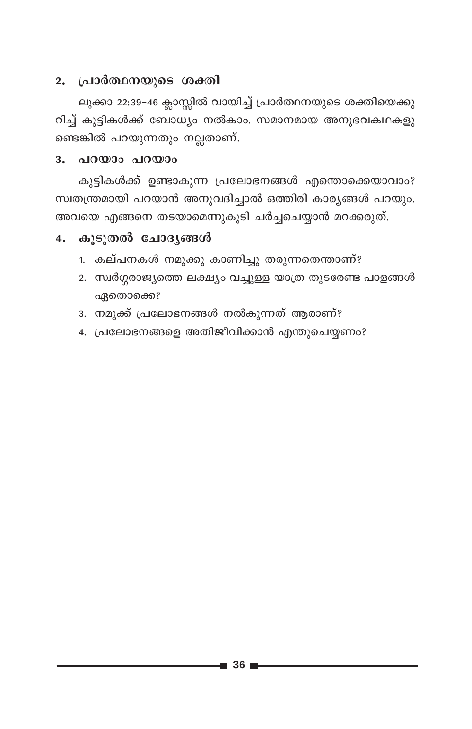## 2. പ്രാർത്ഥനയുടെ ശക്തി

ലൂക്കാ 22:39-46 ക്ലാസ്സിൽ വായിച്ച് പ്രാർത്ഥനയുടെ ശക്തിയെക്കുറിച്ച് കുട്ടികൾക്ക് ബോധ്യം നൽകാം. സമാനമായ അനുഭവകഥകളുണ്ടെങ്കിൽ പറയുന്നതും നല്ലതാണ്.

## 3. പറയാം പറയാം

കുട്ടികൾക്ക് ഉണ്ടാകുന്ന പ്രലോഭനങ്ങൾ എന്തൊക്കെയാവാം? സ്വതന്ത്രമായി പറയാൻ അനുവദിച്ചാൽ ഒത്തിരി കാര്യങ്ങൾ പറയും. അവയെ എങ്ങനെ തടയാമെന്നുകൂടി ചർച്ചചെയ്യാൻ മറക്കരുത്.

## 4. കൂടുതൽ ചോദ്യങ്ങൾ

1. കല്പനകൾ നമുക്കു കാണിച്ചു തരുന്നതെന്താണ്?
2. സ്വർഗ്ഗരാജ്യത്തെ ലക്ഷ്യം വച്ചുള്ള യാത്ര തുടരേണ്ട പാളങ്ങൾ ഏതൊക്കെ?
3. നമുക്ക് പ്രലോഭനങ്ങൾ നൽകുന്നത് ആരാണ്?
4. പ്രലോഭനങ്ങളെ അതിജീവിക്കാൻ എന്തുചെയ്യണം?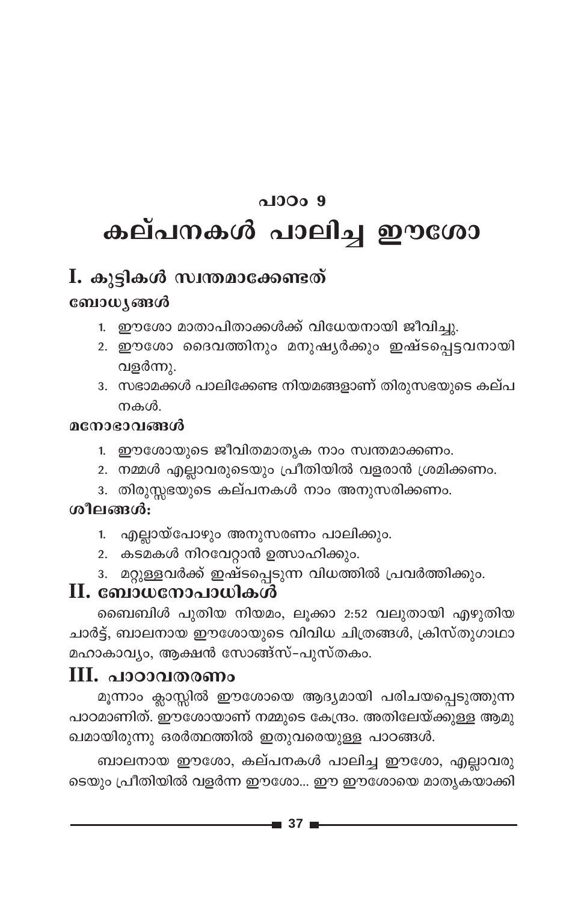## പാഠം 9

# കല്പനകൾ പാലിച്ച ഈശോ

## I. കുട്ടികൾ സ്വന്തമാക്കേണ്ടത്

### ബോധ്യങ്ങൾ

1. ഈശോ മാതാപിതാക്കൾക്ക് വിധേയനായി ജീവിച്ചു.
2. ഈശോ ദൈവത്തിനും മനുഷ്യർക്കും ഇഷ്ടപ്പെട്ടവനായി വളർന്നു.
3. സഭാമക്കൾ പാലിക്കേണ്ട നിയമങ്ങളാണ് തിരുസഭയുടെ കല്പനകൾ.

### മനോഭാവങ്ങൾ

1. ഈശോയുടെ ജീവിതമാതൃക നാം സ്വന്തമാക്കണം.
2. നമ്മൾ എല്ലാവരുടെയും പ്രീതിയിൽ വളരാൻ ശ്രമിക്കണം.
3. തിരുസ്സഭയുടെ കല്പനകൾ നാം അനുസരിക്കണം.

### ശീലങ്ങൾ:

1. എല്ലായ്പോഴും അനുസരണം പാലിക്കും.
2. കടമകൾ നിറവേറ്റാൻ ഉത്സാഹിക്കും.
3. മറ്റുള്ളവർക്ക് ഇഷ്ടപ്പെടുന്ന വിധത്തിൽ പ്രവർത്തിക്കും.

## II. ബോധനോപാധികൾ

ബൈബിൾ പുതിയ നിയമം, ലൂക്കാ 2:52 വലുതായി എഴുതിയ ചാർട്ട്, ബാലനായ ഈശോയുടെ വിവിധ ചിത്രങ്ങൾ, ക്രിസ്തുഗാഥാ മഹാകാവ്യം, ആക്ഷൻ സോങ്ങ്സ്-പുസ്തകം.

## III. പാഠാവതരണം

മൂന്നാം ക്ലാസ്സിൽ ഈശോയെ ആദ്യമായി പരിചയപ്പെടുത്തുന്ന പാഠമാണിത്. ഈശോയാണ് നമ്മുടെ കേന്ദ്രം. അതിലേയ്ക്കുള്ള ആമുഖമായിരുന്നു ഒരർത്ഥത്തിൽ ഇതുവരെയുള്ള പാഠങ്ങൾ.

ബാലനായ ഈശോ, കല്പനകൾ പാലിച്ച ഈശോ, എല്ലാവരുടെയും പ്രീതിയിൽ വളർന്ന ഈശോ... ഈ ഈശോയെ മാതൃകയാക്കി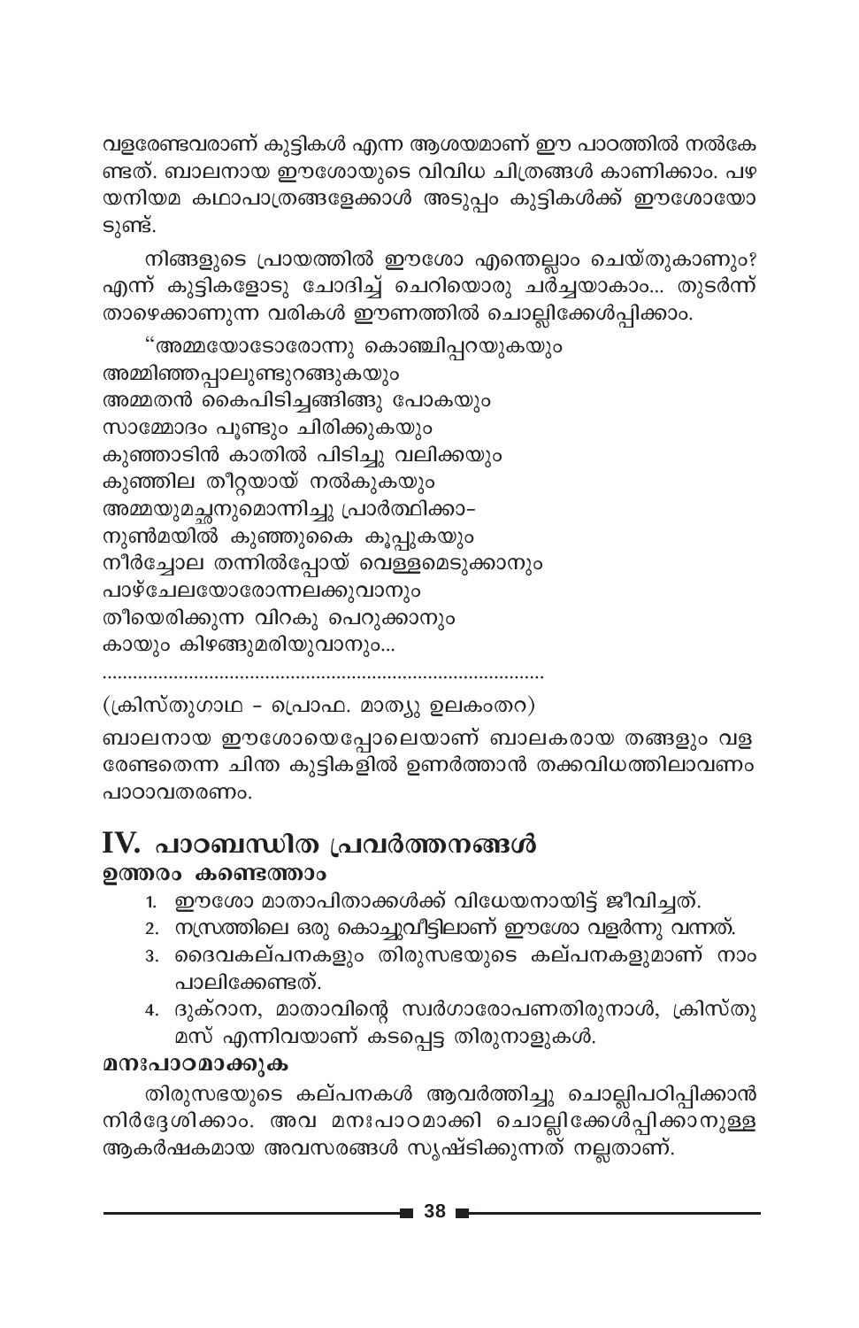വളരേണ്ടവരാണ് കുട്ടികൾ എന്ന ആശയമാണ് ഈ പാഠത്തിൽ നൽകേണ്ടത്. ബാലനായ ഈശോയുടെ വിവിധ ചിത്രങ്ങൾ കാണിക്കാം. പഴയനിയമ കഥാപാത്രങ്ങളേക്കാൾ അടുപ്പം കുട്ടികൾക്ക് ഈശോയോടുണ്ട്.

നിങ്ങളുടെ പ്രായത്തിൽ ഈശോ എന്തെല്ലാം ചെയ്തുകാണും? എന്ന് കുട്ടികളോടു ചോദിച്ച് ചെറിയൊരു ചർച്ചയാകാം... തുടർന്ന് താഴെക്കാണുന്ന വരികൾ ഈണത്തിൽ ചൊല്ലിക്കേൾപ്പിക്കാം.

"അമ്മയോടോരോന്നു കൊഞ്ചിപ്പറയുകയും
അമ്മിഞ്ഞപ്പാലുണ്ടുറങ്ങുകയും
അമ്മതൻ കൈപിടിച്ചങ്ങിങ്ങു പോകയും
സാമ്മോദം പൂണ്ടും ചിരിക്കുകയും
കുഞ്ഞാടിൻ കാതിൽ പിടിച്ചു വലിക്കയും
കുഞ്ഞില തീറ്റയായ് നൽകുകയും
അമ്മയുമച്ഛനുമൊന്നിച്ചു പ്രാർത്ഥിക്കാ-
നുൺമയിൽ കുഞ്ഞുകൈ കൂപ്പുകയും
നീർച്ചോല തന്നിൽപ്പോയ് വെള്ളമെടുക്കാനും
പാഴ്ചേലയോരോന്നലക്കുവാനും
തീയെരിക്കുന്ന വിറകു പെറുക്കാനും
കായും കിഴങ്ങുമരിയുവാനും...

..........................................................................................

(ക്രിസ്തുഗാഥ - പ്രൊഫ. മാത്യു ഉലകംതറ)

ബാലനായ ഈശോയെപ്പോലെയാണ് ബാലകരായ തങ്ങളും വളരേണ്ടതെന്ന ചിന്ത കുട്ടികളിൽ ഉണർത്താൻ തക്കവിധത്തിലാവണം പാഠാവതരണം.

## IV. പാഠബന്ധിത പ്രവർത്തനങ്ങൾ

### ഉത്തരം കണ്ടെത്താം

1. ഈശോ മാതാപിതാക്കൾക്ക് വിധേയനായിട്ട് ജീവിച്ചത്.
2. നസ്രത്തിലെ ഒരു കൊച്ചുവീട്ടിലാണ് ഈശോ വളർന്നു വന്നത്.
3. ദൈവകല്പനകളും തിരുസഭയുടെ കല്പനകളുമാണ് നാം പാലിക്കേണ്ടത്.
4. ദുക്റാന, മാതാവിന്റെ സ്വർഗാരോപണതിരുനാൾ, ക്രിസ്തുമസ് എന്നിവയാണ് കടപ്പെട്ട തിരുനാളുകൾ.

### മനഃപാഠമാക്കുക

തിരുസഭയുടെ കല്പനകൾ ആവർത്തിച്ചു ചൊല്ലിപഠിപ്പിക്കാൻ നിർദ്ദേശിക്കാം. അവ മനഃപാഠമാക്കി ചൊല്ലിക്കേൾപ്പിക്കാനുള്ള ആകർഷകമായ അവസരങ്ങൾ സൃഷ്ടിക്കുന്നത് നല്ലതാണ്.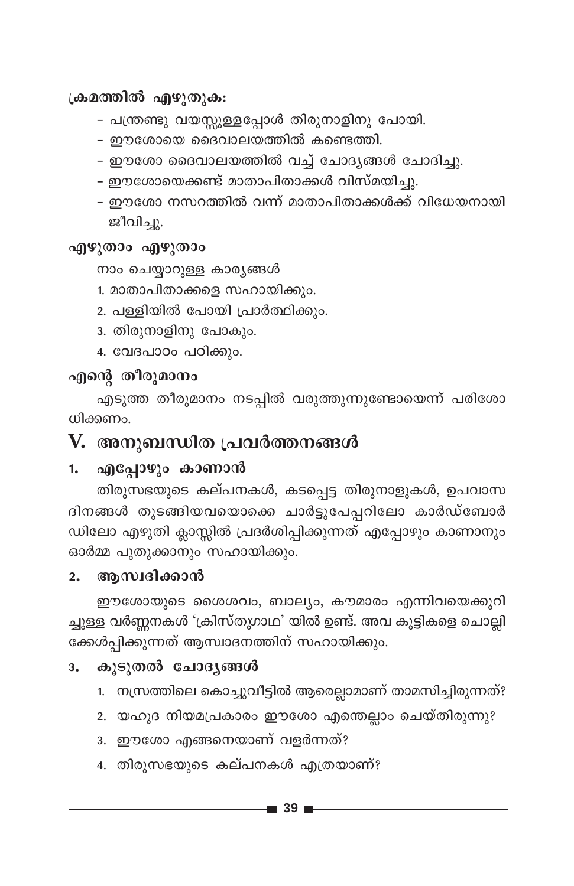**ക്രമത്തിൽ എഴുതുക:**

- പന്ത്രണ്ടു വയസ്സുള്ളപ്പോൾ തിരുനാളിനു പോയി.
- ഈശോയെ ദൈവാലയത്തിൽ കണ്ടെത്തി.
- ഈശോ ദൈവാലയത്തിൽ വച്ച് ചോദ്യങ്ങൾ ചോദിച്ചു.
- ഈശോയെക്കണ്ട് മാതാപിതാക്കൾ വിസ്മയിച്ചു.
- ഈശോ നസറത്തിൽ വന്ന് മാതാപിതാക്കൾക്ക് വിധേയനായി ജീവിച്ചു.

**എഴുതാം എഴുതാം**

നാം ചെയ്യാറുള്ള കാര്യങ്ങൾ

1. മാതാപിതാക്കളെ സഹായിക്കും.
2. പള്ളിയിൽ പോയി പ്രാർത്ഥിക്കും.
3. തിരുനാളിനു പോകും.
4. വേദപാഠം പഠിക്കും.

**എന്റെ തീരുമാനം**

എടുത്ത തീരുമാനം നടപ്പിൽ വരുത്തുന്നുണ്ടോയെന്ന് പരിശോധിക്കണം.

## V. അനുബന്ധിത പ്രവർത്തനങ്ങൾ

### 1. എപ്പോഴും കാണാൻ

തിരുസഭയുടെ കല്പനകൾ, കടപ്പെട്ട തിരുനാളുകൾ, ഉപവാസ ദിനങ്ങൾ തുടങ്ങിയവയൊക്കെ ചാർട്ടുപേപ്പറിലോ കാർഡ്ബോർഡിലോ എഴുതി ക്ലാസ്സിൽ പ്രദർശിപ്പിക്കുന്നത് എപ്പോഴും കാണാനും ഓർമ്മ പുതുക്കാനും സഹായിക്കും.

### 2. ആസ്വദിക്കാൻ

ഈശോയുടെ ശൈശവം, ബാല്യം, കൗമാരം എന്നിവയെക്കുറിച്ചുള്ള വർണ്ണനകൾ 'ക്രിസ്തുഗാഥ' യിൽ ഉണ്ട്. അവ കുട്ടികളെ ചൊല്ലി ക്കേൾപ്പിക്കുന്നത് ആസ്വാദനത്തിന് സഹായിക്കും.

### 3. കൂടുതൽ ചോദ്യങ്ങൾ

1. നസ്രത്തിലെ കൊച്ചുവീട്ടിൽ ആരെല്ലാമാണ് താമസിച്ചിരുന്നത്?
2. യഹൂദ നിയമപ്രകാരം ഈശോ എന്തെല്ലാം ചെയ്തിരുന്നു?
3. ഈശോ എങ്ങനെയാണ് വളർന്നത്?
4. തിരുസഭയുടെ കല്പനകൾ എത്രയാണ്?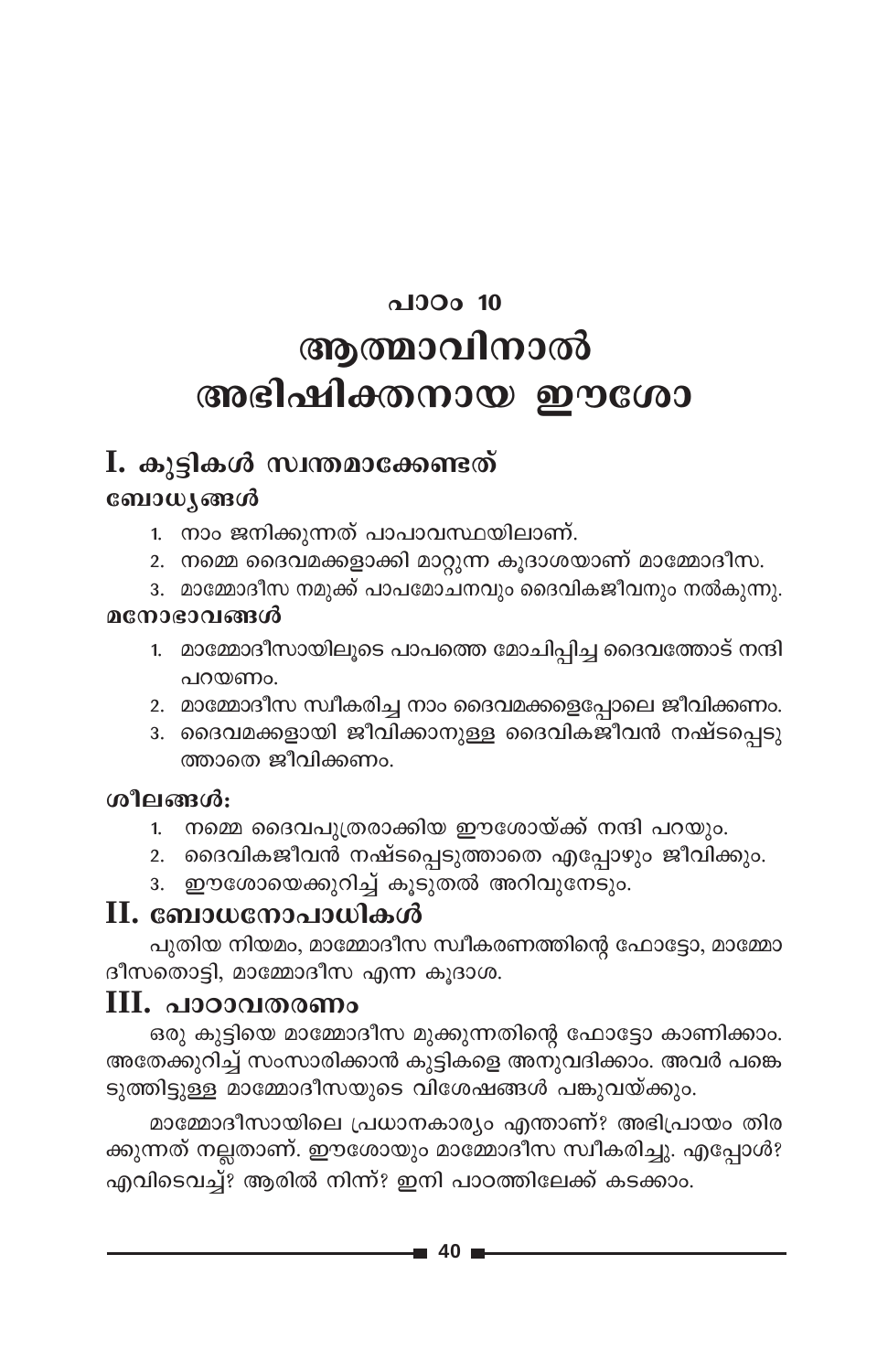# പാഠം 10
# ആത്മാവിനാൽ അഭിഷിക്തനായ ഈശോ

## I. കുട്ടികൾ സ്വന്തമാക്കേണ്ടത്

### ബോധ്യങ്ങൾ

1. നാം ജനിക്കുന്നത് പാപാവസ്ഥയിലാണ്.
2. നമ്മെ ദൈവമക്കളാക്കി മാറ്റുന്ന കൂദാശയാണ് മാമ്മോദീസ.
3. മാമ്മോദീസ നമുക്ക് പാപമോചനവും ദൈവികജീവനും നൽകുന്നു.

### മനോഭാവങ്ങൾ

1. മാമ്മോദീസായിലൂടെ പാപത്തെ മോചിപ്പിച്ച ദൈവത്തോട് നന്ദി പറയണം.
2. മാമ്മോദീസ സ്വീകരിച്ച നാം ദൈവമക്കളെപ്പോലെ ജീവിക്കണം.
3. ദൈവമക്കളായി ജീവിക്കാനുള്ള ദൈവികജീവൻ നഷ്ടപ്പെടുത്താതെ ജീവിക്കണം.

### ശീലങ്ങൾ:

1. നമ്മെ ദൈവപുത്രരാക്കിയ ഈശോയ്ക്ക് നന്ദി പറയും.
2. ദൈവികജീവൻ നഷ്ടപ്പെടുത്താതെ എപ്പോഴും ജീവിക്കും.
3. ഈശോയെക്കുറിച്ച് കൂടുതൽ അറിവുനേടും.

## II. ബോധനോപാധികൾ

പുതിയ നിയമം, മാമ്മോദീസ സ്വീകരണത്തിന്റെ ഫോട്ടോ, മാമ്മോദീസതൊട്ടി, മാമ്മോദീസ എന്ന കൂദാശ.

## III. പാഠാവതരണം

ഒരു കുട്ടിയെ മാമ്മോദീസ മുക്കുന്നതിന്റെ ഫോട്ടോ കാണിക്കാം. അതേക്കുറിച്ച് സംസാരിക്കാൻ കുട്ടികളെ അനുവദിക്കാം. അവർ പങ്കെടുത്തിട്ടുള്ള മാമ്മോദീസയുടെ വിശേഷങ്ങൾ പങ്കുവയ്ക്കും.

മാമ്മോദീസായിലെ പ്രധാനകാര്യം എന്താണ്? അഭിപ്രായം തിരക്കുന്നത് നല്ലതാണ്. ഈശോയും മാമ്മോദീസ സ്വീകരിച്ചു. എപ്പോൾ? എവിടെവച്ച്? ആരിൽ നിന്ന്? ഇനി പാഠത്തിലേക്ക് കടക്കാം.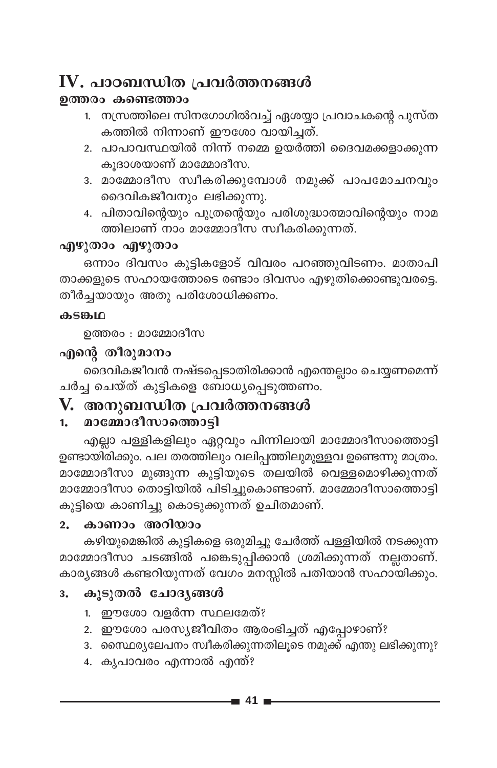# IV. പാഠബന്ധിത പ്രവർത്തനങ്ങൾ

### ഉത്തരം കണ്ടെത്താം

1. നസ്രത്തിലെ സിനഗോഗിൽവച്ച് ഏശയ്യാ പ്രവാചകന്റെ പുസ്തകത്തിൽ നിന്നാണ് ഈശോ വായിച്ചത്.
2. പാപാവസ്ഥയിൽ നിന്ന് നമ്മെ ഉയർത്തി ദൈവമക്കളാക്കുന്ന കൂദാശയാണ് മാമ്മോദീസ.
3. മാമ്മോദീസ സ്വീകരിക്കുമ്പോൾ നമുക്ക് പാപമോചനവും ദൈവികജീവനും ലഭിക്കുന്നു.
4. പിതാവിന്റെയും പുത്രന്റെയും പരിശുദ്ധാത്മാവിന്റെയും നാമത്തിലാണ് നാം മാമ്മോദീസ സ്വീകരിക്കുന്നത്.

### എഴുതാം എഴുതാം

ഒന്നാം ദിവസം കുട്ടികളോട് വിവരം പറഞ്ഞുവിടണം. മാതാപിതാക്കളുടെ സഹായത്തോടെ രണ്ടാം ദിവസം എഴുതിക്കൊണ്ടുവരട്ടെ. തീർച്ചയായും അതു പരിശോധിക്കണം.

### കടങ്കഥ

ഉത്തരം : മാമ്മോദീസ

### എന്റെ തീരുമാനം

ദൈവികജീവൻ നഷ്ടപ്പെടാതിരിക്കാൻ എന്തെല്ലാം ചെയ്യണമെന്ന് ചർച്ച ചെയ്ത് കുട്ടികളെ ബോധ്യപ്പെടുത്തണം.

# V. അനുബന്ധിത പ്രവർത്തനങ്ങൾ

### 1. മാമ്മോദീസാത്തൊട്ടി

എല്ലാ പള്ളികളിലും ഏറ്റവും പിന്നിലായി മാമ്മോദീസാത്തൊട്ടി ഉണ്ടായിരിക്കും. പല തരത്തിലും വലിപ്പത്തിലുമുള്ളവ ഉണ്ടെന്നു മാത്രം. മാമ്മോദീസാ മുങ്ങുന്ന കുട്ടിയുടെ തലയിൽ വെള്ളമൊഴിക്കുന്നത് മാമ്മോദീസാ തൊട്ടിയിൽ പിടിച്ചുകൊണ്ടാണ്. മാമ്മോദീസാത്തൊട്ടി കുട്ടിയെ കാണിച്ചു കൊടുക്കുന്നത് ഉചിതമാണ്.

### 2. കാണാം അറിയാം

കഴിയുമെങ്കിൽ കുട്ടികളെ ഒരുമിച്ചു ചേർത്ത് പള്ളിയിൽ നടക്കുന്ന മാമ്മോദീസാ ചടങ്ങിൽ പങ്കെടുപ്പിക്കാൻ ശ്രമിക്കുന്നത് നല്ലതാണ്. കാര്യങ്ങൾ കണ്ടറിയുന്നത് വേഗം മനസ്സിൽ പതിയാൻ സഹായിക്കും.

### 3. കൂടുതൽ ചോദ്യങ്ങൾ

1. ഈശോ വളർന്ന സ്ഥലമേത്?
2. ഈശോ പരസ്യജീവിതം ആരംഭിച്ചത് എപ്പോഴാണ്?
3. സ്ഥൈര്യലേപനം സ്വീകരിക്കുന്നതിലൂടെ നമുക്ക് എന്തു ലഭിക്കുന്നു?
4. കൃപാവരം എന്നാൽ എന്ത്?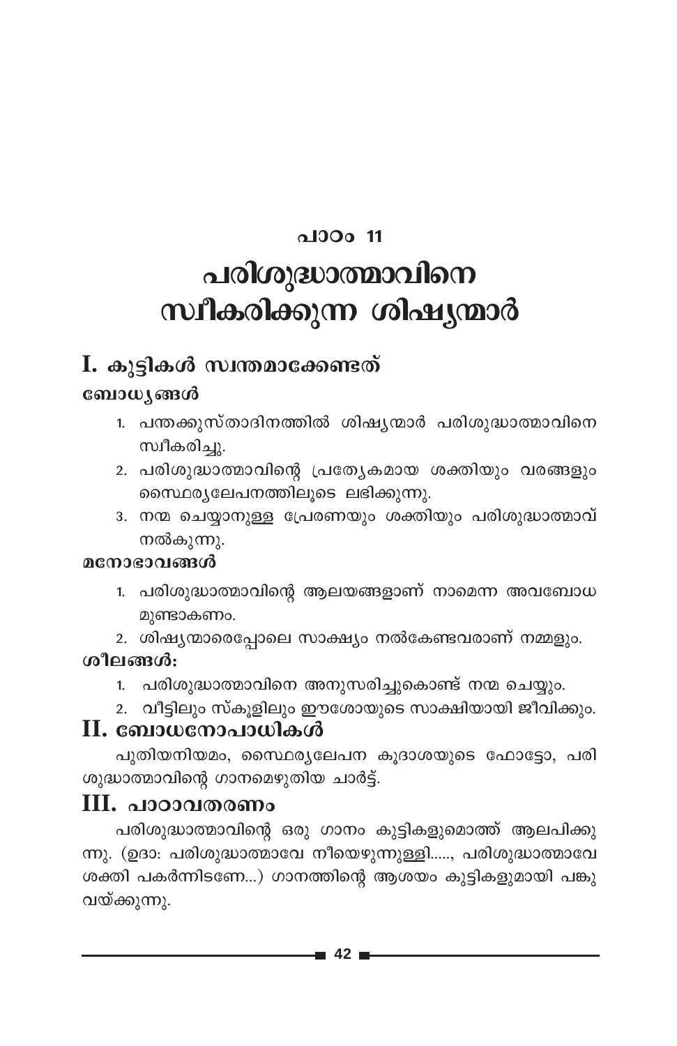## പാഠം 11

# പരിശുദ്ധാത്മാവിനെ സ്വീകരിക്കുന്ന ശിഷ്യന്മാർ

## I. കുട്ടികൾ സ്വന്തമാക്കേണ്ടത്

**ബോധ്യങ്ങൾ**

1. പന്തക്കുസ്താദിനത്തിൽ ശിഷ്യന്മാർ പരിശുദ്ധാത്മാവിനെ സ്വീകരിച്ചു.
2. പരിശുദ്ധാത്മാവിന്റെ പ്രത്യേകമായ ശക്തിയും വരങ്ങളും സ്ഥൈര്യലേപനത്തിലൂടെ ലഭിക്കുന്നു.
3. നന്മ ചെയ്യാനുള്ള പ്രേരണയും ശക്തിയും പരിശുദ്ധാത്മാവ് നൽകുന്നു.

**മനോഭാവങ്ങൾ**

1. പരിശുദ്ധാത്മാവിന്റെ ആലയങ്ങളാണ് നാമെന്ന അവബോധമുണ്ടാകണം.
2. ശിഷ്യന്മാരെപ്പോലെ സാക്ഷ്യം നൽകേണ്ടവരാണ് നമ്മളും.

**ശീലങ്ങൾ:**

1. പരിശുദ്ധാത്മാവിനെ അനുസരിച്ചുകൊണ്ട് നന്മ ചെയ്യും.
2. വീട്ടിലും സ്കൂളിലും ഈശോയുടെ സാക്ഷിയായി ജീവിക്കും.

## II. ബോധനോപാധികൾ

പുതിയനിയമം, സ്ഥൈര്യലേപന കൂദാശയുടെ ഫോട്ടോ, പരിശുദ്ധാത്മാവിന്റെ ഗാനമെഴുതിയ ചാർട്ട്.

## III. പാഠാവതരണം

പരിശുദ്ധാത്മാവിന്റെ ഒരു ഗാനം കുട്ടികളുമൊത്ത് ആലപിക്കുന്നു. (ഉദാ: പരിശുദ്ധാത്മാവേ നീയെഴുന്നുള്ളി....., പരിശുദ്ധാത്മാവേ ശക്തി പകർന്നിടണേ...) ഗാനത്തിന്റെ ആശയം കുട്ടികളുമായി പങ്കുവയ്ക്കുന്നു.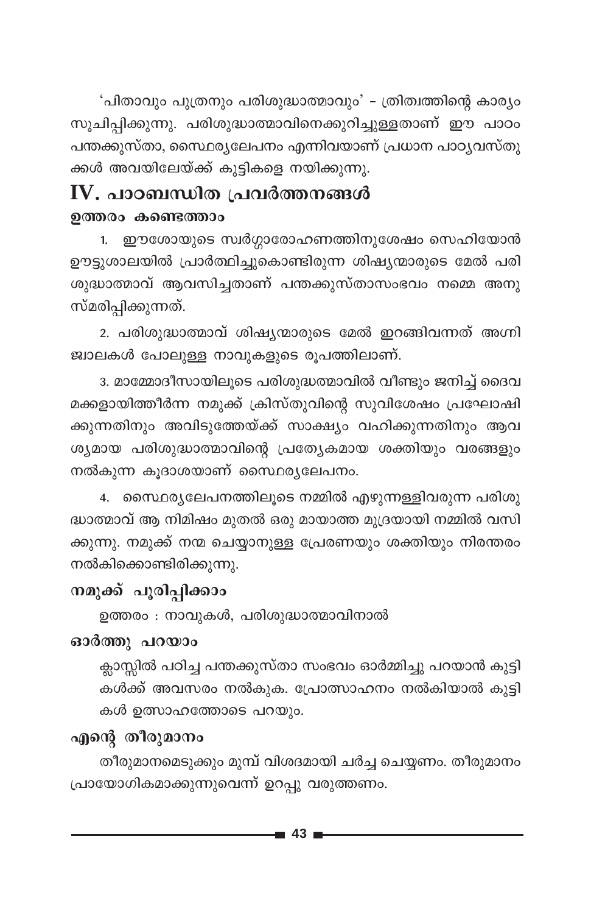'പിതാവും പുത്രനും പരിശുദ്ധാത്മാവും' – ത്രിത്വത്തിന്റെ കാര്യം സൂചിപ്പിക്കുന്നു. പരിശുദ്ധാത്മാവിനെക്കുറിച്ചുള്ളതാണ് ഈ പാഠം പന്തക്കുസ്താ, സ്ഥൈര്യലേപനം എന്നിവയാണ് പ്രധാന പാഠ്യവസ്തുക്കൾ അവയിലേയ്ക്ക് കുട്ടികളെ നയിക്കുന്നു.

## IV. പാഠബന്ധിത പ്രവർത്തനങ്ങൾ

### ഉത്തരം കണ്ടെത്താം

1. ഈശോയുടെ സ്വർഗ്ഗാരോഹണത്തിനുശേഷം സെഹിയോൻ ഊട്ടുശാലയിൽ പ്രാർത്ഥിച്ചുകൊണ്ടിരുന്ന ശിഷ്യന്മാരുടെ മേൽ പരിശുദ്ധാത്മാവ് ആവസിച്ചതാണ് പന്തക്കുസ്താസംഭവം നമ്മെ അനുസ്മരിപ്പിക്കുന്നത്.

2. പരിശുദ്ധാത്മാവ് ശിഷ്യന്മാരുടെ മേൽ ഇറങ്ങിവന്നത് അഗ്നിജ്വാലകൾ പോലുള്ള നാവുകളുടെ രൂപത്തിലാണ്.

3. മാമ്മോദീസായിലൂടെ പരിശുദ്ധാത്മാവിൽ വീണ്ടും ജനിച്ച് ദൈവമക്കളായിത്തീർന്ന നമുക്ക് ക്രിസ്തുവിന്റെ സുവിശേഷം പ്രഘോഷിക്കുന്നതിനും അവിടുത്തേയ്ക്ക് സാക്ഷ്യം വഹിക്കുന്നതിനും ആവശ്യമായ പരിശുദ്ധാത്മാവിന്റെ പ്രത്യേകമായ ശക്തിയും വരങ്ങളും നൽകുന്ന കൂദാശയാണ് സ്ഥൈര്യലേപനം.

4. സ്ഥൈര്യലേപനത്തിലൂടെ നമ്മിൽ എഴുന്നള്ളിവരുന്ന പരിശുദ്ധാത്മാവ് ആ നിമിഷം മുതൽ ഒരു മായാത്ത മുദ്രയായി നമ്മിൽ വസിക്കുന്നു. നമുക്ക് നന്മ ചെയ്യാനുള്ള പ്രേരണയും ശക്തിയും നിരന്തരം നൽകിക്കൊണ്ടിരിക്കുന്നു.

### നമുക്ക് പൂരിപ്പിക്കാം

ഉത്തരം : നാവുകൾ, പരിശുദ്ധാത്മാവിനാൽ

### ഓർത്തു പറയാം

ക്ലാസ്സിൽ പഠിച്ച പന്തക്കുസ്താ സംഭവം ഓർമ്മിച്ചു പറയാൻ കുട്ടികൾക്ക് അവസരം നൽകുക. പ്രോത്സാഹനം നൽകിയാൽ കുട്ടികൾ ഉത്സാഹത്തോടെ പറയും.

### എന്റെ തീരുമാനം

തീരുമാനമെടുക്കും മുമ്പ് വിശദമായി ചർച്ച ചെയ്യണം. തീരുമാനം പ്രായോഗികമാക്കുന്നുവെന്ന് ഉറപ്പു വരുത്തണം.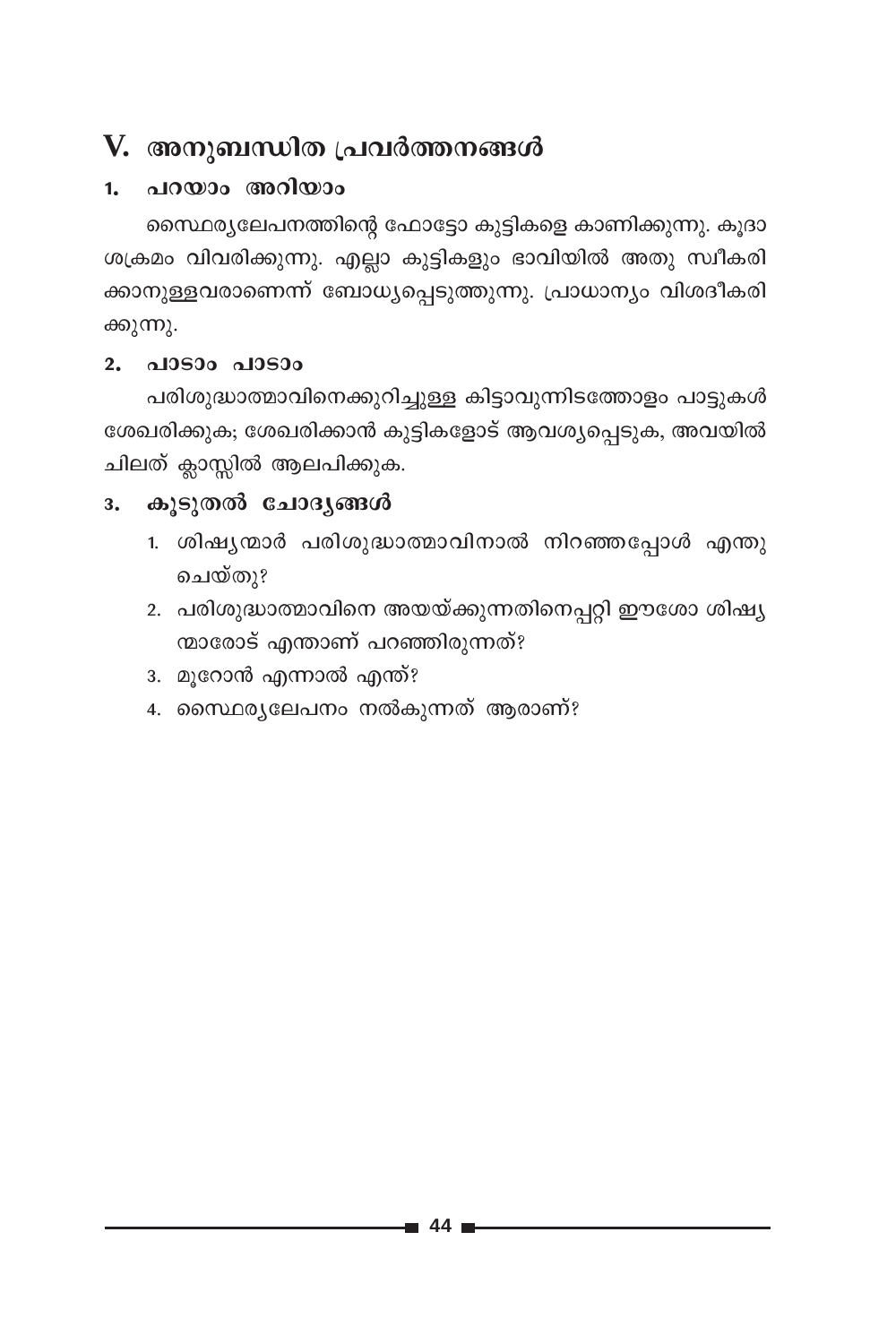## V. അനുബന്ധിത പ്രവർത്തനങ്ങൾ

### 1. പറയാം അറിയാം

സ്ഥൈര്യലേപനത്തിന്റെ ഫോട്ടോ കുട്ടികളെ കാണിക്കുന്നു. കൂദാശക്രമം വിവരിക്കുന്നു. എല്ലാ കുട്ടികളും ഭാവിയിൽ അതു സ്വീകരിക്കാനുള്ളവരാണെന്ന് ബോധ്യപ്പെടുത്തുന്നു. പ്രാധാന്യം വിശദീകരിക്കുന്നു.

### 2. പാടാം പാടാം

പരിശുദ്ധാത്മാവിനെക്കുറിച്ചുള്ള കിട്ടാവുന്നിടത്തോളം പാട്ടുകൾ ശേഖരിക്കുക; ശേഖരിക്കാൻ കുട്ടികളോട് ആവശ്യപ്പെടുക, അവയിൽ ചിലത് ക്ലാസ്സിൽ ആലപിക്കുക.

### 3. കൂടുതൽ ചോദ്യങ്ങൾ

1. ശിഷ്യന്മാർ പരിശുദ്ധാത്മാവിനാൽ നിറഞ്ഞപ്പോൾ എന്തു ചെയ്തു?
2. പരിശുദ്ധാത്മാവിനെ അയയ്ക്കുന്നതിനെപ്പറ്റി ഈശോ ശിഷ്യന്മാരോട് എന്താണ് പറഞ്ഞിരുന്നത്?
3. മൂറോൻ എന്നാൽ എന്ത്?
4. സ്ഥൈര്യലേപനം നൽകുന്നത് ആരാണ്?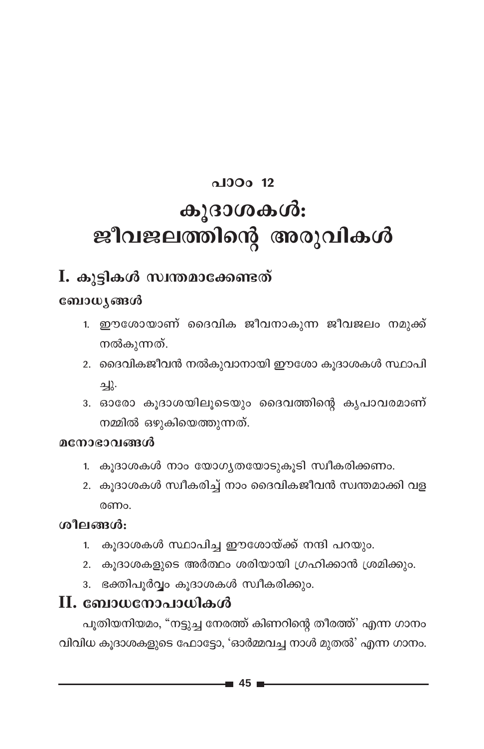### പാഠം 12

# കൂദാശകൾ: ജീവജലത്തിന്റെ അരുവികൾ

## I. കുട്ടികൾ സ്വന്തമാക്കേണ്ടത്

**ബോധ്യങ്ങൾ**

1. ഈശോയാണ് ദൈവിക ജീവനാകുന്ന ജീവജലം നമുക്ക് നൽകുന്നത്.
2. ദൈവികജീവൻ നൽകുവാനായി ഈശോ കൂദാശകൾ സ്ഥാപിച്ചു.
3. ഓരോ കൂദാശയിലൂടെയും ദൈവത്തിന്റെ കൃപാവരമാണ് നമ്മിൽ ഒഴുകിയെത്തുന്നത്.

**മനോഭാവങ്ങൾ**

1. കൂദാശകൾ നാം യോഗ്യതയോടുകൂടി സ്വീകരിക്കണം.
2. കൂദാശകൾ സ്വീകരിച്ച് നാം ദൈവികജീവൻ സ്വന്തമാക്കി വളരണം.

**ശീലങ്ങൾ:**

1. കൂദാശകൾ സ്ഥാപിച്ച ഈശോയ്ക്ക് നന്ദി പറയും.
2. കൂദാശകളുടെ അർത്ഥം ശരിയായി ഗ്രഹിക്കാൻ ശ്രമിക്കും.
3. ഭക്തിപൂർവ്വം കൂദാശകൾ സ്വീകരിക്കും.

## II. ബോധനോപാധികൾ

പുതിയനിയമം, "നട്ടുച്ച നേരത്ത് കിണറിന്റെ തീരത്ത്' എന്ന ഗാനം വിവിധ കൂദാശകളുടെ ഫോട്ടോ, 'ഓർമ്മവച്ച നാൾ മുതൽ' എന്ന ഗാനം.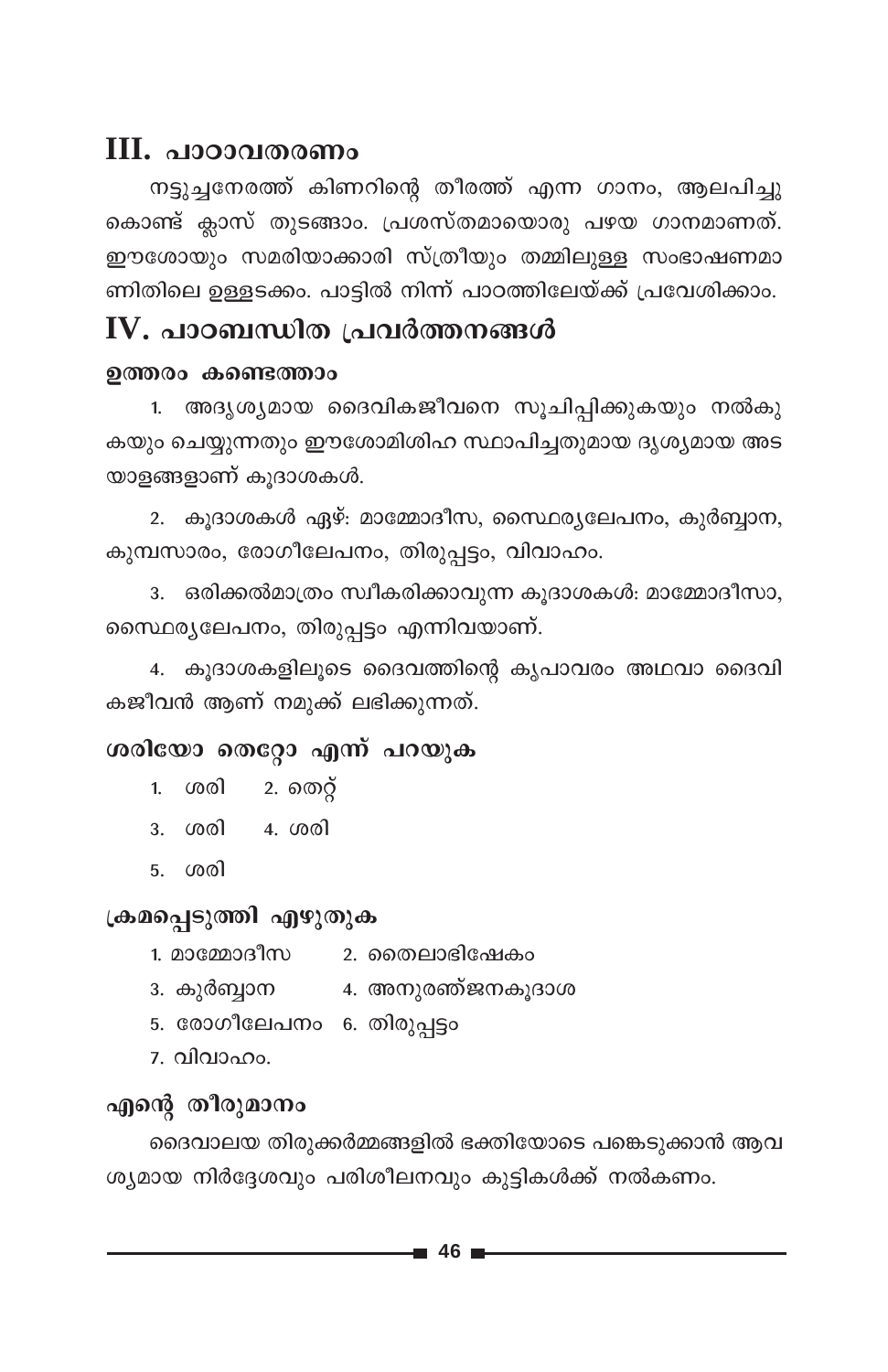## III. പാഠാവതരണം

നട്ടുച്ചനേരത്ത് കിണറിന്റെ തീരത്ത് എന്ന ഗാനം, ആലപിച്ചു കൊണ്ട് ക്ലാസ് തുടങ്ങാം. പ്രശസ്തമായൊരു പഴയ ഗാനമാണത്. ഈശോയും സമരിയാക്കാരി സ്ത്രീയും തമ്മിലുള്ള സംഭാഷണമാണിതിലെ ഉള്ളടക്കം. പാട്ടിൽ നിന്ന് പാഠത്തിലേയ്ക്ക് പ്രവേശിക്കാം.

## IV. പാഠബന്ധിത പ്രവർത്തനങ്ങൾ

### ഉത്തരം കണ്ടെത്താം

1. അദൃശ്യമായ ദൈവികജീവനെ സൂചിപ്പിക്കുകയും നൽകുകയും ചെയ്യുന്നതും ഈശോമിശിഹ സ്ഥാപിച്ചതുമായ ദൃശ്യമായ അടയാളങ്ങളാണ് കൂദാശകൾ.

2. കൂദാശകൾ ഏഴ്: മാമ്മോദീസ, സ്ഥൈര്യലേപനം, കുർബ്ബാന, കുമ്പസാരം, രോഗീലേപനം, തിരുപ്പട്ടം, വിവാഹം.

3. ഒരിക്കൽമാത്രം സ്വീകരിക്കാവുന്ന കൂദാശകൾ: മാമ്മോദീസാ, സ്ഥൈര്യലേപനം, തിരുപ്പട്ടം എന്നിവയാണ്.

4. കൂദാശകളിലൂടെ ദൈവത്തിന്റെ കൃപാവരം അഥവാ ദൈവികജീവൻ ആണ് നമുക്ക് ലഭിക്കുന്നത്.

### ശരിയോ തെറ്റോ എന്ന് പറയുക

1. ശരി   2. തെറ്റ്
3. ശരി   4. ശരി
5. ശരി

### ക്രമപ്പെടുത്തി എഴുതുക

1. മാമ്മോദീസ   2. തൈലാഭിഷേകം
3. കുർബ്ബാന   4. അനുരഞ്ജനകൂദാശ
5. രോഗീലേപനം   6. തിരുപ്പട്ടം
7. വിവാഹം.

### എന്റെ തീരുമാനം

ദൈവാലയ തിരുക്കർമ്മങ്ങളിൽ ഭക്തിയോടെ പങ്കെടുക്കാൻ ആവശ്യമായ നിർദ്ദേശവും പരിശീലനവും കുട്ടികൾക്ക് നൽകണം.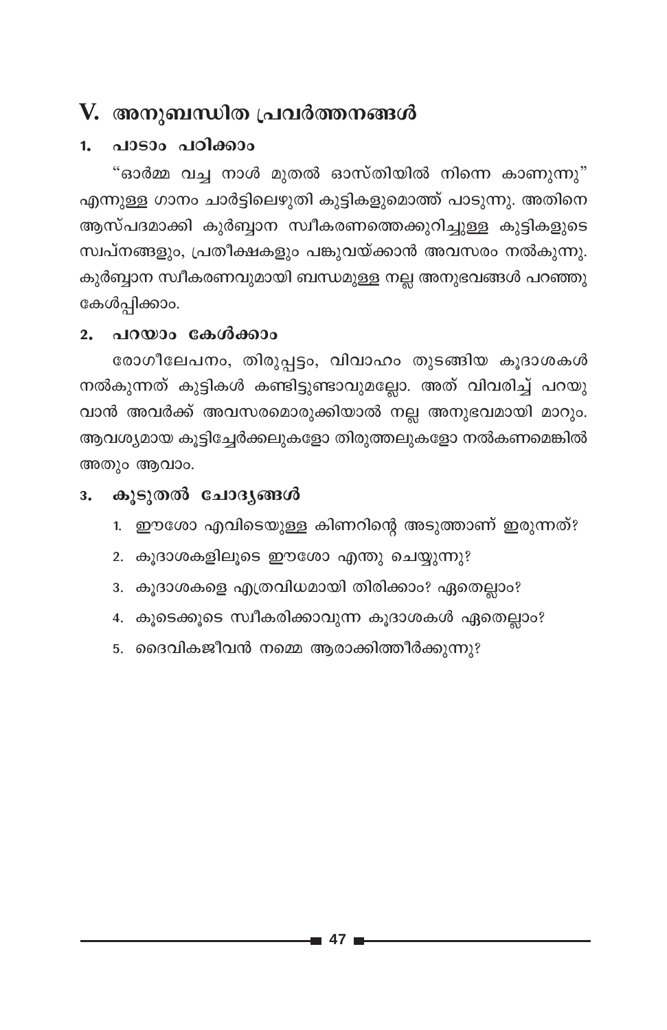## V. അനുബന്ധിത പ്രവർത്തനങ്ങൾ

### 1. പാടാം പഠിക്കാം

"ഓർമ്മ വച്ച നാൾ മുതൽ ഓസ്തിയിൽ നിന്നെ കാണുന്നു" എന്നുള്ള ഗാനം ചാർട്ടിലെഴുതി കുട്ടികളുമൊത്ത് പാടുന്നു. അതിനെ ആസ്പദമാക്കി കുർബ്ബാന സ്വീകരണത്തെക്കുറിച്ചുള്ള കുട്ടികളുടെ സ്വപ്നങ്ങളും, പ്രതീക്ഷകളും പങ്കുവയ്ക്കാൻ അവസരം നൽകുന്നു. കുർബ്ബാന സ്വീകരണവുമായി ബന്ധമുള്ള നല്ല അനുഭവങ്ങൾ പറഞ്ഞു കേൾപ്പിക്കാം.

### 2. പറയാം കേൾക്കാം

രോഗീലേപനം, തിരുപ്പട്ടം, വിവാഹം തുടങ്ങിയ കൂദാശകൾ നൽകുന്നത് കുട്ടികൾ കണ്ടിട്ടുണ്ടാവുമല്ലോ. അത് വിവരിച്ച് പറയുവാൻ അവർക്ക് അവസരമൊരുക്കിയാൽ നല്ല അനുഭവമായി മാറും. ആവശ്യമായ കൂട്ടിച്ചേർക്കലുകളോ തിരുത്തലുകളോ നൽകണമെങ്കിൽ അതും ആവാം.

### 3. കൂടുതൽ ചോദ്യങ്ങൾ

1. ഈശോ എവിടെയുള്ള കിണറിന്റെ അടുത്താണ് ഇരുന്നത്?
2. കൂദാശകളിലൂടെ ഈശോ എന്തു ചെയ്യുന്നു?
3. കൂദാശകളെ എത്രവിധമായി തിരിക്കാം? ഏതെല്ലാം?
4. കൂടെക്കൂടെ സ്വീകരിക്കാവുന്ന കൂദാശകൾ ഏതെല്ലാം?
5. ദൈവികജീവൻ നമ്മെ ആരാക്കിത്തീർക്കുന്നു?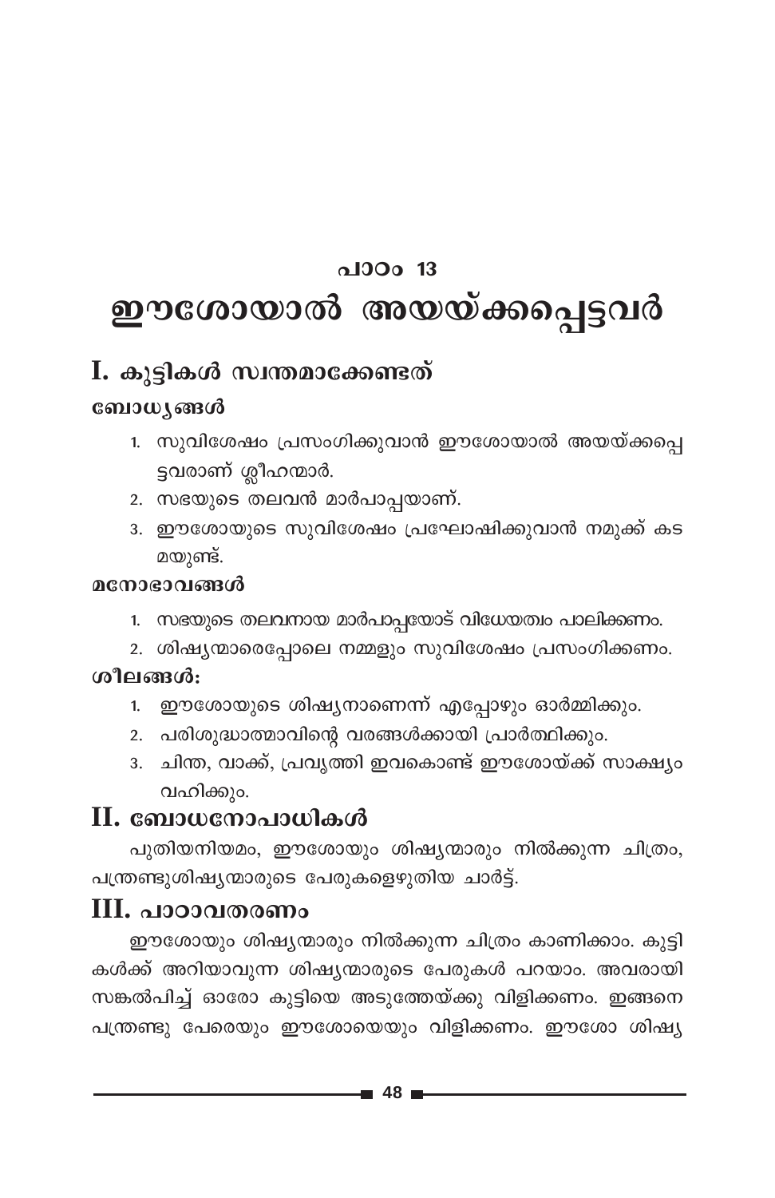## പാഠം 13

# ഈശോയാൽ അയയ്ക്കപ്പെട്ടവർ

## I. കുട്ടികൾ സ്വന്തമാക്കേണ്ടത്

### ബോധ്യങ്ങൾ

1. സുവിശേഷം പ്രസംഗിക്കുവാൻ ഈശോയാൽ അയയ്ക്കപ്പെട്ടവരാണ് ശ്ലീഹന്മാർ.
2. സഭയുടെ തലവൻ മാർപാപ്പയാണ്.
3. ഈശോയുടെ സുവിശേഷം പ്രഘോഷിക്കുവാൻ നമുക്ക് കടമയുണ്ട്.

### മനോഭാവങ്ങൾ

1. സഭയുടെ തലവനായ മാർപാപ്പയോട് വിധേയത്വം പാലിക്കണം.
2. ശിഷ്യന്മാരെപ്പോലെ നമ്മളും സുവിശേഷം പ്രസംഗിക്കണം.

### ശീലങ്ങൾ:

1. ഈശോയുടെ ശിഷ്യനാണെന്ന് എപ്പോഴും ഓർമ്മിക്കും.
2. പരിശുദ്ധാത്മാവിന്റെ വരങ്ങൾക്കായി പ്രാർത്ഥിക്കും.
3. ചിന്ത, വാക്ക്, പ്രവൃത്തി ഇവകൊണ്ട് ഈശോയ്ക്ക് സാക്ഷ്യം വഹിക്കും.

## II. ബോധനോപാധികൾ

പുതിയനിയമം, ഈശോയും ശിഷ്യന്മാരും നിൽക്കുന്ന ചിത്രം, പന്ത്രണ്ടുശിഷ്യന്മാരുടെ പേരുകളെഴുതിയ ചാർട്ട്.

## III. പാഠാവതരണം

ഈശോയും ശിഷ്യന്മാരും നിൽക്കുന്ന ചിത്രം കാണിക്കാം. കുട്ടികൾക്ക് അറിയാവുന്ന ശിഷ്യന്മാരുടെ പേരുകൾ പറയാം. അവരായി സങ്കൽപിച്ച് ഓരോ കുട്ടിയെ അടുത്തേയ്ക്കു വിളിക്കണം. ഇങ്ങനെ പന്ത്രണ്ടു പേരെയും ഈശോയെയും വിളിക്കണം. ഈശോ ശിഷ്യ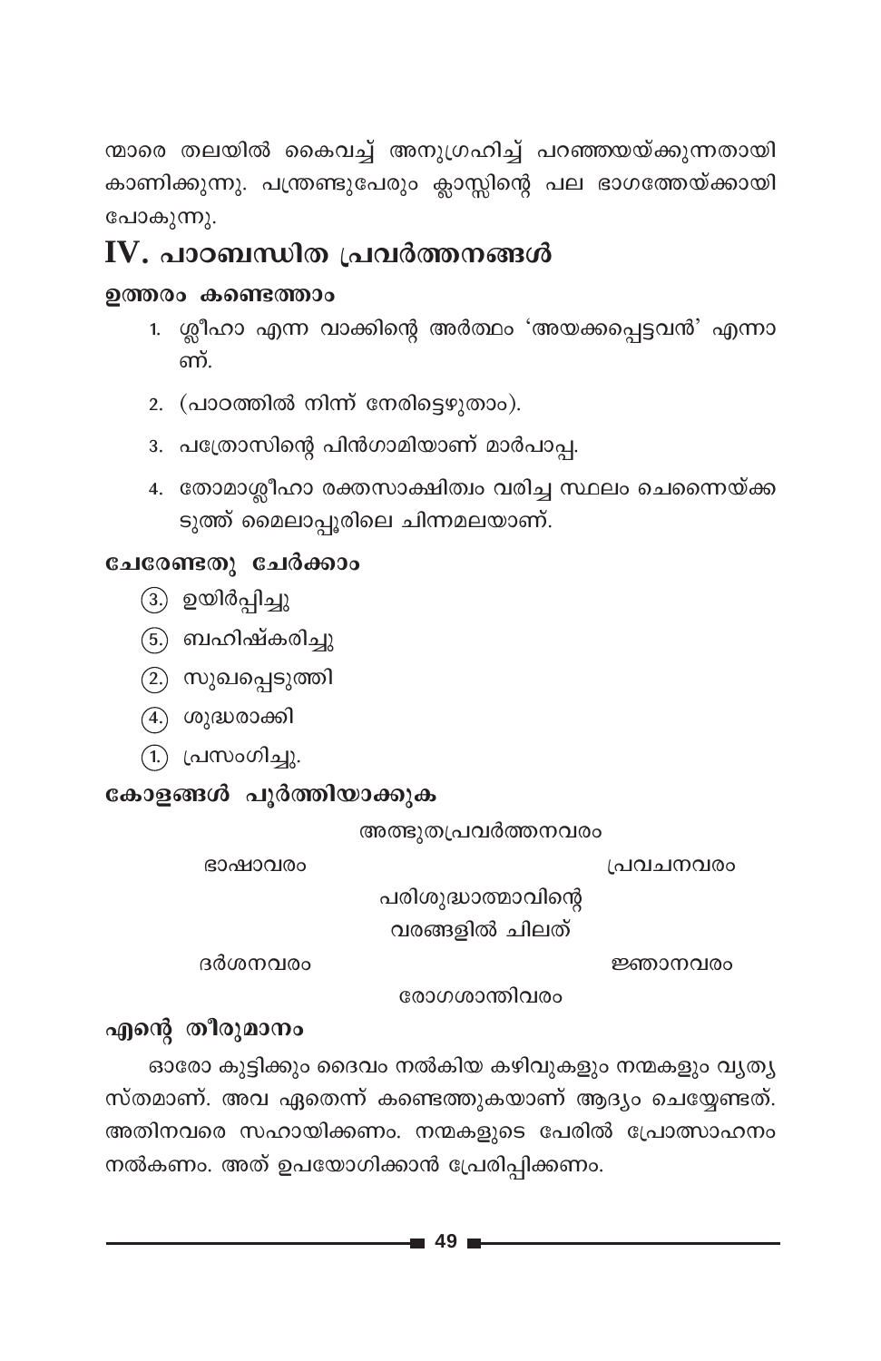ന്മാരെ തലയിൽ കൈവച്ച് അനുഗ്രഹിച്ച് പറഞ്ഞയയ്ക്കുന്നതായി കാണിക്കുന്നു. പന്ത്രണ്ടുപേരും ക്ലാസ്സിന്റെ പല ഭാഗത്തേയ്ക്കായി പോകുന്നു.

## IV. പാഠബന്ധിത പ്രവർത്തനങ്ങൾ

### ഉത്തരം കണ്ടെത്താം

1. ശ്ലീഹാ എന്ന വാക്കിന്റെ അർത്ഥം 'അയക്കപ്പെട്ടവൻ' എന്നാണ്.
2. (പാഠത്തിൽ നിന്ന് നേരിട്ടെഴുതാം).
3. പത്രോസിന്റെ പിൻഗാമിയാണ് മാർപാപ്പ.
4. തോമാശ്ലീഹാ രക്തസാക്ഷിത്വം വരിച്ച സ്ഥലം ചെന്നൈയ്ക്കടുത്ത് മൈലാപ്പൂരിലെ ചിന്നമലയാണ്.

### ചേരേണ്ടതു ചേർക്കാം

- (3.) ഉയിർപ്പിച്ചു
- (5.) ബഹിഷ്കരിച്ചു
- (2.) സുഖപ്പെടുത്തി
- (4.) ശുദ്ധരാക്കി
- (1.) പ്രസംഗിച്ചു.

### കോളങ്ങൾ പൂർത്തിയാക്കുക

അത്ഭുതപ്രവർത്തനവരം

ഭാഷാവരം — പ്രവചനവരം

പരിശുദ്ധാത്മാവിന്റെ വരങ്ങളിൽ ചിലത്

ദർശനവരം — ജ്ഞാനവരം

രോഗശാന്തിവരം

### എന്റെ തീരുമാനം

ഓരോ കുട്ടിക്കും ദൈവം നൽകിയ കഴിവുകളും നന്മകളും വ്യത്യസ്തമാണ്. അവ ഏതെന്ന് കണ്ടെത്തുകയാണ് ആദ്യം ചെയ്യേണ്ടത്. അതിനവരെ സഹായിക്കണം. നന്മകളുടെ പേരിൽ പ്രോത്സാഹനം നൽകണം. അത് ഉപയോഗിക്കാൻ പ്രേരിപ്പിക്കണം.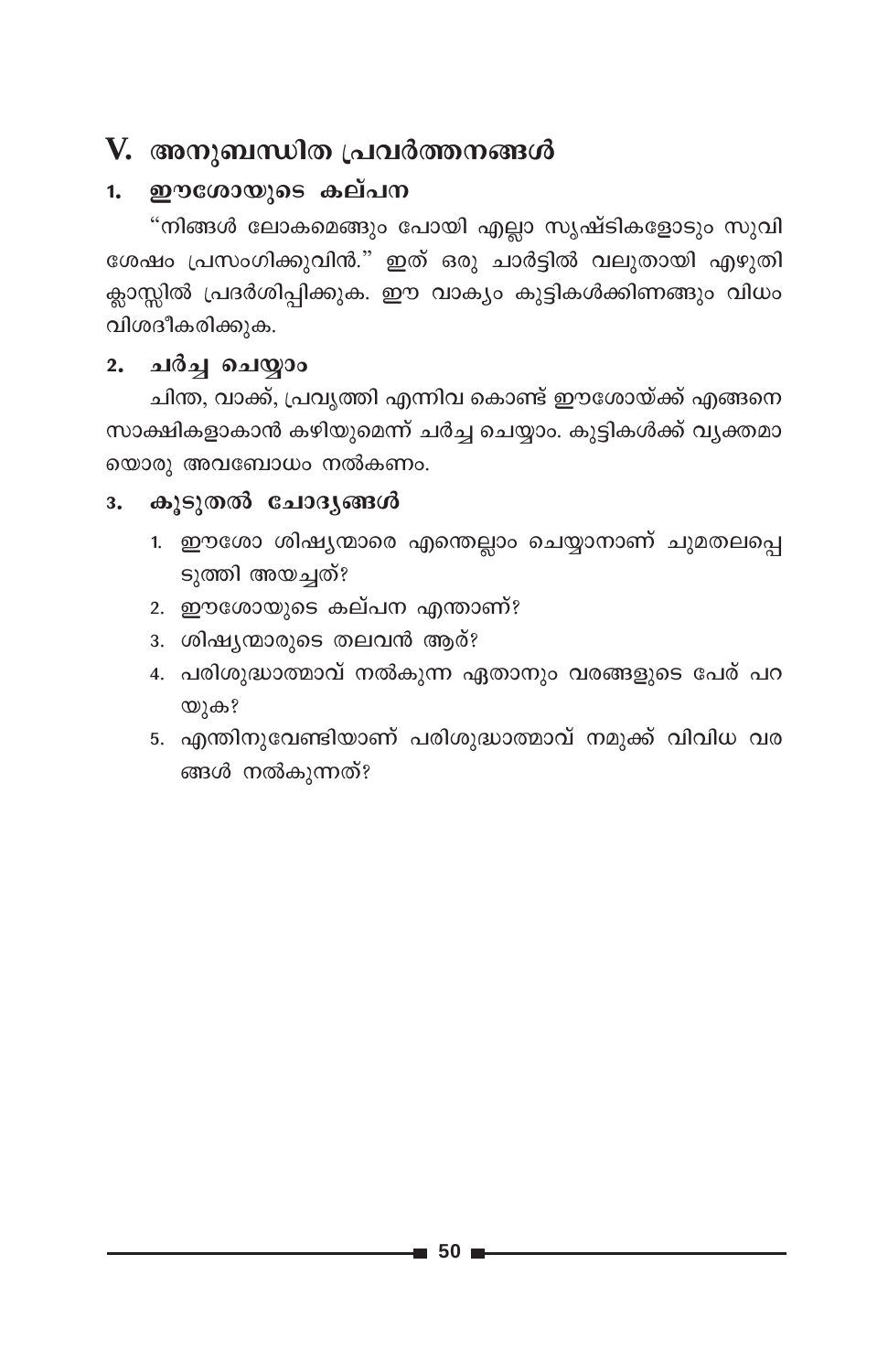# V. അനുബന്ധിത പ്രവർത്തനങ്ങൾ

## 1. ഈശോയുടെ കല്പന

"നിങ്ങൾ ലോകമെങ്ങും പോയി എല്ലാ സൃഷ്ടികളോടും സുവിശേഷം പ്രസംഗിക്കുവിൻ." ഇത് ഒരു ചാർട്ടിൽ വലുതായി എഴുതി ക്ലാസ്സിൽ പ്രദർശിപ്പിക്കുക. ഈ വാക്യം കുട്ടികൾക്കിണങ്ങും വിധം വിശദീകരിക്കുക.

## 2. ചർച്ച ചെയ്യാം

ചിന്ത, വാക്ക്, പ്രവൃത്തി എന്നിവ കൊണ്ട് ഈശോയ്ക്ക് എങ്ങനെ സാക്ഷികളാകാൻ കഴിയുമെന്ന് ചർച്ച ചെയ്യാം. കുട്ടികൾക്ക് വ്യക്തമായൊരു അവബോധം നൽകണം.

## 3. കൂടുതൽ ചോദ്യങ്ങൾ

1. ഈശോ ശിഷ്യന്മാരെ എന്തെല്ലാം ചെയ്യാനാണ് ചുമതലപ്പെടുത്തി അയച്ചത്?
2. ഈശോയുടെ കല്പന എന്താണ്?
3. ശിഷ്യന്മാരുടെ തലവൻ ആര്?
4. പരിശുദ്ധാത്മാവ് നൽകുന്ന ഏതാനും വരങ്ങളുടെ പേര് പറയുക?
5. എന്തിനുവേണ്ടിയാണ് പരിശുദ്ധാത്മാവ് നമുക്ക് വിവിധ വരങ്ങൾ നൽകുന്നത്?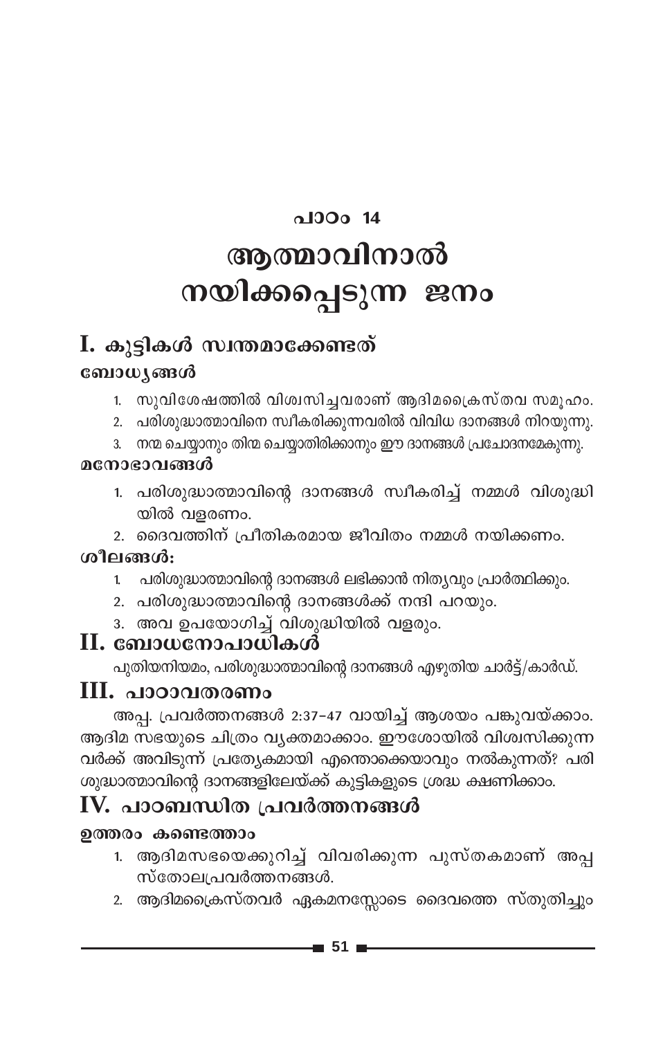## പാഠം 14

# ആത്മാവിനാൽ നയിക്കപ്പെടുന്ന ജനം

## I. കുട്ടികൾ സ്വന്തമാക്കേണ്ടത്

### ബോധ്യങ്ങൾ

1. സുവിശേഷത്തിൽ വിശ്വസിച്ചവരാണ് ആദിമക്രൈസ്തവ സമൂഹം.
2. പരിശുദ്ധാത്മാവിനെ സ്വീകരിക്കുന്നവരിൽ വിവിധ ദാനങ്ങൾ നിറയുന്നു.
3. നന്മ ചെയ്യാനും തിന്മ ചെയ്യാതിരിക്കാനും ഈ ദാനങ്ങൾ പ്രചോദനമേകുന്നു.

### മനോഭാവങ്ങൾ

1. പരിശുദ്ധാത്മാവിന്റെ ദാനങ്ങൾ സ്വീകരിച്ച് നമ്മൾ വിശുദ്ധിയിൽ വളരണം.
2. ദൈവത്തിന് പ്രീതികരമായ ജീവിതം നമ്മൾ നയിക്കണം.

### ശീലങ്ങൾ:

1. പരിശുദ്ധാത്മാവിന്റെ ദാനങ്ങൾ ലഭിക്കാൻ നിത്യവും പ്രാർത്ഥിക്കും.
2. പരിശുദ്ധാത്മാവിന്റെ ദാനങ്ങൾക്ക് നന്ദി പറയും.
3. അവ ഉപയോഗിച്ച് വിശുദ്ധിയിൽ വളരും.

## II. ബോധനോപാധികൾ

പുതിയനിയമം, പരിശുദ്ധാത്മാവിന്റെ ദാനങ്ങൾ എഴുതിയ ചാർട്ട്/കാർഡ്.

## III. പാഠാവതരണം

അപ്പ. പ്രവർത്തനങ്ങൾ 2:37-47 വായിച്ച് ആശയം പങ്കുവയ്ക്കാം. ആദിമ സഭയുടെ ചിത്രം വ്യക്തമാക്കാം. ഈശോയിൽ വിശ്വസിക്കുന്നവർക്ക് അവിടുന്ന് പ്രത്യേകമായി എന്തൊക്കെയാവും നൽകുന്നത്? പരിശുദ്ധാത്മാവിന്റെ ദാനങ്ങളിലേയ്ക്ക് കുട്ടികളുടെ ശ്രദ്ധ ക്ഷണിക്കാം.

## IV. പാഠബന്ധിത പ്രവർത്തനങ്ങൾ

### ഉത്തരം കണ്ടെത്താം

1. ആദിമസഭയെക്കുറിച്ച് വിവരിക്കുന്ന പുസ്തകമാണ് അപ്പസ്തോലപ്രവർത്തനങ്ങൾ.
2. ആദിമക്രൈസ്തവർ ഏകമനസ്സോടെ ദൈവത്തെ സ്തുതിച്ചും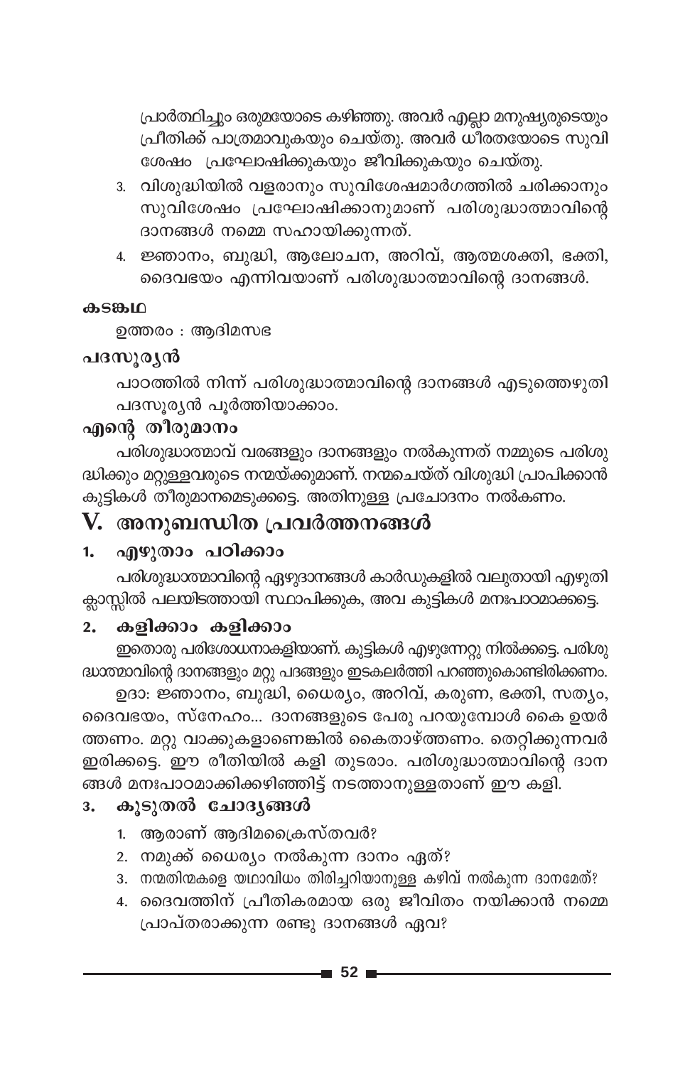പ്രാർത്ഥിച്ചും ഒരുമയോടെ കഴിഞ്ഞു. അവർ എല്ലാ മനുഷ്യരുടെയും പ്രീതിക്ക് പാത്രമാവുകയും ചെയ്തു. അവർ ധീരതയോടെ സുവിശേഷം പ്രഘോഷിക്കുകയും ജീവിക്കുകയും ചെയ്തു.

3. വിശുദ്ധിയിൽ വളരാനും സുവിശേഷമാർഗത്തിൽ ചരിക്കാനും സുവിശേഷം പ്രഘോഷിക്കാനുമാണ് പരിശുദ്ധാത്മാവിന്റെ ദാനങ്ങൾ നമ്മെ സഹായിക്കുന്നത്.
4. ജ്ഞാനം, ബുദ്ധി, ആലോചന, അറിവ്, ആത്മശക്തി, ഭക്തി, ദൈവഭയം എന്നിവയാണ് പരിശുദ്ധാത്മാവിന്റെ ദാനങ്ങൾ.

**കടങ്കഥ**

ഉത്തരം : ആദിമസഭ

**പദസൂര്യൻ**

പാഠത്തിൽ നിന്ന് പരിശുദ്ധാത്മാവിന്റെ ദാനങ്ങൾ എടുത്തെഴുതി പദസൂര്യൻ പൂർത്തിയാക്കാം.

**എന്റെ തീരുമാനം**

പരിശുദ്ധാത്മാവ് വരങ്ങളും ദാനങ്ങളും നൽകുന്നത് നമ്മുടെ പരിശുദ്ധിക്കും മറ്റുള്ളവരുടെ നന്മയ്ക്കുമാണ്. നന്മചെയ്ത് വിശുദ്ധി പ്രാപിക്കാൻ കുട്ടികൾ തീരുമാനമെടുക്കട്ടെ. അതിനുള്ള പ്രചോദനം നൽകണം.

## V. അനുബന്ധിത പ്രവർത്തനങ്ങൾ

### 1. എഴുതാം പഠിക്കാം

പരിശുദ്ധാത്മാവിന്റെ ഏഴുദാനങ്ങൾ കാർഡുകളിൽ വലുതായി എഴുതി ക്ലാസ്സിൽ പലയിടത്തായി സ്ഥാപിക്കുക, അവ കുട്ടികൾ മനഃപാഠമാക്കട്ടെ.

### 2. കളിക്കാം കളിക്കാം

ഇതൊരു പരിശോധനാകളിയാണ്. കുട്ടികൾ എഴുന്നേറ്റു നിൽക്കട്ടെ. പരിശുദ്ധാത്മാവിന്റെ ദാനങ്ങളും മറ്റു പദങ്ങളും ഇടകലർത്തി പറഞ്ഞുകൊണ്ടിരിക്കണം.

ഉദാ: ജ്ഞാനം, ബുദ്ധി, ധൈര്യം, അറിവ്, കരുണ, ഭക്തി, സത്യം, ദൈവഭയം, സ്നേഹം... ദാനങ്ങളുടെ പേരു പറയുമ്പോൾ കൈ ഉയർത്തണം. മറ്റു വാക്കുകളാണെങ്കിൽ കൈതാഴ്ത്തണം. തെറ്റിക്കുന്നവർ ഇരിക്കട്ടെ. ഈ രീതിയിൽ കളി തുടരാം. പരിശുദ്ധാത്മാവിന്റെ ദാനങ്ങൾ മനഃപാഠമാക്കിക്കഴിഞ്ഞിട്ട് നടത്താനുള്ളതാണ് ഈ കളി.

### 3. കൂടുതൽ ചോദ്യങ്ങൾ

1. ആരാണ് ആദിമക്രൈസ്തവർ?
2. നമുക്ക് ധൈര്യം നൽകുന്ന ദാനം ഏത്?
3. നന്മതിന്മകളെ യഥാവിധം തിരിച്ചറിയാനുള്ള കഴിവ് നൽകുന്ന ദാനമേത്?
4. ദൈവത്തിന് പ്രീതികരമായ ഒരു ജീവിതം നയിക്കാൻ നമ്മെ പ്രാപ്തരാക്കുന്ന രണ്ടു ദാനങ്ങൾ ഏവ?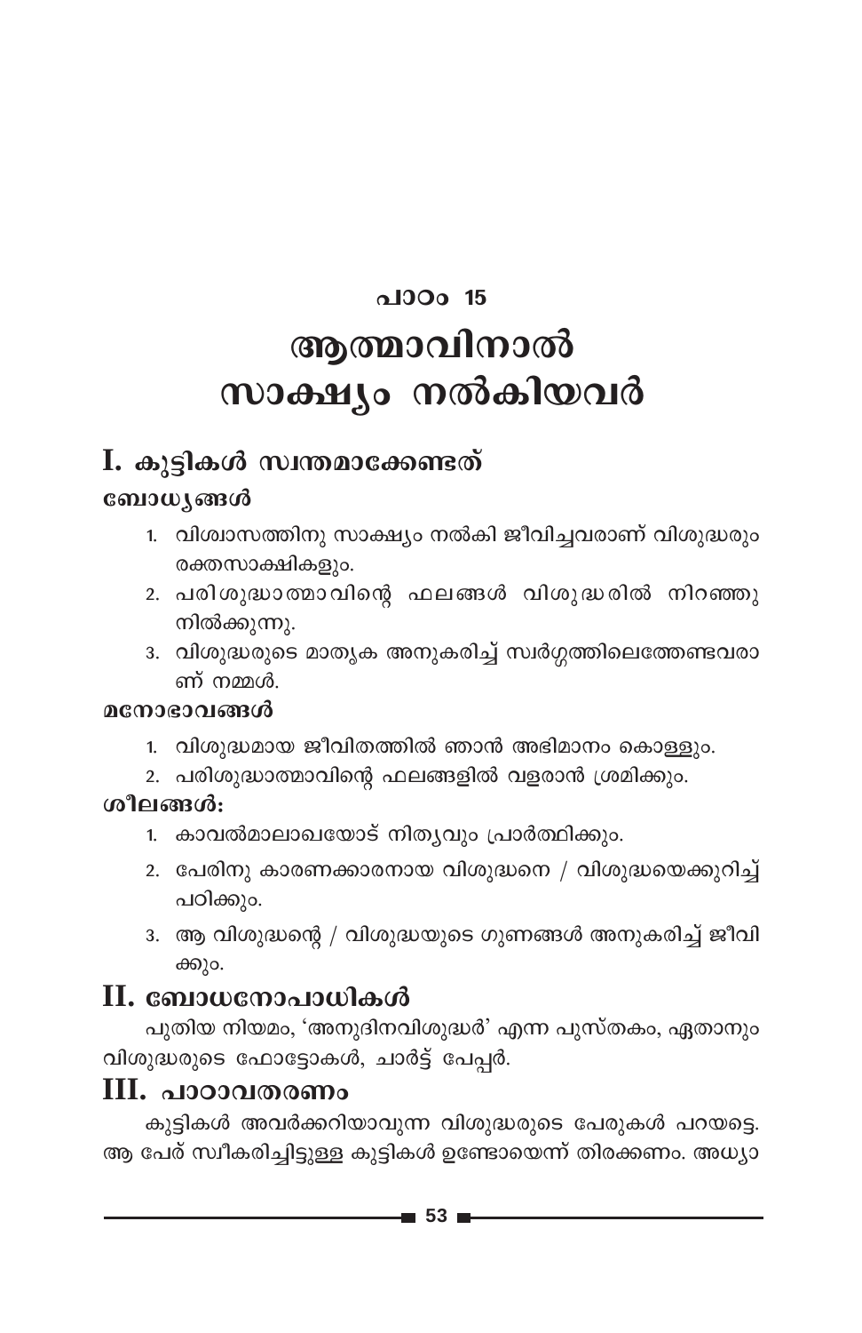## പാഠം 15

# ആത്മാവിനാൽ സാക്ഷ്യം നൽകിയവർ

## I. കുട്ടികൾ സ്വന്തമാക്കേണ്ടത്

### ബോധ്യങ്ങൾ

1. വിശ്വാസത്തിനു സാക്ഷ്യം നൽകി ജീവിച്ചവരാണ് വിശുദ്ധരും രക്തസാക്ഷികളും.
2. പരിശുദ്ധാത്മാവിന്റെ ഫലങ്ങൾ വിശുദ്ധരിൽ നിറഞ്ഞു നിൽക്കുന്നു.
3. വിശുദ്ധരുടെ മാതൃക അനുകരിച്ച് സ്വർഗ്ഗത്തിലെത്തേണ്ടവരാണ് നമ്മൾ.

### മനോഭാവങ്ങൾ

1. വിശുദ്ധമായ ജീവിതത്തിൽ ഞാൻ അഭിമാനം കൊള്ളും.
2. പരിശുദ്ധാത്മാവിന്റെ ഫലങ്ങളിൽ വളരാൻ ശ്രമിക്കും.

### ശീലങ്ങൾ:

1. കാവൽമാലാഖയോട് നിത്യവും പ്രാർത്ഥിക്കും.
2. പേരിനു കാരണക്കാരനായ വിശുദ്ധനെ / വിശുദ്ധയെക്കുറിച്ച് പഠിക്കും.
3. ആ വിശുദ്ധന്റെ / വിശുദ്ധയുടെ ഗുണങ്ങൾ അനുകരിച്ച് ജീവിക്കും.

## II. ബോധനോപാധികൾ

പുതിയ നിയമം, 'അനുദിനവിശുദ്ധർ' എന്ന പുസ്തകം, ഏതാനും വിശുദ്ധരുടെ ഫോട്ടോകൾ, ചാർട്ട് പേപ്പർ.

## III. പാഠാവതരണം

കുട്ടികൾ അവർക്കറിയാവുന്ന വിശുദ്ധരുടെ പേരുകൾ പറയട്ടെ. ആ പേര് സ്വീകരിച്ചിട്ടുള്ള കുട്ടികൾ ഉണ്ടോയെന്ന് തിരക്കണം. അധ്യാ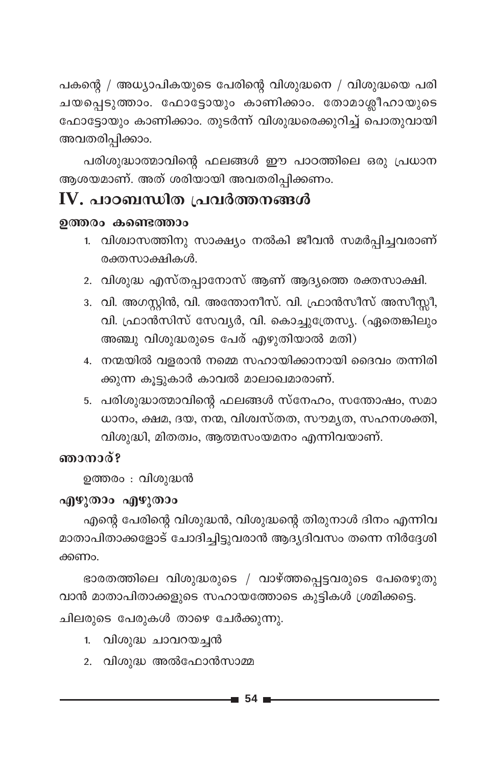പകന്റെ / അധ്യാപികയുടെ പേരിന്റെ വിശുദ്ധനെ / വിശുദ്ധയെ പരിചയപ്പെടുത്താം. ഫോട്ടോയും കാണിക്കാം. തോമാശ്ലീഹായുടെ ഫോട്ടോയും കാണിക്കാം. തുടർന്ന് വിശുദ്ധരെക്കുറിച്ച് പൊതുവായി അവതരിപ്പിക്കാം.

പരിശുദ്ധാത്മാവിന്റെ ഫലങ്ങൾ ഈ പാഠത്തിലെ ഒരു പ്രധാന ആശയമാണ്. അത് ശരിയായി അവതരിപ്പിക്കണം.

## IV. പാഠബന്ധിത പ്രവർത്തനങ്ങൾ

### ഉത്തരം കണ്ടെത്താം

1. വിശ്വാസത്തിനു സാക്ഷ്യം നൽകി ജീവൻ സമർപ്പിച്ചവരാണ് രക്തസാക്ഷികൾ.
2. വിശുദ്ധ എസ്തപ്പാനോസ് ആണ് ആദ്യത്തെ രക്തസാക്ഷി.
3. വി. അഗസ്റ്റിൻ, വി. അന്തോനീസ്. വി. ഫ്രാൻസീസ് അസീസ്സി, വി. ഫ്രാൻസിസ് സേവ്യർ, വി. കൊച്ചുത്രേസ്യ. (ഏതെങ്കിലും അഞ്ചു വിശുദ്ധരുടെ പേര് എഴുതിയാൽ മതി)
4. നന്മയിൽ വളരാൻ നമ്മെ സഹായിക്കാനായി ദൈവം തന്നിരിക്കുന്ന കൂട്ടുകാർ കാവൽ മാലാഖമാരാണ്.
5. പരിശുദ്ധാത്മാവിന്റെ ഫലങ്ങൾ സ്നേഹം, സന്തോഷം, സമാധാനം, ക്ഷമ, ദയ, നന്മ, വിശ്വസ്തത, സൗമ്യത, സഹനശക്തി, വിശുദ്ധി, മിതത്വം, ആത്മസംയമനം എന്നിവയാണ്.

### ഞാനാര്?

ഉത്തരം : വിശുദ്ധൻ

### എഴുതാം എഴുതാം

എന്റെ പേരിന്റെ വിശുദ്ധൻ, വിശുദ്ധന്റെ തിരുനാൾ ദിനം എന്നിവ മാതാപിതാക്കളോട് ചോദിച്ചിട്ടുവരാൻ ആദ്യദിവസം തന്നെ നിർദ്ദേശിക്കണം.

ഭാരതത്തിലെ വിശുദ്ധരുടെ / വാഴ്ത്തപ്പെട്ടവരുടെ പേരെഴുതുവാൻ മാതാപിതാക്കളുടെ സഹായത്തോടെ കുട്ടികൾ ശ്രമിക്കട്ടെ.

ചിലരുടെ പേരുകൾ താഴെ ചേർക്കുന്നു.

1. വിശുദ്ധ ചാവറയച്ചൻ
2. വിശുദ്ധ അൽഫോൻസാമ്മ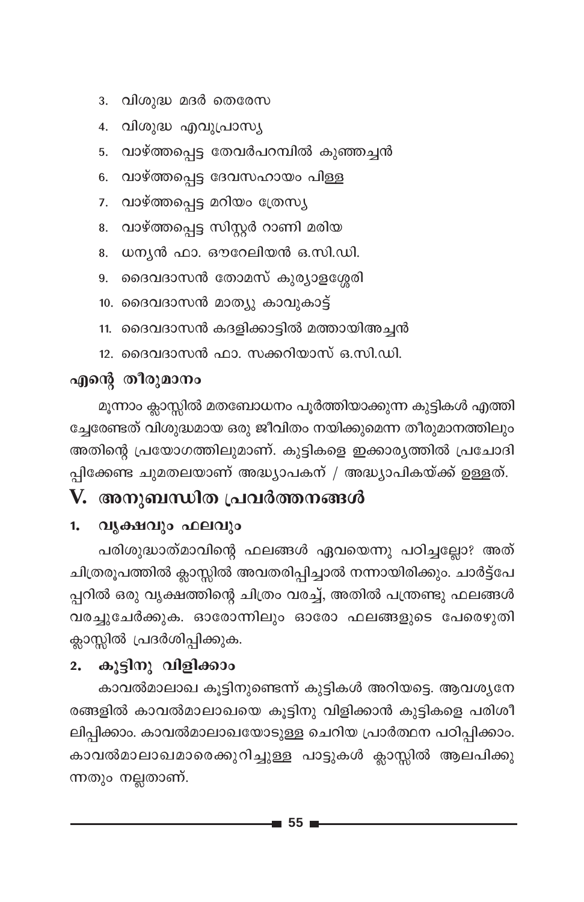3. വിശുദ്ധ മദർ തെരേസ
4. വിശുദ്ധ എവുപ്രാസ്യ
5. വാഴ്ത്തപ്പെട്ട തേവർപറമ്പിൽ കുഞ്ഞച്ചൻ
6. വാഴ്ത്തപ്പെട്ട ദേവസഹായം പിള്ള
7. വാഴ്ത്തപ്പെട്ട മറിയം ത്രേസ്യ
8. വാഴ്ത്തപ്പെട്ട സിസ്റ്റർ റാണി മരിയ
8. ധന്യൻ ഫാ. ഔറേലിയൻ ഒ.സി.ഡി.
9. ദൈവദാസൻ തോമസ് കുര്യാളശ്ശേരി
10. ദൈവദാസൻ മാത്യു കാവുകാട്ട്
11. ദൈവദാസൻ കദളിക്കാട്ടിൽ മത്തായിഅച്ചൻ
12. ദൈവദാസൻ ഫാ. സക്കറിയാസ് ഒ.സി.ഡി.

### എന്റെ തീരുമാനം

മൂന്നാം ക്ലാസ്സിൽ മതബോധനം പൂർത്തിയാക്കുന്ന കുട്ടികൾ എത്തിച്ചേരേണ്ടത് വിശുദ്ധമായ ഒരു ജീവിതം നയിക്കുമെന്ന തീരുമാനത്തിലും അതിന്റെ പ്രയോഗത്തിലുമാണ്. കുട്ടികളെ ഇക്കാര്യത്തിൽ പ്രചോദിപ്പിക്കേണ്ട ചുമതലയാണ് അദ്ധ്യാപകന് / അദ്ധ്യാപികയ്ക്ക് ഉള്ളത്.

## V. അനുബന്ധിത പ്രവർത്തനങ്ങൾ

### 1. വൃക്ഷവും ഫലവും

പരിശുദ്ധാത്മാവിന്റെ ഫലങ്ങൾ ഏവയെന്നു പഠിച്ചല്ലോ? അത് ചിത്രരൂപത്തിൽ ക്ലാസ്സിൽ അവതരിപ്പിച്ചാൽ നന്നായിരിക്കും. ചാർട്ട്പേപ്പറിൽ ഒരു വൃക്ഷത്തിന്റെ ചിത്രം വരച്ച്, അതിൽ പന്ത്രണ്ടു ഫലങ്ങൾ വരച്ചുചേർക്കുക. ഓരോന്നിലും ഓരോ ഫലങ്ങളുടെ പേരെഴുതി ക്ലാസ്സിൽ പ്രദർശിപ്പിക്കുക.

### 2. കൂട്ടിനു വിളിക്കാം

കാവൽമാലാഖ കൂട്ടിനുണ്ടെന്ന് കുട്ടികൾ അറിയട്ടെ. ആവശ്യനേരങ്ങളിൽ കാവൽമാലാഖയെ കൂട്ടിനു വിളിക്കാൻ കുട്ടികളെ പരിശീലിപ്പിക്കാം. കാവൽമാലാഖയോടുള്ള ചെറിയ പ്രാർത്ഥന പഠിപ്പിക്കാം. കാവൽമാലാഖമാരെക്കുറിച്ചുള്ള പാട്ടുകൾ ക്ലാസ്സിൽ ആലപിക്കുന്നതും നല്ലതാണ്.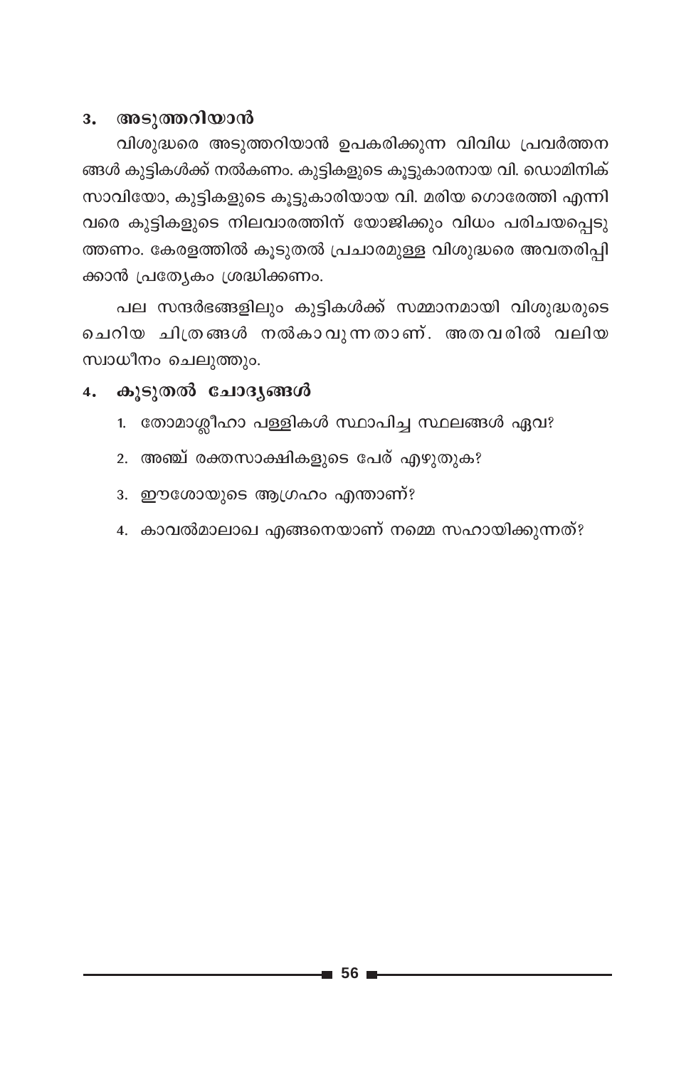## 3. അടുത്തറിയാൻ

വിശുദ്ധരെ അടുത്തറിയാൻ ഉപകരിക്കുന്ന വിവിധ പ്രവർത്തനങ്ങൾ കുട്ടികൾക്ക് നൽകണം. കുട്ടികളുടെ കൂട്ടുകാരനായ വി. ഡൊമിനിക് സാവിയോ, കുട്ടികളുടെ കൂട്ടുകാരിയായ വി. മരിയ ഗൊരേത്തി എന്നിവരെ കുട്ടികളുടെ നിലവാരത്തിന് യോജിക്കും വിധം പരിചയപ്പെടുത്തണം. കേരളത്തിൽ കൂടുതൽ പ്രചാരമുള്ള വിശുദ്ധരെ അവതരിപ്പിക്കാൻ പ്രത്യേകം ശ്രദ്ധിക്കണം.

പല സന്ദർഭങ്ങളിലും കുട്ടികൾക്ക് സമ്മാനമായി വിശുദ്ധരുടെ ചെറിയ ചിത്രങ്ങൾ നൽകാവുന്നതാണ്. അതവരിൽ വലിയ സ്വാധീനം ചെലുത്തും.

## 4. കൂടുതൽ ചോദ്യങ്ങൾ

1. തോമാശ്ലീഹാ പള്ളികൾ സ്ഥാപിച്ച സ്ഥലങ്ങൾ ഏവ?
2. അഞ്ച് രക്തസാക്ഷികളുടെ പേര് എഴുതുക?
3. ഈശോയുടെ ആഗ്രഹം എന്താണ്?
4. കാവൽമാലാഖ എങ്ങനെയാണ് നമ്മെ സഹായിക്കുന്നത്?